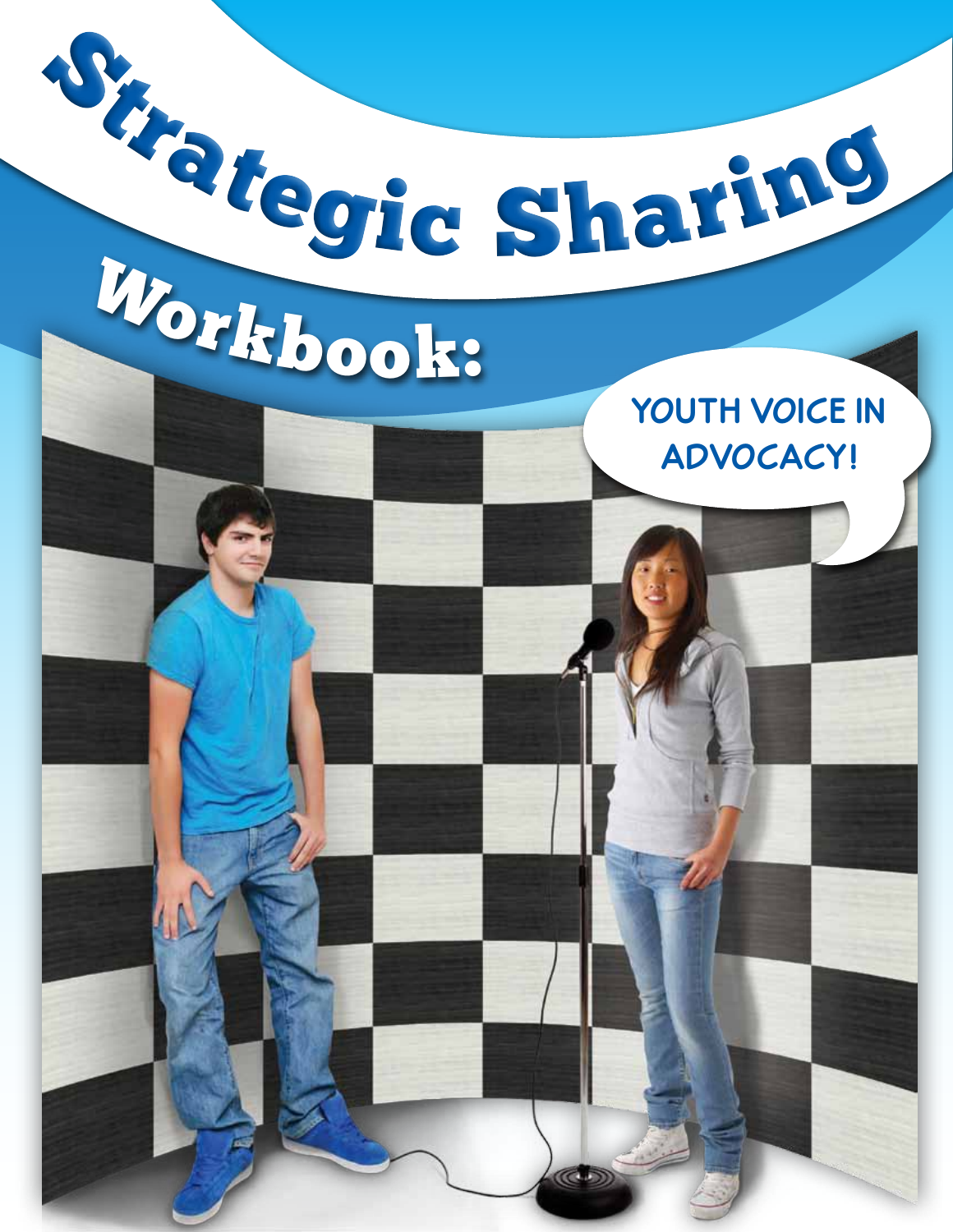# Strategic Sharing Workbook:

YOUTH VOICE IN ADVOCACY!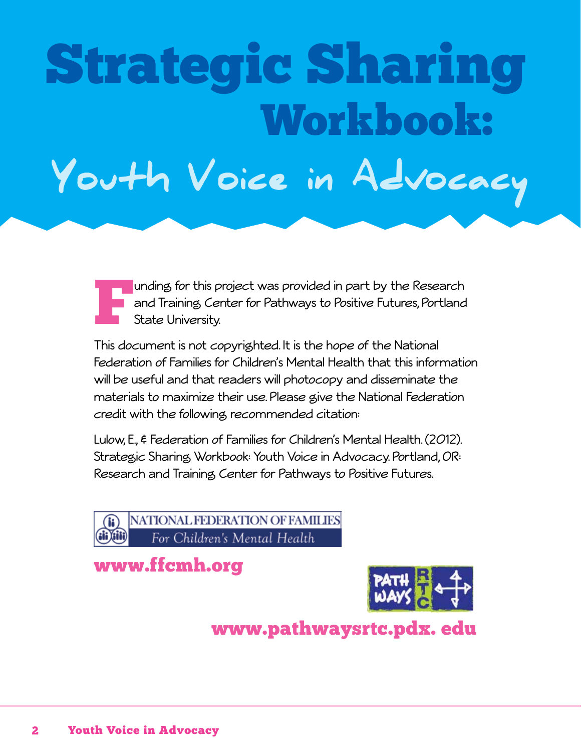# Strategic Sharing Workbook:

## Youth Voice in Advocacy

Funding for this project was provided in part by the Research and Training Center for Pathways to Positive Futures, Portland State University.

This document is not copyrighted. It is the hope of the National Federation of Families for Children's Mental Health that this information will be useful and that readers will photocopy and disseminate the materials to maximize their use. Please give the National Federation credit with the following recommended citation:

Lulow, E., & Federation of Families for Children's Mental Health. (2012). Strategic Sharing Workbook: Youth Voice in Advocacy. Portland, OR: Research and Training Center for Pathways to Positive Futures.

NATIONAL FEDERATION OF FAMILIES
*For Children's Mental Health*

**www.ffcmh.org**

PATH WAYS RTC

**www.pathwaysrtc.pdx. edu**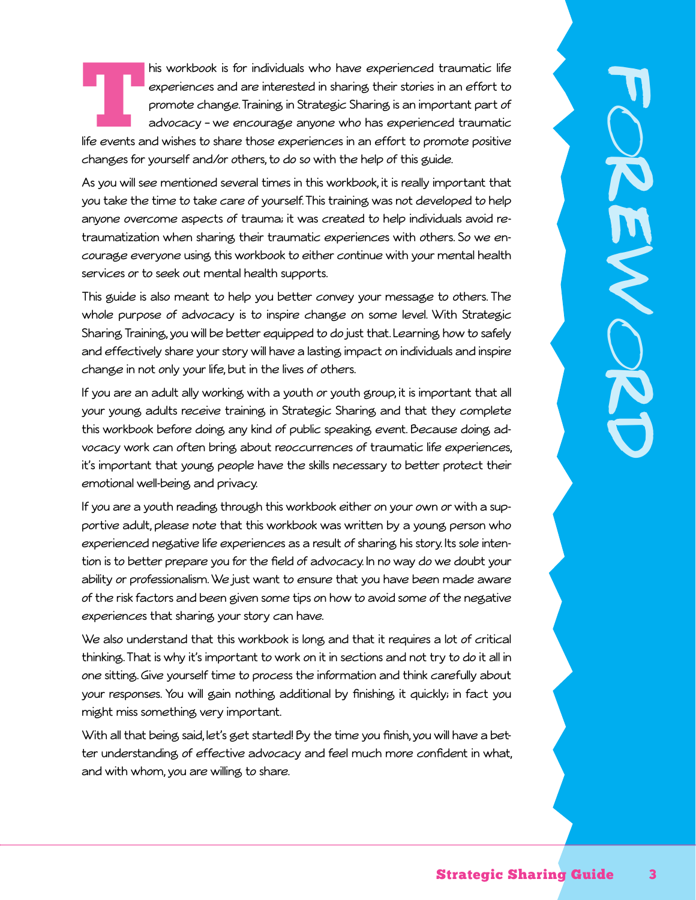# FOREWORD

This workbook is for individuals who have experienced traumatic life experiences and are interested in sharing their stories in an effort to promote change. Training in Strategic Sharing is an important part of advocacy – we encourage anyone who has experienced traumatic life events and wishes to share those experiences in an effort to promote positive changes for yourself and/or others, to do so with the help of this guide.

As you will see mentioned several times in this workbook, it is really important that you take the time to take care of yourself. This training was not developed to help anyone overcome aspects of trauma; it was created to help individuals avoid re-traumatization when sharing their traumatic experiences with others. So we encourage everyone using this workbook to either continue with your mental health services or to seek out mental health supports.

This guide is also meant to help you better convey your message to others. The whole purpose of advocacy is to inspire change on some level. With Strategic Sharing Training, you will be better equipped to do just that. Learning how to safely and effectively share your story will have a lasting impact on individuals and inspire change in not only your life, but in the lives of others.

If you are an adult ally working with a youth or youth group, it is important that all your young adults receive training in Strategic Sharing and that they complete this workbook before doing any kind of public speaking event. Because doing advocacy work can often bring about reoccurrences of traumatic life experiences, it's important that young people have the skills necessary to better protect their emotional well-being and privacy.

If you are a youth reading through this workbook either on your own or with a supportive adult, please note that this workbook was written by a young person who experienced negative life experiences as a result of sharing his story. Its sole intention is to better prepare you for the field of advocacy. In no way do we doubt your ability or professionalism. We just want to ensure that you have been made aware of the risk factors and been given some tips on how to avoid some of the negative experiences that sharing your story can have.

We also understand that this workbook is long and that it requires a lot of critical thinking. That is why it's important to work on it in sections and not try to do it all in one sitting. Give yourself time to process the information and think carefully about your responses. You will gain nothing additional by finishing it quickly; in fact you might miss something very important.

With all that being said, let's get started! By the time you finish, you will have a better understanding of effective advocacy and feel much more confident in what, and with whom, you are willing to share.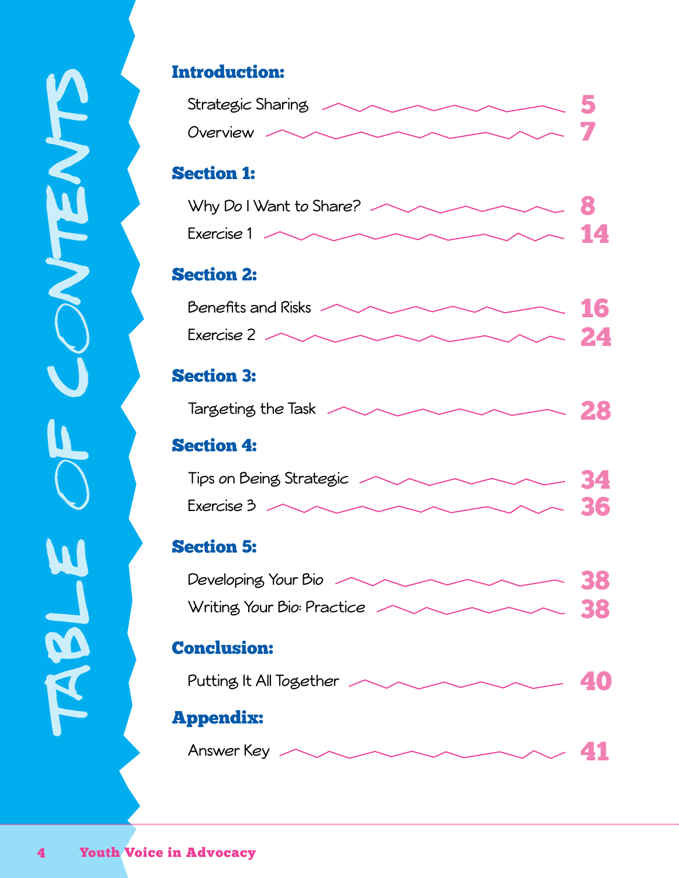# TABLE OF CONTENTS

**Introduction:**

- Strategic Sharing — 5
- Overview — 7

**Section 1:**

- Why Do I Want to Share? — 8
- Exercise 1 — 14

**Section 2:**

- Benefits and Risks — 16
- Exercise 2 — 24

**Section 3:**

- Targeting the Task — 28

**Section 4:**

- Tips on Being Strategic — 34
- Exercise 3 — 36

**Section 5:**

- Developing Your Bio — 38
- Writing Your Bio: Practice — 38

**Conclusion:**

- Putting It All Together — 40

**Appendix:**

- Answer Key — 41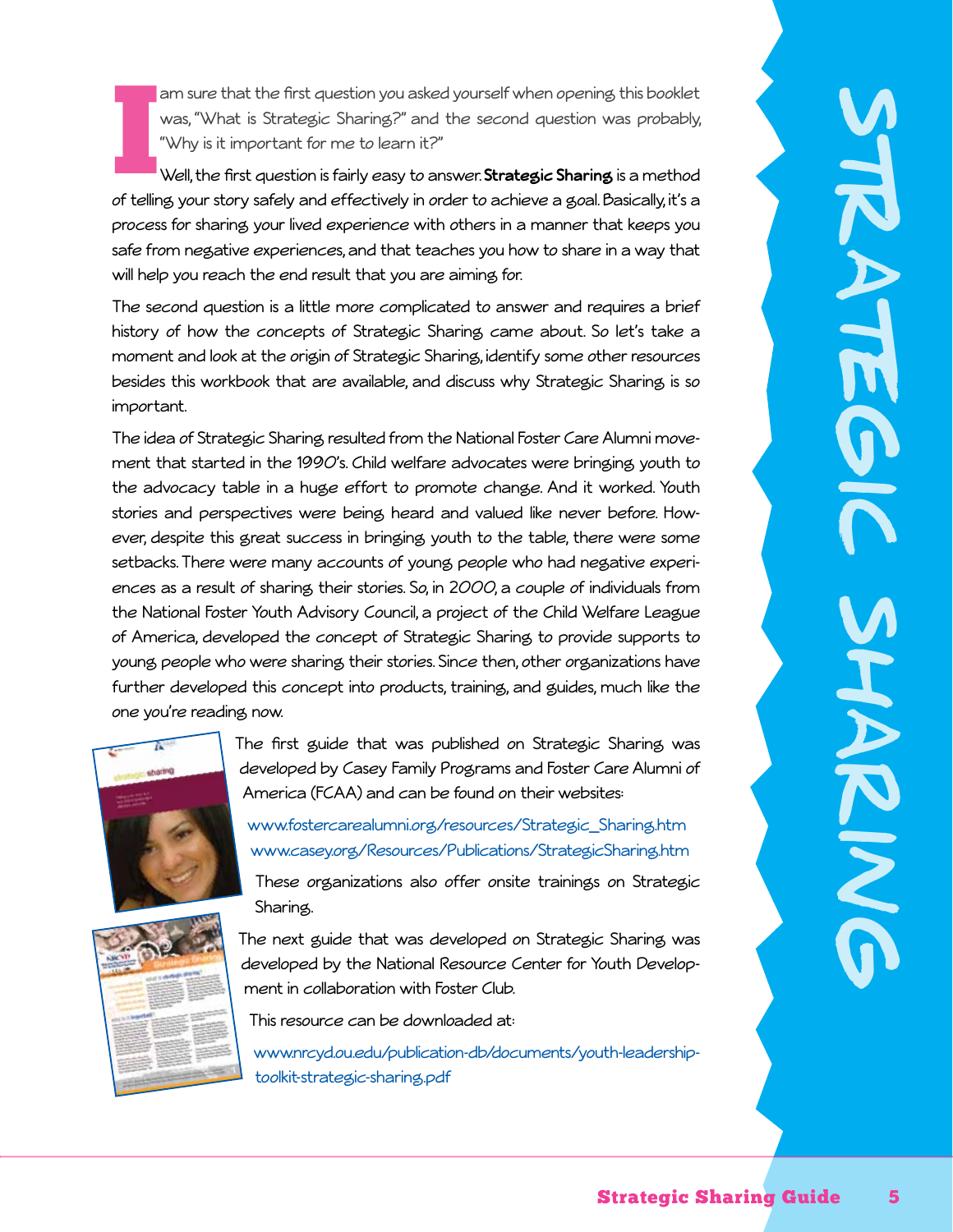# Strategic Sharing

I am sure that the first question you asked yourself when opening this booklet was, "What is Strategic Sharing?" and the second question was probably, "Why is it important for me to learn it?"

Well, the first question is fairly easy to answer. **Strategic Sharing** is a method of telling your story safely and effectively in order to achieve a goal. Basically, it's a process for sharing your lived experience with others in a manner that keeps you safe from negative experiences, and that teaches you how to share in a way that will help you reach the end result that you are aiming for.

The second question is a little more complicated to answer and requires a brief history of how the concepts of Strategic Sharing came about. So let's take a moment and look at the origin of Strategic Sharing, identify some other resources besides this workbook that are available, and discuss why Strategic Sharing is so important.

The idea of Strategic Sharing resulted from the National Foster Care Alumni movement that started in the 1990's. Child welfare advocates were bringing youth to the advocacy table in a huge effort to promote change. And it worked. Youth stories and perspectives were being heard and valued like never before. However, despite this great success in bringing youth to the table, there were some setbacks. There were many accounts of young people who had negative experiences as a result of sharing their stories. So, in 2000, a couple of individuals from the National Foster Youth Advisory Council, a project of the Child Welfare League of America, developed the concept of Strategic Sharing to provide supports to young people who were sharing their stories. Since then, other organizations have further developed this concept into products, training, and guides, much like the one you're reading now.

The first guide that was published on Strategic Sharing was developed by Casey Family Programs and Foster Care Alumni of America (FCAA) and can be found on their websites:

www.fostercarealumni.org/resources/Strategic_Sharing.htm
www.casey.org/Resources/Publications/StrategicSharing.htm

These organizations also offer onsite trainings on Strategic Sharing.

The next guide that was developed on Strategic Sharing was developed by the National Resource Center for Youth Development in collaboration with Foster Club.

This resource can be downloaded at:

www.nrcyd.ou.edu/publication-db/documents/youth-leadership-toolkit-strategic-sharing.pdf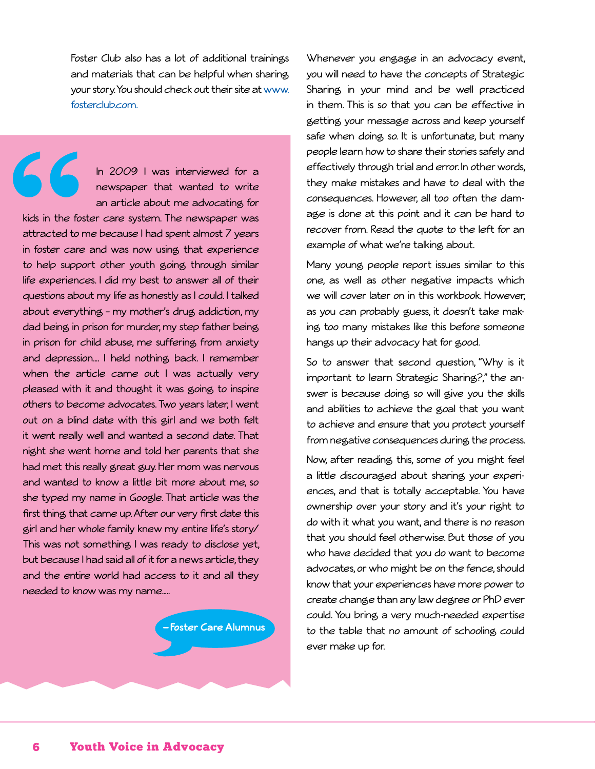Foster Club also has a lot of additional trainings and materials that can be helpful when sharing your story. You should check out their site at www.fosterclub.com.

> In 2009 I was interviewed for a newspaper that wanted to write an article about me advocating for kids in the foster care system. The newspaper was attracted to me because I had spent almost 7 years in foster care and was now using that experience to help support other youth going through similar life experiences. I did my best to answer all of their questions about my life as honestly as I could. I talked about everything – my mother's drug addiction, my dad being in prison for murder, my step father being in prison for child abuse, me suffering from anxiety and depression.... I held nothing back. I remember when the article came out I was actually very pleased with it and thought it was going to inspire others to become advocates. Two years later, I went out on a blind date with this girl and we both felt it went really well and wanted a second date. That night she went home and told her parents that she had met this really great guy. Her mom was nervous and wanted to know a little bit more about me, so she typed my name in Google. That article was the first thing that came up. After our very first date this girl and her whole family knew my entire life's story/ This was not something I was ready to disclose yet, but because I had said all of it for a news article, they and the entire world had access to it and all they needed to know was my name.....
>
> **– Foster Care Alumnus**

Whenever you engage in an advocacy event, you will need to have the concepts of Strategic Sharing in your mind and be well practiced in them. This is so that you can be effective in getting your message across and keep yourself safe when doing so. It is unfortunate, but many people learn how to share their stories safely and effectively through trial and error. In other words, they make mistakes and have to deal with the consequences. However, all too often the damage is done at this point and it can be hard to recover from. Read the quote to the left for an example of what we're talking about.

Many young people report issues similar to this one, as well as other negative impacts which we will cover later on in this workbook. However, as you can probably guess, it doesn't take making too many mistakes like this before someone hangs up their advocacy hat for good.

So to answer that second question, "Why is it important to learn Strategic Sharing?," the answer is because doing so will give you the skills and abilities to achieve the goal that you want to achieve and ensure that you protect yourself from negative consequences during the process.

Now, after reading this, some of you might feel a little discouraged about sharing your experiences, and that is totally acceptable. You have ownership over your story and it's your right to do with it what you want, and there is no reason that you should feel otherwise. But those of you who have decided that you do want to become advocates, or who might be on the fence, should know that your experiences have more power to create change than any law degree or PhD ever could. You bring a very much-needed expertise to the table that no amount of schooling could ever make up for.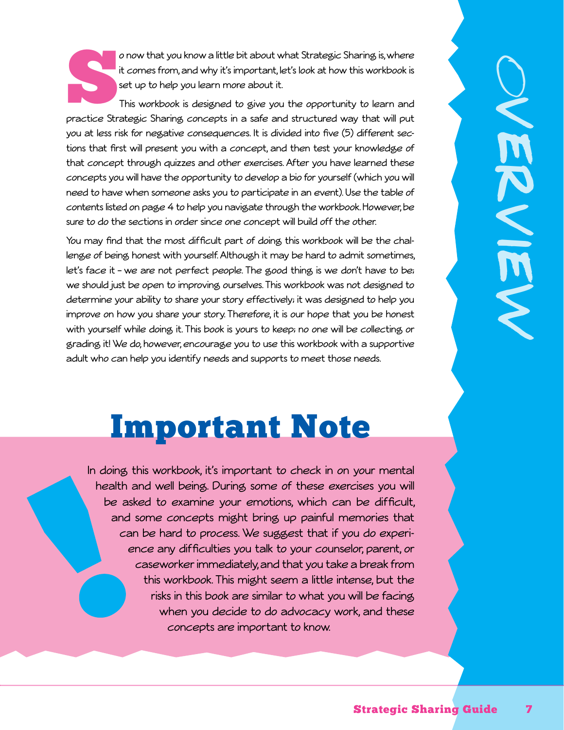# OVERVIEW

So now that you know a little bit about what Strategic Sharing is, where it comes from, and why it's important, let's look at how this workbook is set up to help you learn more about it.

This workbook is designed to give you the opportunity to learn and practice Strategic Sharing concepts in a safe and structured way that will put you at less risk for negative consequences. It is divided into five (5) different sections that first will present you with a concept, and then test your knowledge of that concept through quizzes and other exercises. After you have learned these concepts you will have the opportunity to develop a bio for yourself (which you will need to have when someone asks you to participate in an event). Use the table of contents listed on page 4 to help you navigate through the workbook. However, be sure to do the sections in order since one concept will build off the other.

You may find that the most difficult part of doing this workbook will be the challenge of being honest with yourself. Although it may be hard to admit sometimes, let's face it – we are not perfect people. The good thing is we don't have to be; we should just be open to improving ourselves. This workbook was not designed to determine your ability to share your story effectively; it was designed to help you improve on how you share your story. Therefore, it is our hope that you be honest with yourself while doing it. This book is yours to keep; no one will be collecting or grading it! We do, however, encourage you to use this workbook with a supportive adult who can help you identify needs and supports to meet those needs.

## Important Note

In doing this workbook, it's important to check in on your mental health and well being. During some of these exercises you will be asked to examine your emotions, which can be difficult, and some concepts might bring up painful memories that can be hard to process. We suggest that if you do experience any difficulties you talk to your counselor, parent, or caseworker immediately, and that you take a break from this workbook. This might seem a little intense, but the risks in this book are similar to what you will be facing when you decide to do advocacy work, and these concepts are important to know.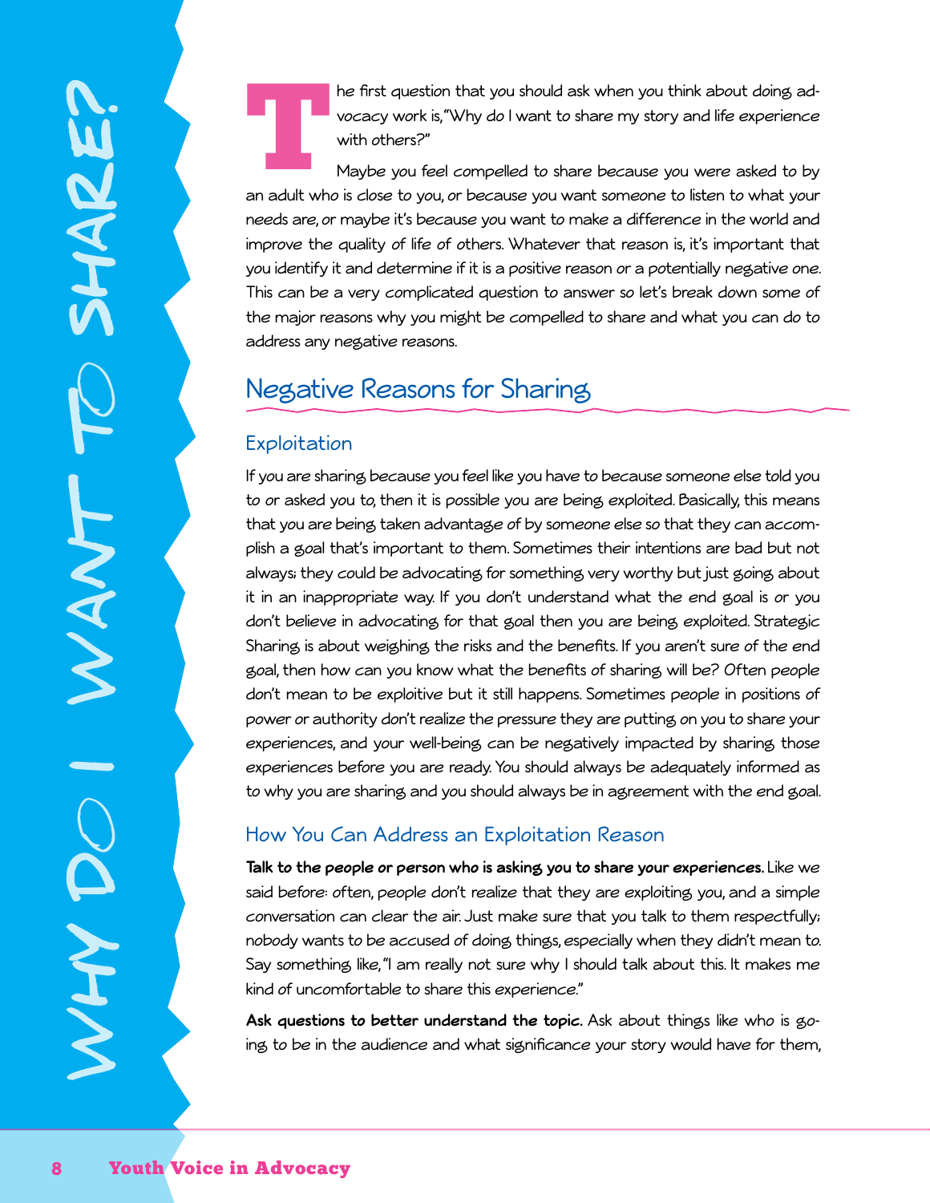# Why Do I Want to Share?

The first question that you should ask when you think about doing advocacy work is, "Why do I want to share my story and life experience with others?"

Maybe you feel compelled to share because you were asked to by an adult who is close to you, or because you want someone to listen to what your needs are, or maybe it's because you want to make a difference in the world and improve the quality of life of others. Whatever that reason is, it's important that you identify it and determine if it is a positive reason or a potentially negative one. This can be a very complicated question to answer so let's break down some of the major reasons why you might be compelled to share and what you can do to address any negative reasons.

## Negative Reasons for Sharing

### Exploitation

If you are sharing because you feel like you have to because someone else told you to or asked you to, then it is possible you are being exploited. Basically, this means that you are being taken advantage of by someone else so that they can accomplish a goal that's important to them. Sometimes their intentions are bad but not always; they could be advocating for something very worthy but just going about it in an inappropriate way. If you don't understand what the end goal is or you don't believe in advocating for that goal then you are being exploited. Strategic Sharing is about weighing the risks and the benefits. If you aren't sure of the end goal, then how can you know what the benefits of sharing will be? Often people don't mean to be exploitive but it still happens. Sometimes people in positions of power or authority don't realize the pressure they are putting on you to share your experiences, and your well-being can be negatively impacted by sharing those experiences before you are ready. You should always be adequately informed as to why you are sharing and you should always be in agreement with the end goal.

### How You Can Address an Exploitation Reason

**Talk to the people or person who is asking you to share your experiences.** Like we said before: often, people don't realize that they are exploiting you, and a simple conversation can clear the air. Just make sure that you talk to them respectfully; nobody wants to be accused of doing things, especially when they didn't mean to. Say something like, "I am really not sure why I should talk about this. It makes me kind of uncomfortable to share this experience."

**Ask questions to better understand the topic.** Ask about things like who is going to be in the audience and what significance your story would have for them,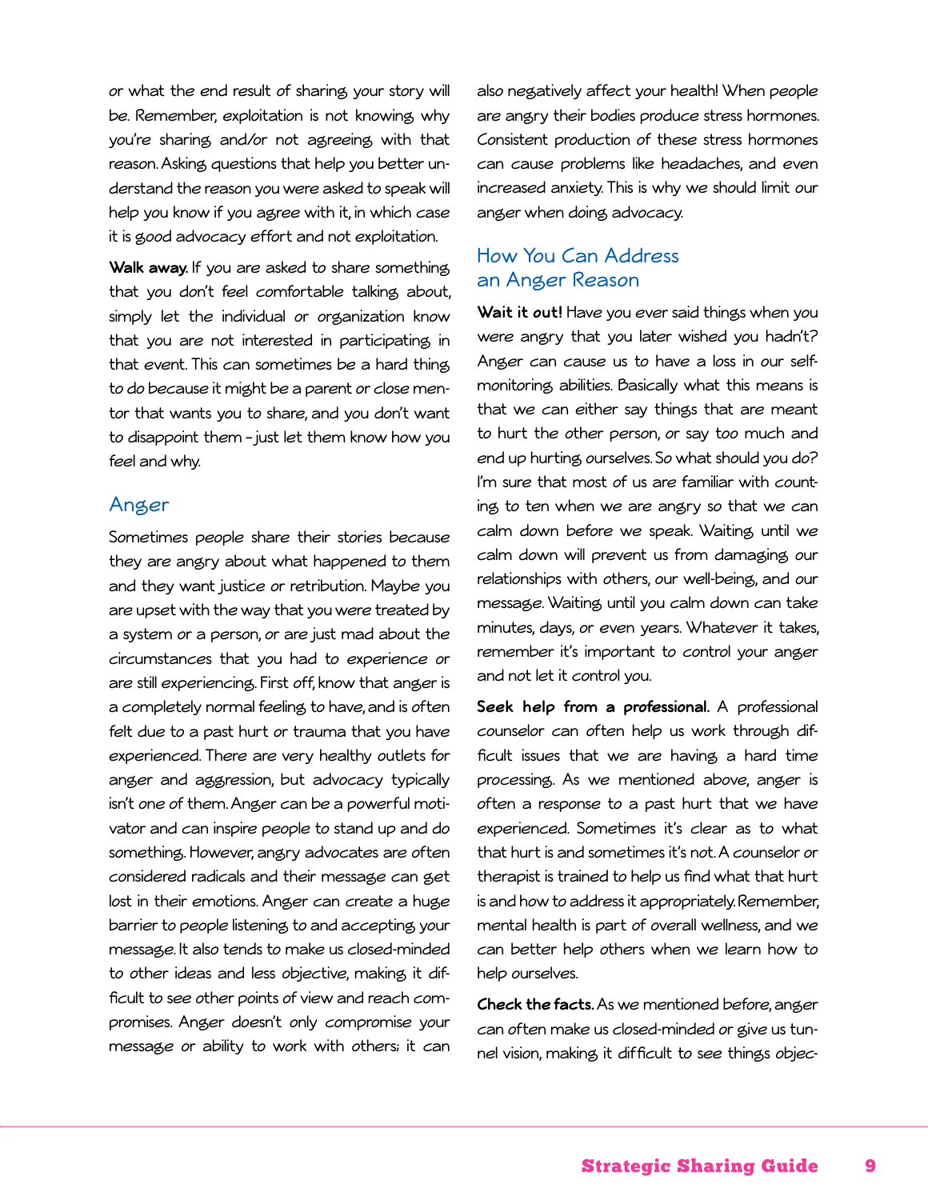or what the end result of sharing your story will be. Remember, exploitation is not knowing why you're sharing and/or not agreeing with that reason. Asking questions that help you better understand the reason you were asked to speak will help you know if you agree with it, in which case it is good advocacy effort and not exploitation.

**Walk away.** If you are asked to share something that you don't feel comfortable talking about, simply let the individual or organization know that you are not interested in participating in that event. This can sometimes be a hard thing to do because it might be a parent or close mentor that wants you to share, and you don't want to disappoint them – just let them know how you feel and why.

## Anger

Sometimes people share their stories because they are angry about what happened to them and they want justice or retribution. Maybe you are upset with the way that you were treated by a system or a person, or are just mad about the circumstances that you had to experience or are still experiencing. First off, know that anger is a completely normal feeling to have, and is often felt due to a past hurt or trauma that you have experienced. There are very healthy outlets for anger and aggression, but advocacy typically isn't one of them. Anger can be a powerful motivator and can inspire people to stand up and do something. However, angry advocates are often considered radicals and their message can get lost in their emotions. Anger can create a huge barrier to people listening to and accepting your message. It also tends to make us closed-minded to other ideas and less objective, making it difficult to see other points of view and reach compromises. Anger doesn't only compromise your message or ability to work with others; it can also negatively affect your health! When people are angry their bodies produce stress hormones. Consistent production of these stress hormones can cause problems like headaches, and even increased anxiety. This is why we should limit our anger when doing advocacy.

### How You Can Address an Anger Reason

**Wait it out!** Have you ever said things when you were angry that you later wished you hadn't? Anger can cause us to have a loss in our self-monitoring abilities. Basically what this means is that we can either say things that are meant to hurt the other person, or say too much and end up hurting ourselves. So what should you do? I'm sure that most of us are familiar with counting to ten when we are angry so that we can calm down before we speak. Waiting until we calm down will prevent us from damaging our relationships with others, our well-being, and our message. Waiting until you calm down can take minutes, days, or even years. Whatever it takes, remember it's important to control your anger and not let it control you.

**Seek help from a professional.** A professional counselor can often help us work through difficult issues that we are having a hard time processing. As we mentioned above, anger is often a response to a past hurt that we have experienced. Sometimes it's clear as to what that hurt is and sometimes it's not. A counselor or therapist is trained to help us find what that hurt is and how to address it appropriately. Remember, mental health is part of overall wellness, and we can better help others when we learn how to help ourselves.

**Check the facts.** As we mentioned before, anger can often make us closed-minded or give us tunnel vision, making it difficult to see things objec-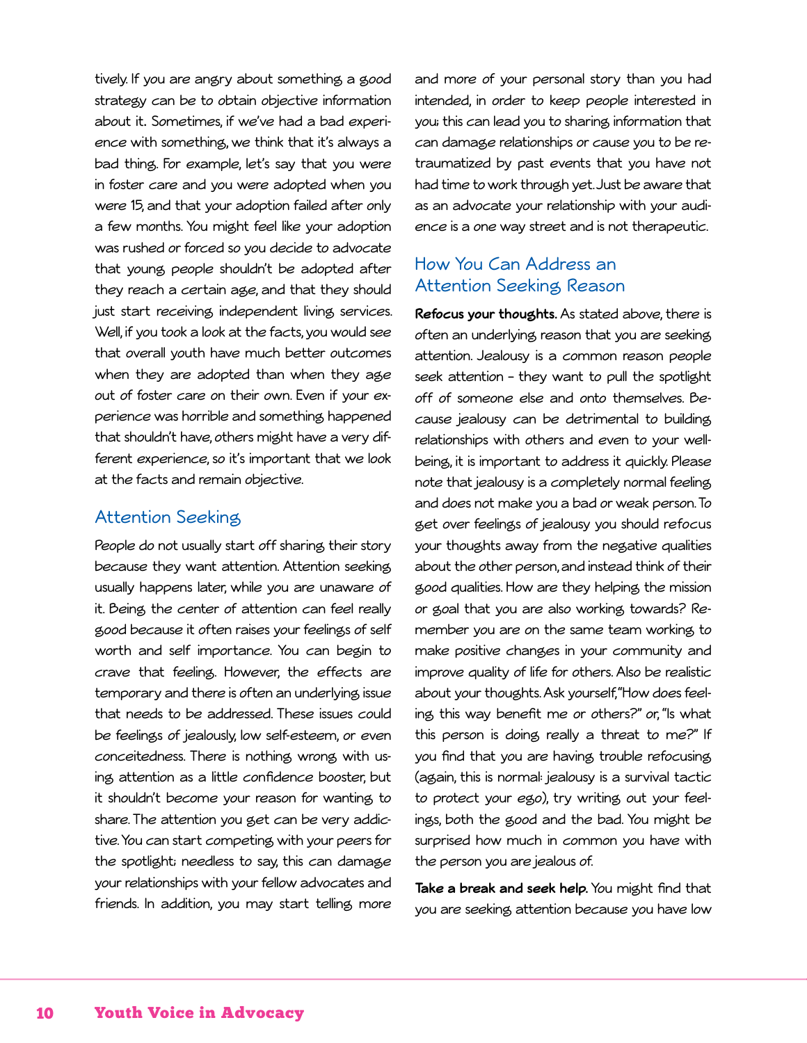tively. If you are angry about something a good strategy can be to obtain objective information about it. Sometimes, if we've had a bad experience with something, we think that it's always a bad thing. For example, let's say that you were in foster care and you were adopted when you were 15, and that your adoption failed after only a few months. You might feel like your adoption was rushed or forced so you decide to advocate that young people shouldn't be adopted after they reach a certain age, and that they should just start receiving independent living services. Well, if you took a look at the facts, you would see that overall youth have much better outcomes when they are adopted than when they age out of foster care on their own. Even if your experience was horrible and something happened that shouldn't have, others might have a very different experience, so it's important that we look at the facts and remain objective.

## Attention Seeking

People do not usually start off sharing their story because they want attention. Attention seeking usually happens later, while you are unaware of it. Being the center of attention can feel really good because it often raises your feelings of self worth and self importance. You can begin to crave that feeling. However, the effects are temporary and there is often an underlying issue that needs to be addressed. These issues could be feelings of jealously, low self-esteem, or even conceitedness. There is nothing wrong with using attention as a little confidence booster, but it shouldn't become your reason for wanting to share. The attention you get can be very addictive. You can start competing with your peers for the spotlight; needless to say, this can damage your relationships with your fellow advocates and friends. In addition, you may start telling more and more of your personal story than you had intended, in order to keep people interested in you; this can lead you to sharing information that can damage relationships or cause you to be re-traumatized by past events that you have not had time to work through yet. Just be aware that as an advocate your relationship with your audience is a one way street and is not therapeutic.

## How You Can Address an Attention Seeking Reason

**Refocus your thoughts.** As stated above, there is often an underlying reason that you are seeking attention. Jealousy is a common reason people seek attention – they want to pull the spotlight off of someone else and onto themselves. Because jealousy can be detrimental to building relationships with others and even to your well-being, it is important to address it quickly. Please note that jealousy is a completely normal feeling and does not make you a bad or weak person. To get over feelings of jealousy you should refocus your thoughts away from the negative qualities about the other person, and instead think of their good qualities. How are they helping the mission or goal that you are also working towards? Remember you are on the same team working to make positive changes in your community and improve quality of life for others. Also be realistic about your thoughts. Ask yourself, "How does feeling this way benefit me or others?" or, "Is what this person is doing really a threat to me?" If you find that you are having trouble refocusing (again, this is normal: jealousy is a survival tactic to protect your ego), try writing out your feelings, both the good and the bad. You might be surprised how much in common you have with the person you are jealous of.

**Take a break and seek help.** You might find that you are seeking attention because you have low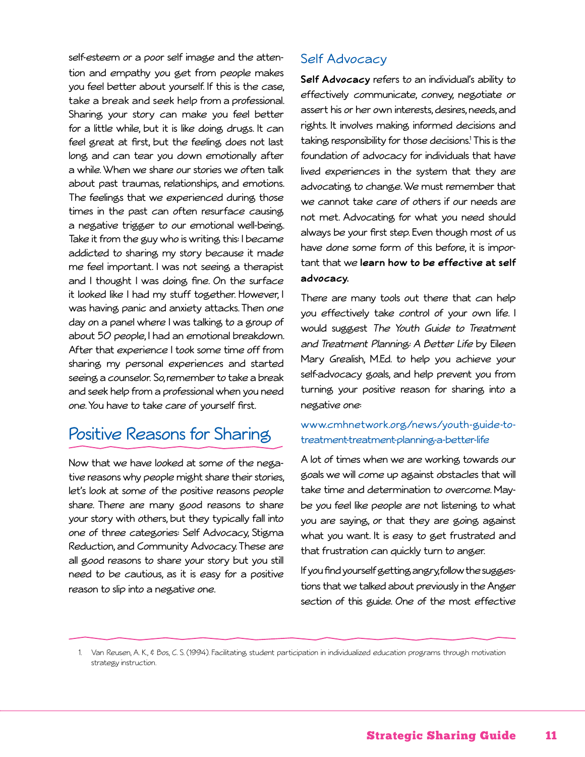self-esteem or a poor self image and the attention and empathy you get from people makes you feel better about yourself. If this is the case, take a break and seek help from a professional. Sharing your story can make you feel better for a little while, but it is like doing drugs. It can feel great at first, but the feeling does not last long and can tear you down emotionally after a while. When we share our stories we often talk about past traumas, relationships, and emotions. The feelings that we experienced during those times in the past can often resurface causing a negative trigger to our emotional well-being. Take it from the guy who is writing this: I became addicted to sharing my story because it made me feel important. I was not seeing a therapist and I thought I was doing fine. On the surface it looked like I had my stuff together. However, I was having panic and anxiety attacks. Then one day on a panel where I was talking to a group of about 50 people, I had an emotional breakdown. After that experience I took some time off from sharing my personal experiences and started seeing a counselor. So, remember to take a break and seek help from a professional when you need one. You have to take care of yourself first.

## Positive Reasons for Sharing

Now that we have looked at some of the negative reasons why people might share their stories, let's look at some of the positive reasons people share. There are many good reasons to share your story with others, but they typically fall into one of three categories: Self Advocacy, Stigma Reduction, and Community Advocacy. These are all good reasons to share your story but you still need to be cautious, as it is easy for a positive reason to slip into a negative one.

### Self Advocacy

**Self Advocacy** refers to an individual's ability to effectively communicate, convey, negotiate or assert his or her own interests, desires, needs, and rights. It involves making informed decisions and taking responsibility for those decisions.[1] This is the foundation of advocacy for individuals that have lived experiences in the system that they are advocating to change. We must remember that we cannot take care of others if our needs are not met. Advocating for what you need should always be your first step. Even though most of us have done some form of this before, it is important that we **learn how to be effective at self advocacy.**

There are many tools out there that can help you effectively take control of your own life. I would suggest *The Youth Guide to Treatment and Treatment Planning: A Better Life* by Eileen Mary Grealish, M.Ed. to help you achieve your self-advocacy goals, and help prevent you from turning your positive reason for sharing into a negative one:

www.cmhnetwork.org/news/youth-guide-to-treatment-treatment-planning-a-better-life

A lot of times when we are working towards our goals we will come up against obstacles that will take time and determination to overcome. Maybe you feel like people are not listening to what you are saying, or that they are going against what you want. It is easy to get frustrated and that frustration can quickly turn to anger.

If you find yourself getting angry, follow the suggestions that we talked about previously in the Anger section of this guide. One of the most effective

1. Van Reusen, A. K., & Bos, C. S. (1994). Facilitating student participation in individualized education programs through motivation strategy instruction.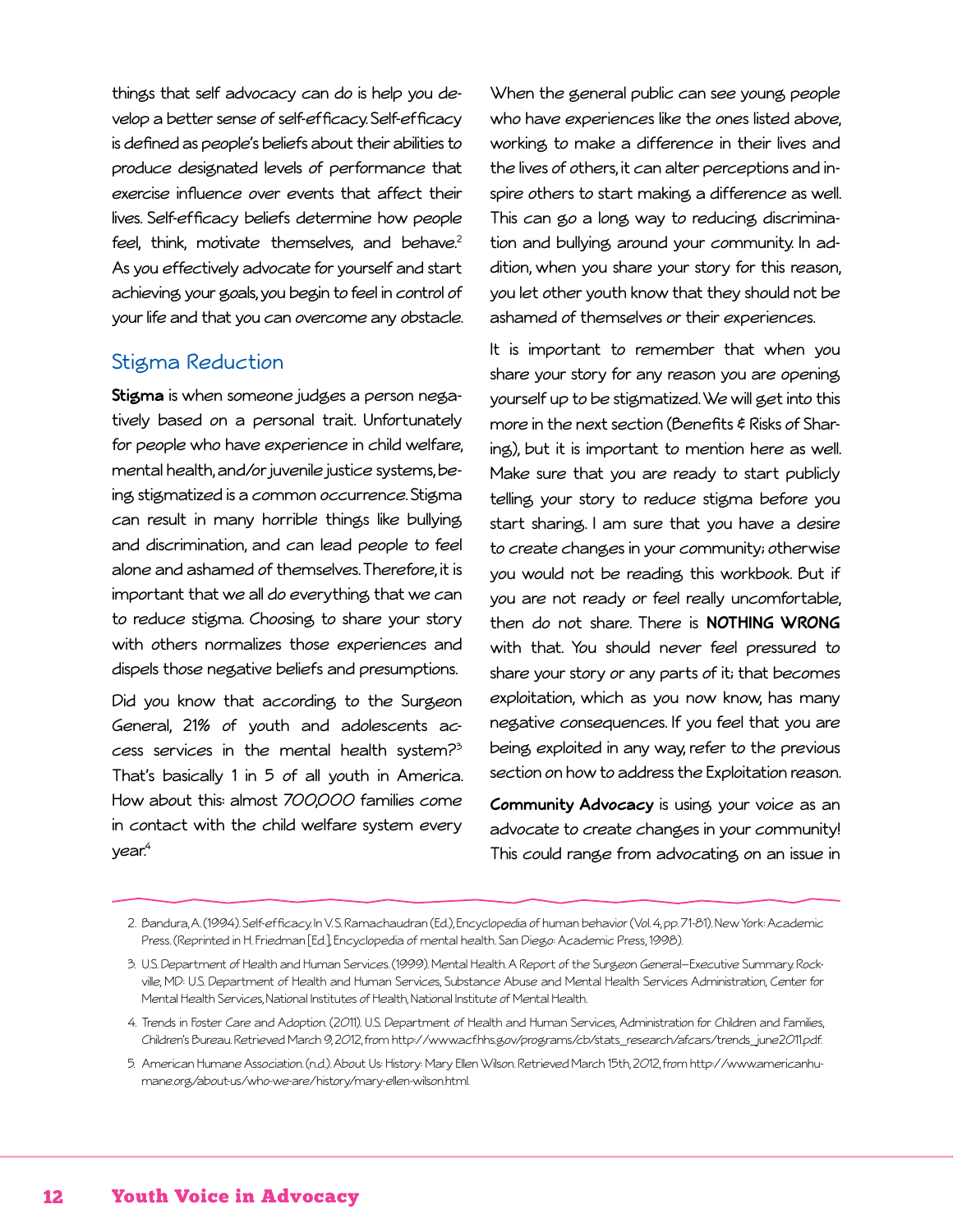things that self advocacy can do is help you develop a better sense of self-efficacy. Self-efficacy is defined as people's beliefs about their abilities to produce designated levels of performance that exercise influence over events that affect their lives. Self-efficacy beliefs determine how people feel, think, motivate themselves, and behave.[2] As you effectively advocate for yourself and start achieving your goals, you begin to feel in control of your life and that you can overcome any obstacle.

## Stigma Reduction

**Stigma** is when someone judges a person negatively based on a personal trait. Unfortunately for people who have experience in child welfare, mental health, and/or juvenile justice systems, being stigmatized is a common occurrence. Stigma can result in many horrible things like bullying and discrimination, and can lead people to feel alone and ashamed of themselves. Therefore, it is important that we all do everything that we can to reduce stigma. Choosing to share your story with others normalizes those experiences and dispels those negative beliefs and presumptions.

Did you know that according to the Surgeon General, 21% of youth and adolescents access services in the mental health system?[3] That's basically 1 in 5 of all youth in America. How about this: almost 700,000 families come in contact with the child welfare system every year.[4]

When the general public can see young people who have experiences like the ones listed above, working to make a difference in their lives and the lives of others, it can alter perceptions and inspire others to start making a difference as well. This can go a long way to reducing discrimination and bullying around your community. In addition, when you share your story for this reason, you let other youth know that they should not be ashamed of themselves or their experiences.

It is important to remember that when you share your story for any reason you are opening yourself up to be stigmatized. We will get into this more in the next section (Benefits & Risks of Sharing), but it is important to mention here as well. Make sure that you are ready to start publicly telling your story to reduce stigma before you start sharing. I am sure that you have a desire to create changes in your community; otherwise you would not be reading this workbook. But if you are not ready or feel really uncomfortable, then do not share. There is **NOTHING WRONG** with that. You should never feel pressured to share your story or any parts of it; that becomes exploitation, which as you now know, has many negative consequences. If you feel that you are being exploited in any way, refer to the previous section on how to address the Exploitation reason.

**Community Advocacy** is using your voice as an advocate to create changes in your community! This could range from advocating on an issue in

---

2. Bandura, A. (1994). Self-efficacy. In V. S. Ramachaudran (Ed.), Encyclopedia of human behavior (Vol. 4, pp. 71-81). New York: Academic Press. (Reprinted in H. Friedman [Ed.], Encyclopedia of mental health. San Diego: Academic Press, 1998).

3. U.S. Department of Health and Human Services. (1999). Mental Health. A Report of the Surgeon General—Executive Summary. Rockville, MD: U.S. Department of Health and Human Services, Substance Abuse and Mental Health Services Administration, Center for Mental Health Services, National Institutes of Health, National Institute of Mental Health.

4. Trends in Foster Care and Adoption. (2011). U.S. Department of Health and Human Services, Administration for Children and Families, Children's Bureau. Retrieved March 9, 2012, from http://www.acf.hhs.gov/programs/cb/stats_research/afcars/trends_june2011.pdf.

5. American Humane Association. (n.d.). About Us: History: Mary Ellen Wilson. Retrieved March 15th, 2012, from http://www.americanhumane.org/about-us/who-we-are/history/mary-ellen-wilson.html.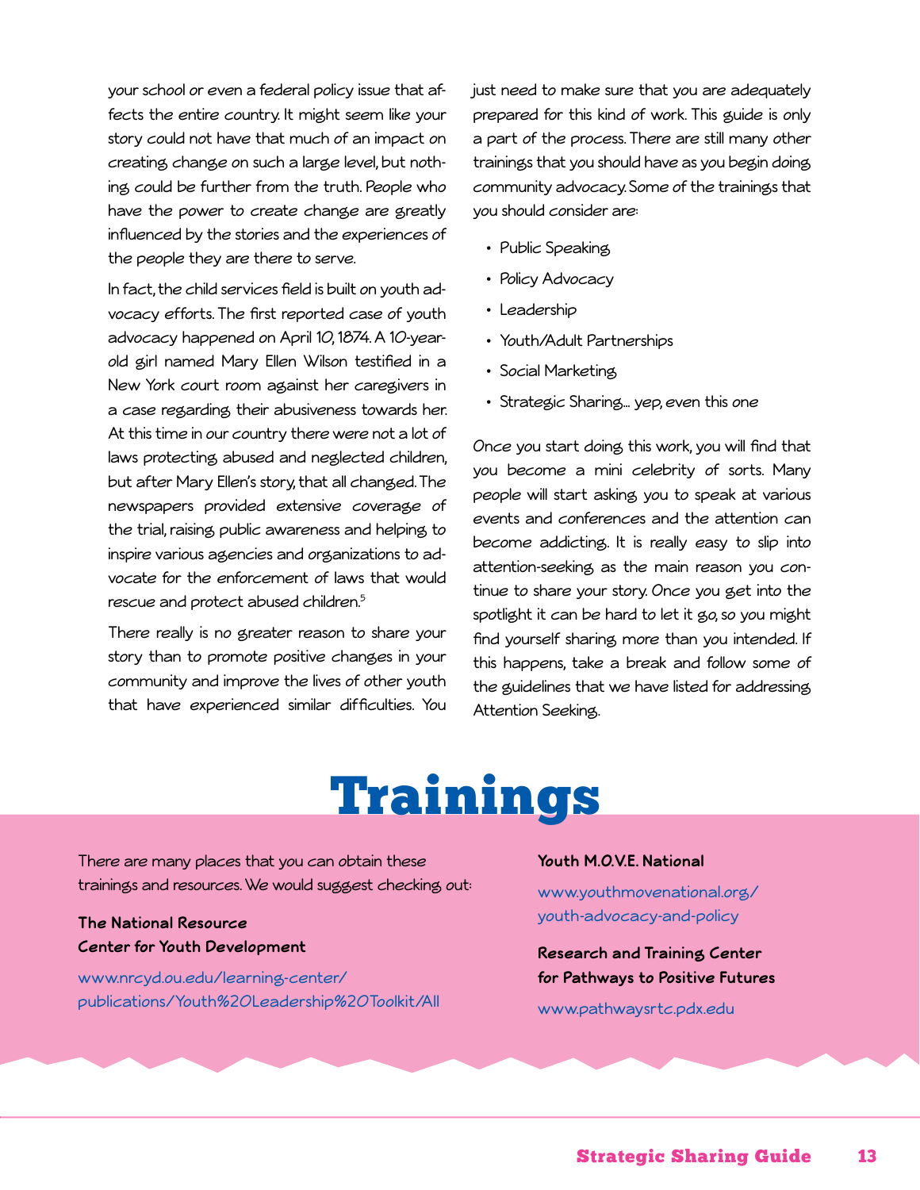your school or even a federal policy issue that affects the entire country. It might seem like your story could not have that much of an impact on creating change on such a large level, but nothing could be further from the truth. People who have the power to create change are greatly influenced by the stories and the experiences of the people they are there to serve.

In fact, the child services field is built on youth advocacy efforts. The first reported case of youth advocacy happened on April 10, 1874. A 10-year-old girl named Mary Ellen Wilson testified in a New York court room against her caregivers in a case regarding their abusiveness towards her. At this time in our country there were not a lot of laws protecting abused and neglected children, but after Mary Ellen's story, that all changed. The newspapers provided extensive coverage of the trial, raising public awareness and helping to inspire various agencies and organizations to advocate for the enforcement of laws that would rescue and protect abused children.[5]

There really is no greater reason to share your story than to promote positive changes in your community and improve the lives of other youth that have experienced similar difficulties. You just need to make sure that you are adequately prepared for this kind of work. This guide is only a part of the process. There are still many other trainings that you should have as you begin doing community advocacy. Some of the trainings that you should consider are:

- Public Speaking
- Policy Advocacy
- Leadership
- Youth/Adult Partnerships
- Social Marketing
- Strategic Sharing... yep, even this one

Once you start doing this work, you will find that you become a mini celebrity of sorts. Many people will start asking you to speak at various events and conferences and the attention can become addicting. It is really easy to slip into attention-seeking as the main reason you continue to share your story. Once you get into the spotlight it can be hard to let it go, so you might find yourself sharing more than you intended. If this happens, take a break and follow some of the guidelines that we have listed for addressing Attention Seeking.

# Trainings

There are many places that you can obtain these trainings and resources. We would suggest checking out:

**The National Resource Center for Youth Development**

www.nrcyd.ou.edu/learning-center/publications/Youth%20Leadership%20Toolkit/All

**Youth M.O.V.E. National**

www.youthmovenational.org/youth-advocacy-and-policy

**Research and Training Center for Pathways to Positive Futures**

www.pathwaysrtc.pdx.edu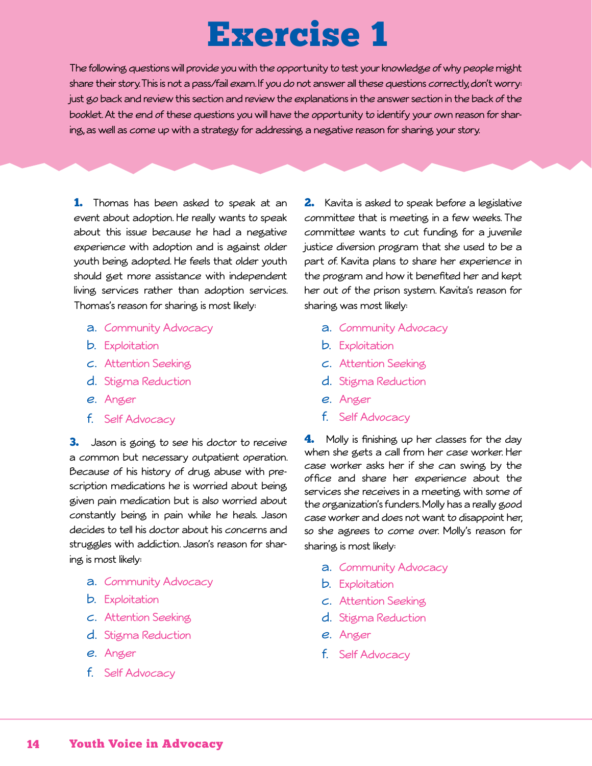# Exercise 1

The following questions will provide you with the opportunity to test your knowledge of why people might share their story. This is not a pass/fail exam. If you do not answer all these questions correctly, don't worry: just go back and review this section and review the explanations in the answer section in the back of the booklet. At the end of these questions you will have the opportunity to identify your own reason for sharing, as well as come up with a strategy for addressing a negative reason for sharing your story.

**1.** Thomas has been asked to speak at an event about adoption. He really wants to speak about this issue because he had a negative experience with adoption and is against older youth being adopted. He feels that older youth should get more assistance with independent living services rather than adoption services. Thomas's reason for sharing is most likely:

a. Community Advocacy
b. Exploitation
c. Attention Seeking
d. Stigma Reduction
e. Anger
f. Self Advocacy

**2.** Kavita is asked to speak before a legislative committee that is meeting in a few weeks. The committee wants to cut funding for a juvenile justice diversion program that she used to be a part of. Kavita plans to share her experience in the program and how it benefited her and kept her out of the prison system. Kavita's reason for sharing was most likely:

a. Community Advocacy
b. Exploitation
c. Attention Seeking
d. Stigma Reduction
e. Anger
f. Self Advocacy

**3.** Jason is going to see his doctor to receive a common but necessary outpatient operation. Because of his history of drug abuse with prescription medications he is worried about being given pain medication but is also worried about constantly being in pain while he heals. Jason decides to tell his doctor about his concerns and struggles with addiction. Jason's reason for sharing is most likely:

a. Community Advocacy
b. Exploitation
c. Attention Seeking
d. Stigma Reduction
e. Anger
f. Self Advocacy

**4.** Molly is finishing up her classes for the day when she gets a call from her case worker. Her case worker asks her if she can swing by the office and share her experience about the services she receives in a meeting with some of the organization's funders. Molly has a really good case worker and does not want to disappoint her, so she agrees to come over. Molly's reason for sharing is most likely:

a. Community Advocacy
b. Exploitation
c. Attention Seeking
d. Stigma Reduction
e. Anger
f. Self Advocacy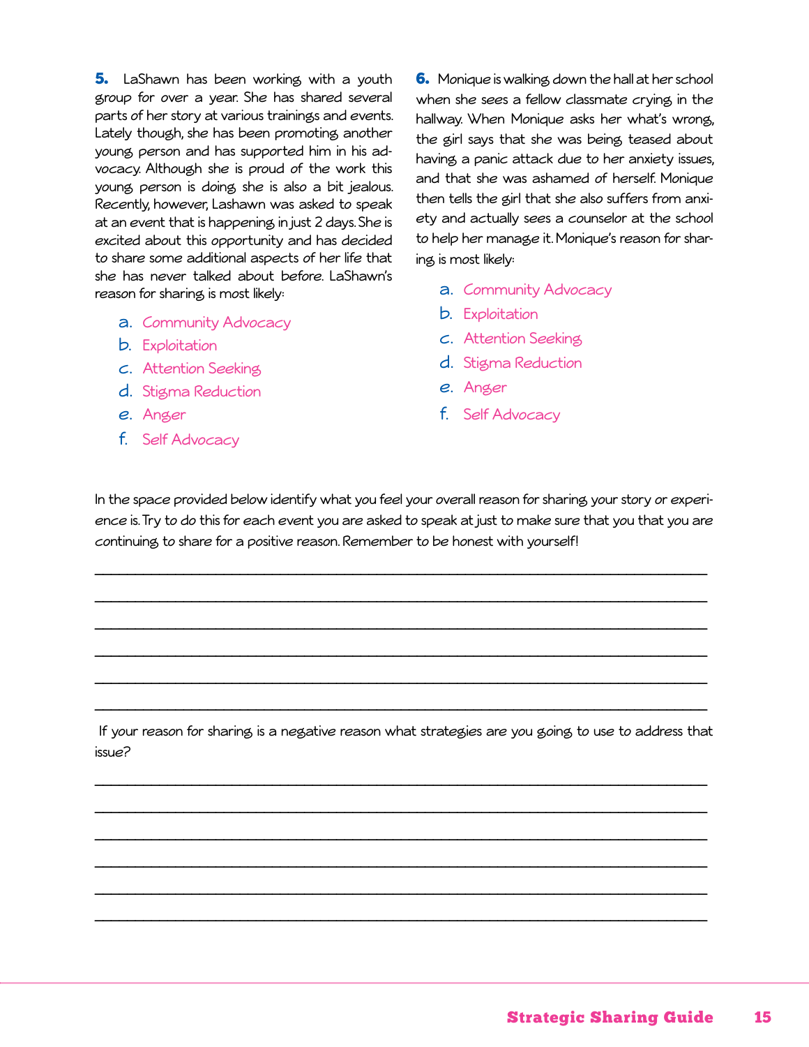**5.** LaShawn has been working with a youth group for over a year. She has shared several parts of her story at various trainings and events. Lately though, she has been promoting another young person and has supported him in his advocacy. Although she is proud of the work this young person is doing she is also a bit jealous. Recently, however, Lashawn was asked to speak at an event that is happening in just 2 days. She is excited about this opportunity and has decided to share some additional aspects of her life that she has never talked about before. LaShawn's reason for sharing is most likely:

a. Community Advocacy
b. Exploitation
c. Attention Seeking
d. Stigma Reduction
e. Anger
f. Self Advocacy

**6.** Monique is walking down the hall at her school when she sees a fellow classmate crying in the hallway. When Monique asks her what's wrong, the girl says that she was being teased about having a panic attack due to her anxiety issues, and that she was ashamed of herself. Monique then tells the girl that she also suffers from anxiety and actually sees a counselor at the school to help her manage it. Monique's reason for sharing is most likely:

a. Community Advocacy
b. Exploitation
c. Attention Seeking
d. Stigma Reduction
e. Anger
f. Self Advocacy

In the space provided below identify what you feel your overall reason for sharing your story or experience is. Try to do this for each event you are asked to speak at just to make sure that you that you are continuing to share for a positive reason. Remember to be honest with yourself!

______________________________________________________________________________

______________________________________________________________________________

______________________________________________________________________________

______________________________________________________________________________

______________________________________________________________________________

______________________________________________________________________________

If your reason for sharing is a negative reason what strategies are you going to use to address that issue?

______________________________________________________________________________

______________________________________________________________________________

______________________________________________________________________________

______________________________________________________________________________

______________________________________________________________________________

______________________________________________________________________________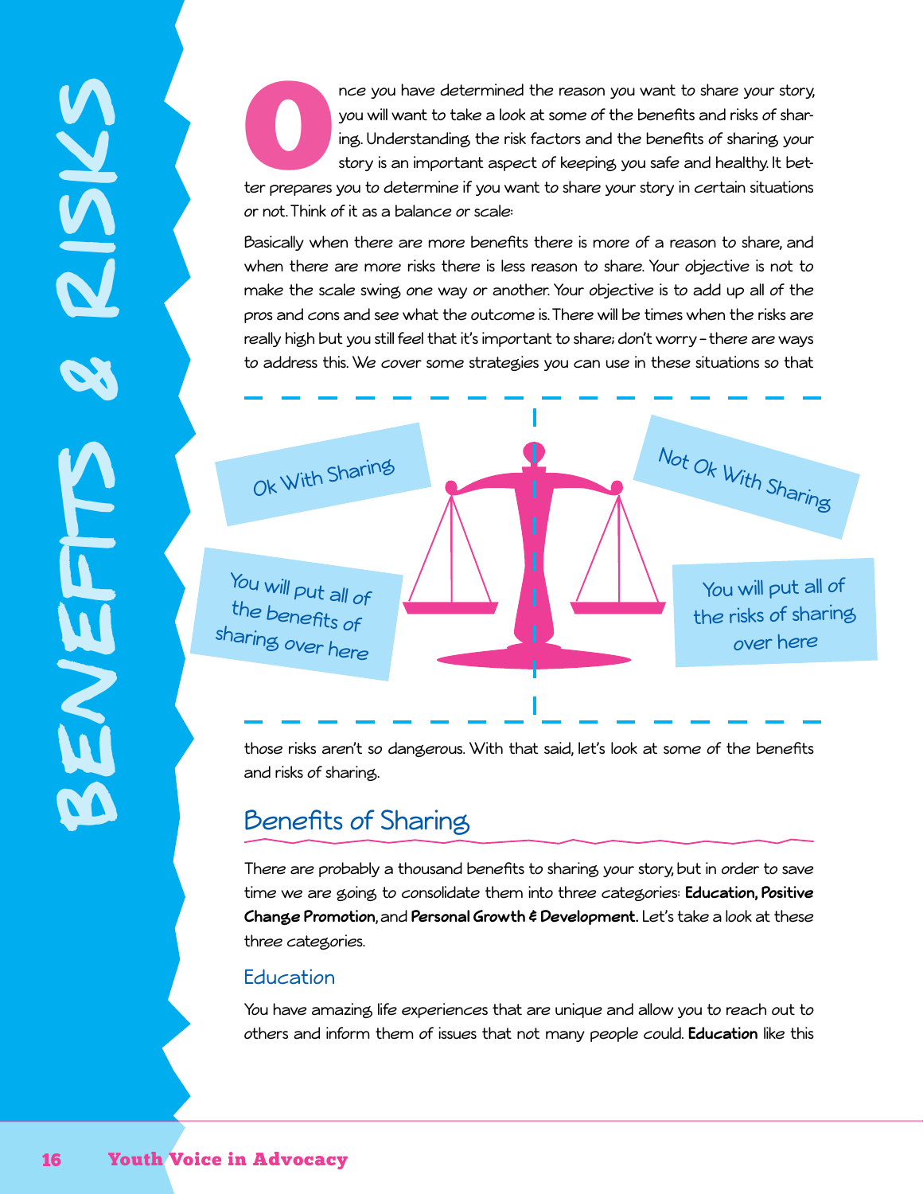# BENEFITS & RISKS

Once you have determined the reason you want to share your story, you will want to take a look at some of the benefits and risks of sharing. Understanding the risk factors and the benefits of sharing your story is an important aspect of keeping you safe and healthy. It better prepares you to determine if you want to share your story in certain situations or not. Think of it as a balance or scale:

Basically when there are more benefits there is more of a reason to share, and when there are more risks there is less reason to share. Your objective is not to make the scale swing one way or another. Your objective is to add up all of the pros and cons and see what the outcome is. There will be times when the risks are really high but you still feel that it's important to share; don't worry – there are ways to address this. We cover some strategies you can use in these situations so that those risks aren't so dangerous. With that said, let's look at some of the benefits and risks of sharing.

Ok With Sharing

You will put all of the benefits of sharing over here

Not Ok With Sharing

You will put all of the risks of sharing over here

## Benefits of Sharing

There are probably a thousand benefits to sharing your story, but in order to save time we are going to consolidate them into three categories: **Education, Positive Change Promotion**, and **Personal Growth & Development.** Let's take a look at these three categories.

### Education

You have amazing life experiences that are unique and allow you to reach out to others and inform them of issues that not many people could. **Education** like this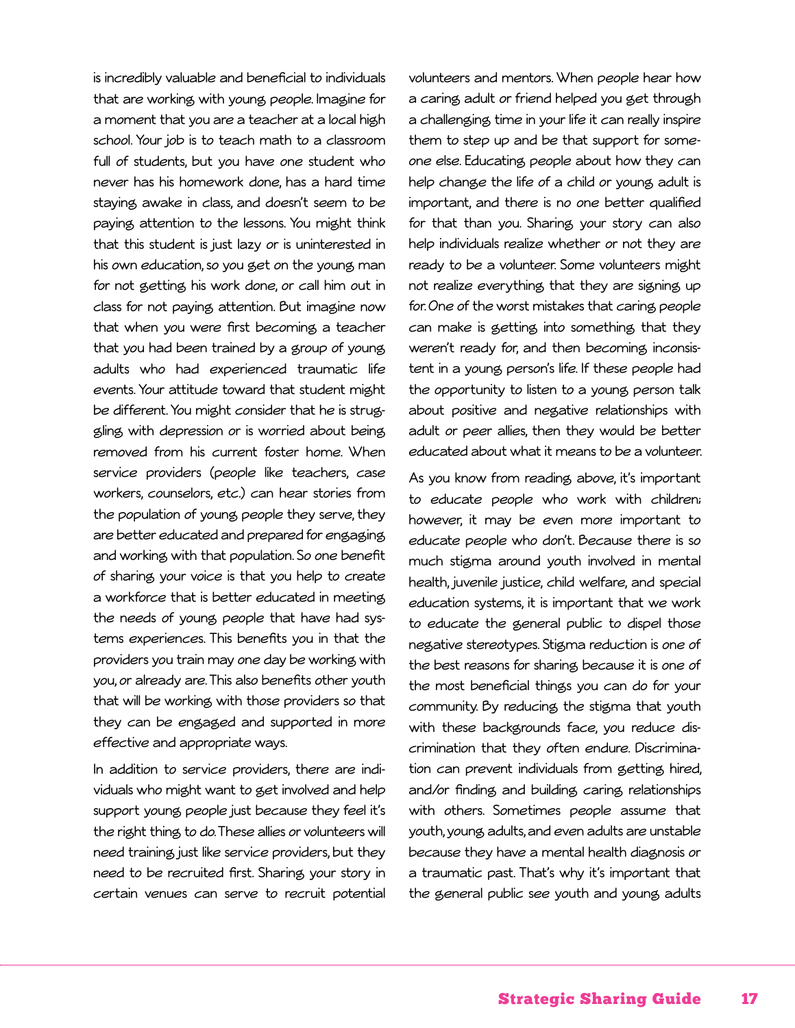is incredibly valuable and beneficial to individuals that are working with young people. Imagine for a moment that you are a teacher at a local high school. Your job is to teach math to a classroom full of students, but you have one student who never has his homework done, has a hard time staying awake in class, and doesn't seem to be paying attention to the lessons. You might think that this student is just lazy or is uninterested in his own education, so you get on the young man for not getting his work done, or call him out in class for not paying attention. But imagine now that when you were first becoming a teacher that you had been trained by a group of young adults who had experienced traumatic life events. Your attitude toward that student might be different. You might consider that he is struggling with depression or is worried about being removed from his current foster home. When service providers (people like teachers, case workers, counselors, etc.) can hear stories from the population of young people they serve, they are better educated and prepared for engaging and working with that population. So one benefit of sharing your voice is that you help to create a workforce that is better educated in meeting the needs of young people that have had systems experiences. This benefits you in that the providers you train may one day be working with you, or already are. This also benefits other youth that will be working with those providers so that they can be engaged and supported in more effective and appropriate ways.

In addition to service providers, there are individuals who might want to get involved and help support young people just because they feel it's the right thing to do. These allies or volunteers will need training just like service providers, but they need to be recruited first. Sharing your story in certain venues can serve to recruit potential volunteers and mentors. When people hear how a caring adult or friend helped you get through a challenging time in your life it can really inspire them to step up and be that support for someone else. Educating people about how they can help change the life of a child or young adult is important, and there is no one better qualified for that than you. Sharing your story can also help individuals realize whether or not they are ready to be a volunteer. Some volunteers might not realize everything that they are signing up for. One of the worst mistakes that caring people can make is getting into something that they weren't ready for, and then becoming inconsistent in a young person's life. If these people had the opportunity to listen to a young person talk about positive and negative relationships with adult or peer allies, then they would be better educated about what it means to be a volunteer.

As you know from reading above, it's important to educate people who work with children; however, it may be even more important to educate people who don't. Because there is so much stigma around youth involved in mental health, juvenile justice, child welfare, and special education systems, it is important that we work to educate the general public to dispel those negative stereotypes. Stigma reduction is one of the best reasons for sharing because it is one of the most beneficial things you can do for your community. By reducing the stigma that youth with these backgrounds face, you reduce discrimination that they often endure. Discrimination can prevent individuals from getting hired, and/or finding and building caring relationships with others. Sometimes people assume that youth, young adults, and even adults are unstable because they have a mental health diagnosis or a traumatic past. That's why it's important that the general public see youth and young adults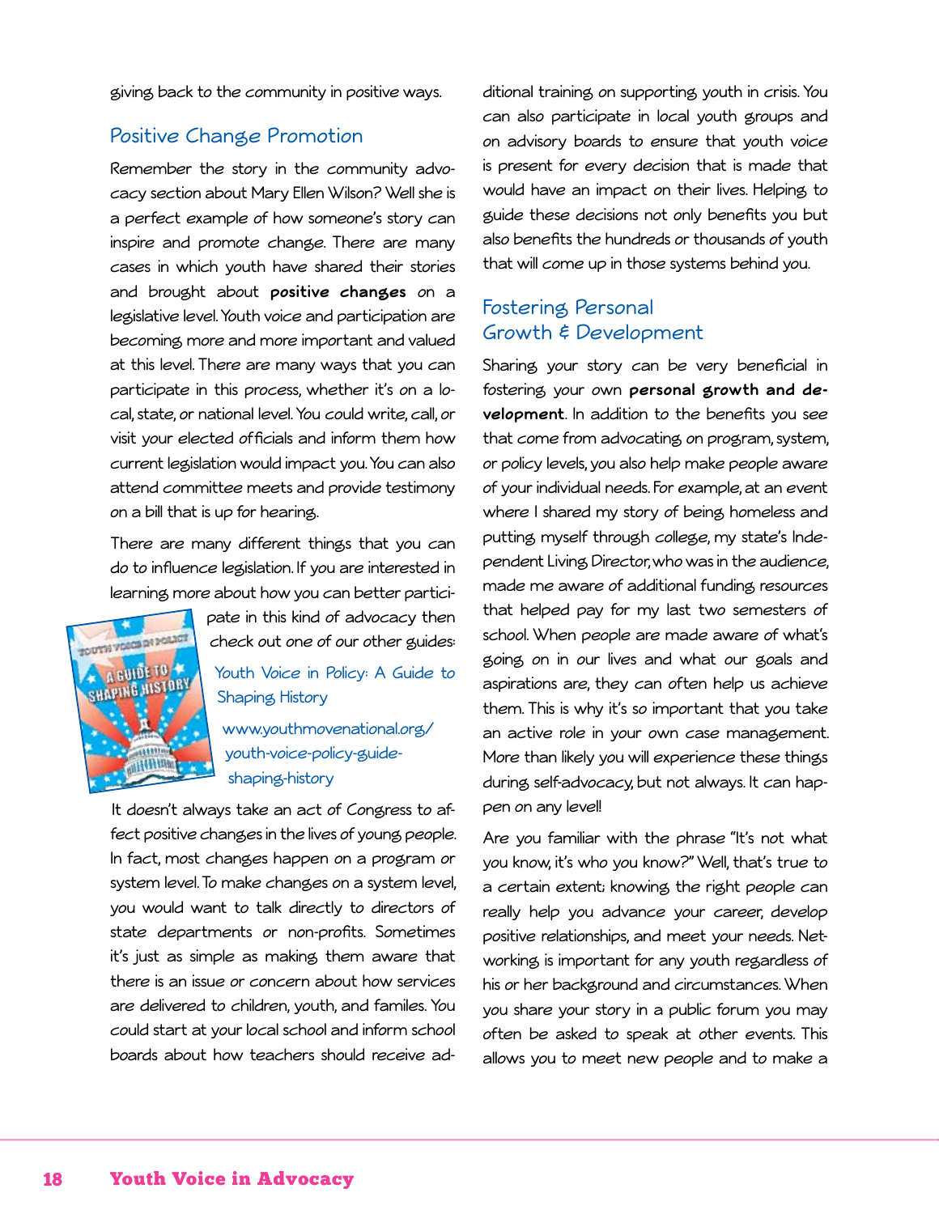giving back to the community in positive ways.

## Positive Change Promotion

Remember the story in the community advocacy section about Mary Ellen Wilson? Well she is a perfect example of how someone's story can inspire and promote change. There are many cases in which youth have shared their stories and brought about **positive changes** on a legislative level. Youth voice and participation are becoming more and more important and valued at this level. There are many ways that you can participate in this process, whether it's on a local, state, or national level. You could write, call, or visit your elected officials and inform them how current legislation would impact you. You can also attend committee meets and provide testimony on a bill that is up for hearing.

There are many different things that you can do to influence legislation. If you are interested in learning more about how you can better participate in this kind of advocacy then check out one of our other guides:

Youth Voice in Policy: A Guide to Shaping History

www.youthmovenational.org/youth-voice-policy-guide-shaping-history

It doesn't always take an act of Congress to affect positive changes in the lives of young people. In fact, most changes happen on a program or system level. To make changes on a system level, you would want to talk directly to directors of state departments or non-profits. Sometimes it's just as simple as making them aware that there is an issue or concern about how services are delivered to children, youth, and familes. You could start at your local school and inform school boards about how teachers should receive additional training on supporting youth in crisis. You can also participate in local youth groups and on advisory boards to ensure that youth voice is present for every decision that is made that would have an impact on their lives. Helping to guide these decisions not only benefits you but also benefits the hundreds or thousands of youth that will come up in those systems behind you.

## Fostering Personal Growth & Development

Sharing your story can be very beneficial in fostering your own **personal growth and development**. In addition to the benefits you see that come from advocating on program, system, or policy levels, you also help make people aware of your individual needs. For example, at an event where I shared my story of being homeless and putting myself through college, my state's Independent Living Director, who was in the audience, made me aware of additional funding resources that helped pay for my last two semesters of school. When people are made aware of what's going on in our lives and what our goals and aspirations are, they can often help us achieve them. This is why it's so important that you take an active role in your own case management. More than likely you will experience these things during self-advocacy, but not always. It can happen on any level!

Are you familiar with the phrase "It's not what you know, it's who you know?" Well, that's true to a certain extent; knowing the right people can really help you advance your career, develop positive relationships, and meet your needs. Networking is important for any youth regardless of his or her background and circumstances. When you share your story in a public forum you may often be asked to speak at other events. This allows you to meet new people and to make a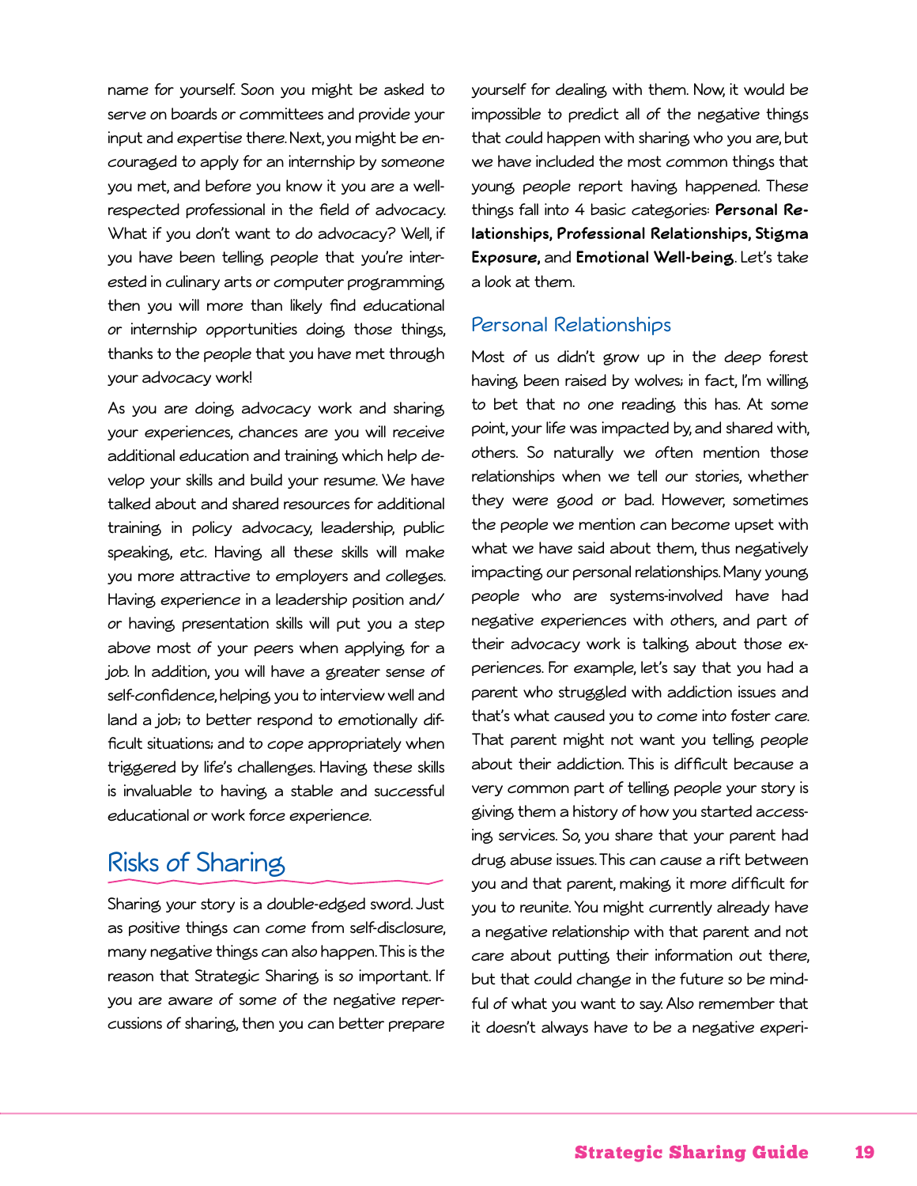name for yourself. Soon you might be asked to serve on boards or committees and provide your input and expertise there. Next, you might be encouraged to apply for an internship by someone you met, and before you know it you are a well-respected professional in the field of advocacy. What if you don't want to do advocacy? Well, if you have been telling people that you're interested in culinary arts or computer programming then you will more than likely find educational or internship opportunities doing those things, thanks to the people that you have met through your advocacy work!

As you are doing advocacy work and sharing your experiences, chances are you will receive additional education and training which help develop your skills and build your resume. We have talked about and shared resources for additional training in policy advocacy, leadership, public speaking, etc. Having all these skills will make you more attractive to employers and colleges. Having experience in a leadership position and/or having presentation skills will put you a step above most of your peers when applying for a job. In addition, you will have a greater sense of self-confidence, helping you to interview well and land a job; to better respond to emotionally difficult situations; and to cope appropriately when triggered by life's challenges. Having these skills is invaluable to having a stable and successful educational or work force experience.

## Risks of Sharing

Sharing your story is a double-edged sword. Just as positive things can come from self-disclosure, many negative things can also happen. This is the reason that Strategic Sharing is so important. If you are aware of some of the negative repercussions of sharing, then you can better prepare yourself for dealing with them. Now, it would be impossible to predict all of the negative things that could happen with sharing who you are, but we have included the most common things that young people report having happened. These things fall into 4 basic categories: **Personal Relationships, Professional Relationships, Stigma Exposure,** and **Emotional Well-being**. Let's take a look at them.

### Personal Relationships

Most of us didn't grow up in the deep forest having been raised by wolves; in fact, I'm willing to bet that no one reading this has. At some point, your life was impacted by, and shared with, others. So naturally we often mention those relationships when we tell our stories, whether they were good or bad. However, sometimes the people we mention can become upset with what we have said about them, thus negatively impacting our personal relationships. Many young people who are systems-involved have had negative experiences with others, and part of their advocacy work is talking about those experiences. For example, let's say that you had a parent who struggled with addiction issues and that's what caused you to come into foster care. That parent might not want you telling people about their addiction. This is difficult because a very common part of telling people your story is giving them a history of how you started accessing services. So, you share that your parent had drug abuse issues. This can cause a rift between you and that parent, making it more difficult for you to reunite. You might currently already have a negative relationship with that parent and not care about putting their information out there, but that could change in the future so be mindful of what you want to say. Also remember that it doesn't always have to be a negative experi-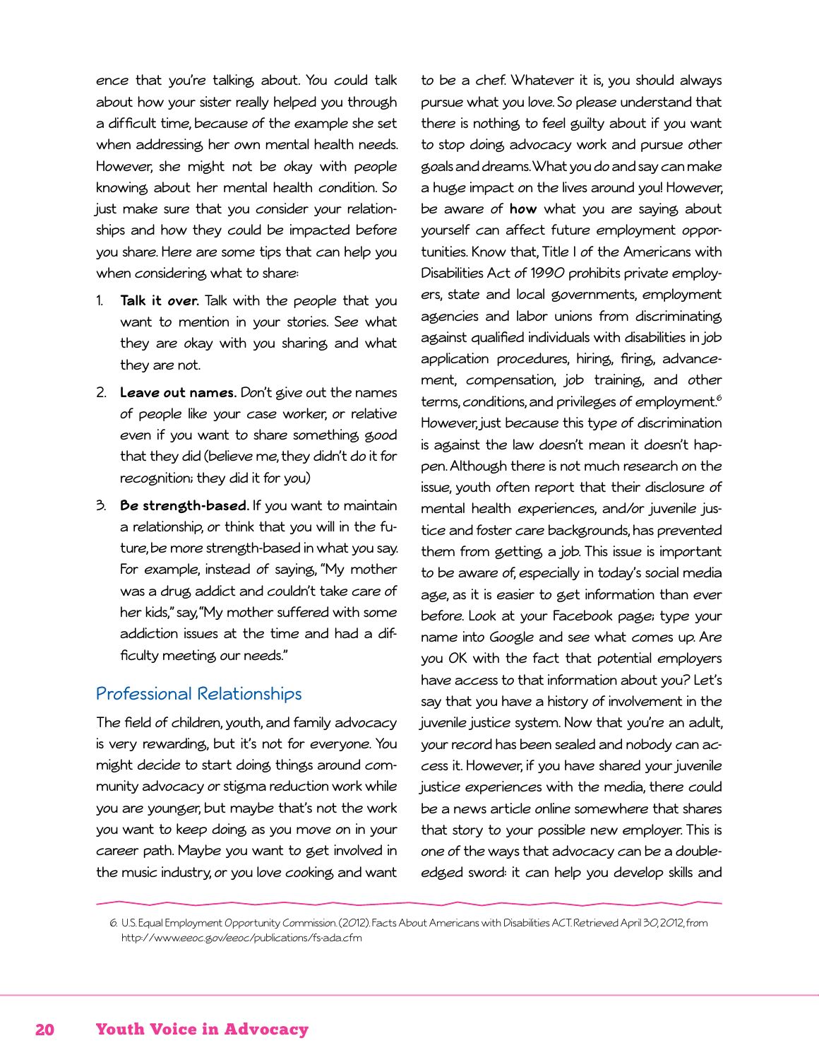ence that you're talking about. You could talk about how your sister really helped you through a difficult time, because of the example she set when addressing her own mental health needs. However, she might not be okay with people knowing about her mental health condition. So just make sure that you consider your relationships and how they could be impacted before you share. Here are some tips that can help you when considering what to share:

1. **Talk it over.** Talk with the people that you want to mention in your stories. See what they are okay with you sharing and what they are not.
2. **Leave out names.** Don't give out the names of people like your case worker, or relative even if you want to share something good that they did (believe me, they didn't do it for recognition; they did it for you)
3. **Be strength-based.** If you want to maintain a relationship, or think that you will in the future, be more strength-based in what you say. For example, instead of saying, "My mother was a drug addict and couldn't take care of her kids," say, "My mother suffered with some addiction issues at the time and had a difficulty meeting our needs."

## Professional Relationships

The field of children, youth, and family advocacy is very rewarding, but it's not for everyone. You might decide to start doing things around community advocacy or stigma reduction work while you are younger, but maybe that's not the work you want to keep doing as you move on in your career path. Maybe you want to get involved in the music industry, or you love cooking and want to be a chef. Whatever it is, you should always pursue what you love. So please understand that there is nothing to feel guilty about if you want to stop doing advocacy work and pursue other goals and dreams. What you do and say can make a huge impact on the lives around you! However, be aware of **how** what you are saying about yourself can affect future employment opportunities. Know that, Title I of the Americans with Disabilities Act of 1990 prohibits private employers, state and local governments, employment agencies and labor unions from discriminating against qualified individuals with disabilities in job application procedures, hiring, firing, advancement, compensation, job training, and other terms, conditions, and privileges of employment.[6] However, just because this type of discrimination is against the law doesn't mean it doesn't happen. Although there is not much research on the issue, youth often report that their disclosure of mental health experiences, and/or juvenile justice and foster care backgrounds, has prevented them from getting a job. This issue is important to be aware of, especially in today's social media age, as it is easier to get information than ever before. Look at your Facebook page; type your name into Google and see what comes up. Are you OK with the fact that potential employers have access to that information about you? Let's say that you have a history of involvement in the juvenile justice system. Now that you're an adult, your record has been sealed and nobody can access it. However, if you have shared your juvenile justice experiences with the media, there could be a news article online somewhere that shares that story to your possible new employer. This is one of the ways that advocacy can be a double-edged sword: it can help you develop skills and

6. U.S. Equal Employment Opportunity Commission. (2012). Facts About Americans with Disabilities ACT. Retrieved April 30, 2012, from http://www.eeoc.gov/eeoc/publications/fs-ada.cfm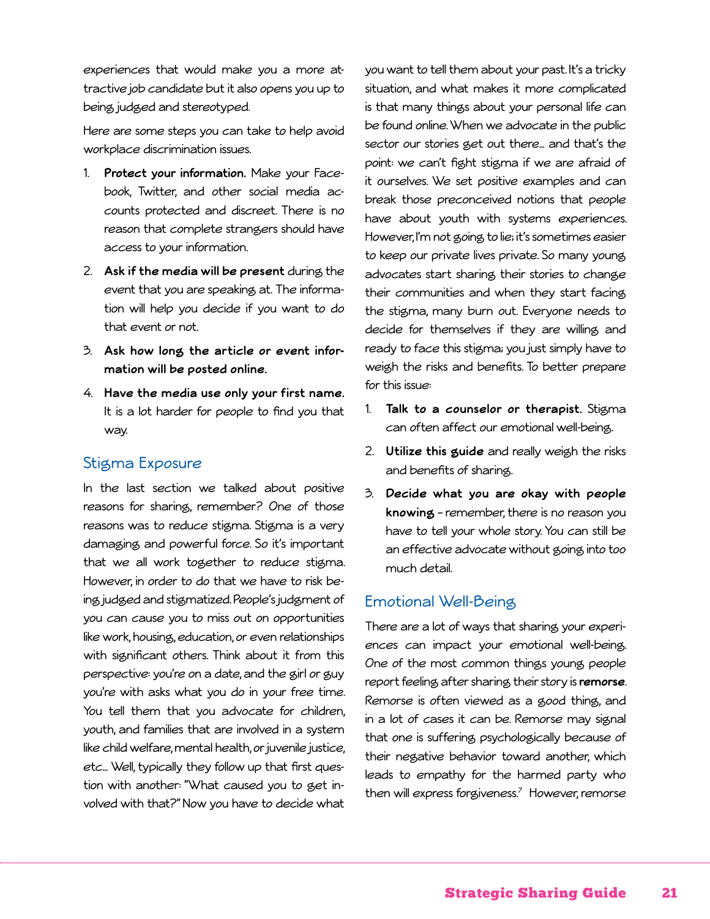experiences that would make you a more attractive job candidate but it also opens you up to being judged and stereotyped.

Here are some steps you can take to help avoid workplace discrimination issues.

1. **Protect your information.** Make your Facebook, Twitter, and other social media accounts protected and discreet. There is no reason that complete strangers should have access to your information.
2. **Ask if the media will be present** during the event that you are speaking at. The information will help you decide if you want to do that event or not.
3. **Ask how long the article or event information will be posted online.**
4. **Have the media use only your first name.** It is a lot harder for people to find you that way.

## Stigma Exposure

In the last section we talked about positive reasons for sharing, remember? One of those reasons was to reduce stigma. Stigma is a very damaging and powerful force. So it's important that we all work together to reduce stigma. However, in order to do that we have to risk being judged and stigmatized. People's judgment of you can cause you to miss out on opportunities like work, housing, education, or even relationships with significant others. Think about it from this perspective: you're on a date, and the girl or guy you're with asks what you do in your free time. You tell them that you advocate for children, youth, and families that are involved in a system like child welfare, mental health, or juvenile justice, etc... Well, typically they follow up that first question with another: "What caused you to get involved with that?" Now you have to decide what you want to tell them about your past. It's a tricky situation, and what makes it more complicated is that many things about your personal life can be found online. When we advocate in the public sector our stories get out there... and that's the point: we can't fight stigma if we are afraid of it ourselves. We set positive examples and can break those preconceived notions that people have about youth with systems experiences. However, I'm not going to lie; it's sometimes easier to keep our private lives private. So many young advocates start sharing their stories to change their communities and when they start facing the stigma, many burn out. Everyone needs to decide for themselves if they are willing and ready to face this stigma; you just simply have to weigh the risks and benefits. To better prepare for this issue:

1. **Talk to a counselor or therapist.** Stigma can often affect our emotional well-being.
2. **Utilize this guide** and really weigh the risks and benefits of sharing.
3. **Decide what you are okay with people knowing** – remember, there is no reason you have to tell your whole story. You can still be an effective advocate without going into too much detail.

## Emotional Well-Being

There are a lot of ways that sharing your experiences can impact your emotional well-being. One of the most common things young people report feeling after sharing their story is **remorse**. Remorse is often viewed as a good thing, and in a lot of cases it can be. Remorse may signal that one is suffering psychologically because of their negative behavior toward another, which leads to empathy for the harmed party who then will express forgiveness.[7] However, remorse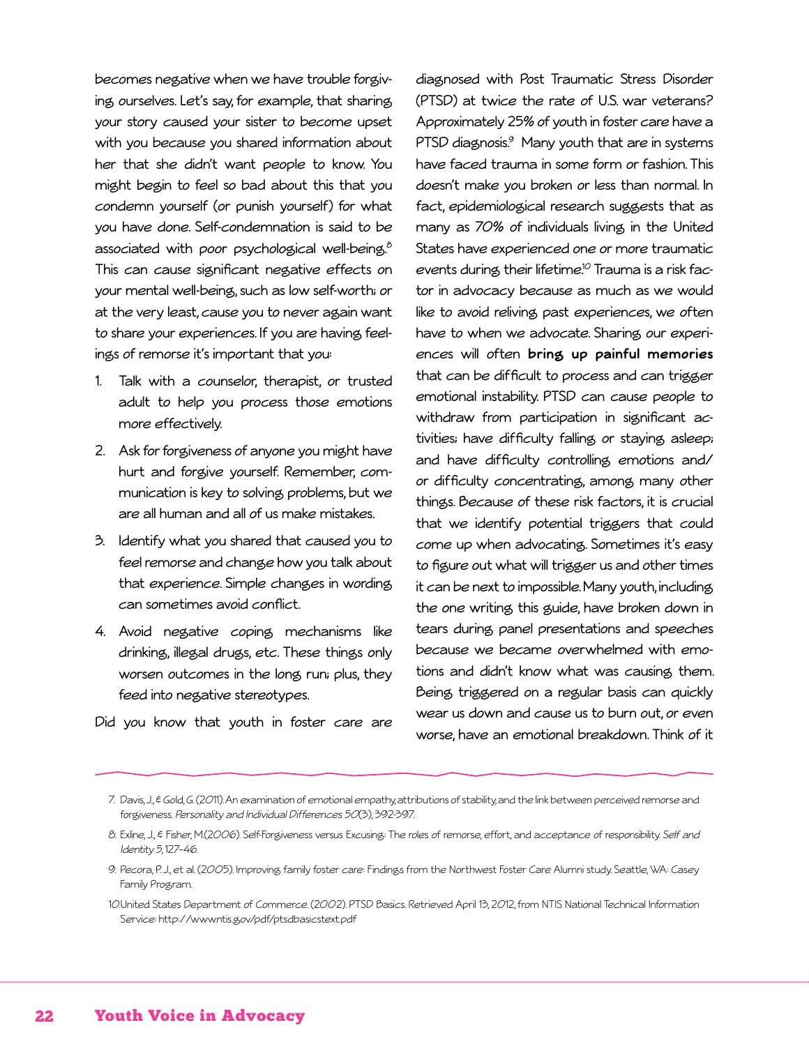becomes negative when we have trouble forgiving ourselves. Let's say, for example, that sharing your story caused your sister to become upset with you because you shared information about her that she didn't want people to know. You might begin to feel so bad about this that you condemn yourself (or punish yourself) for what you have done. Self-condemnation is said to be associated with poor psychological well-being.[8] This can cause significant negative effects on your mental well-being, such as low self-worth; or at the very least, cause you to never again want to share your experiences. If you are having feelings of remorse it's important that you:

1. Talk with a counselor, therapist, or trusted adult to help you process those emotions more effectively.
2. Ask for forgiveness of anyone you might have hurt and forgive yourself. Remember, communication is key to solving problems, but we are all human and all of us make mistakes.
3. Identify what you shared that caused you to feel remorse and change how you talk about that experience. Simple changes in wording can sometimes avoid conflict.
4. Avoid negative coping mechanisms like drinking, illegal drugs, etc. These things only worsen outcomes in the long run; plus, they feed into negative stereotypes.

Did you know that youth in foster care are diagnosed with Post Traumatic Stress Disorder (PTSD) at twice the rate of U.S. war veterans? Approximately 25% of youth in foster care have a PTSD diagnosis.[9] Many youth that are in systems have faced trauma in some form or fashion. This doesn't make you broken or less than normal. In fact, epidemiological research suggests that as many as 70% of individuals living in the United States have experienced one or more traumatic events during their lifetime.[10] Trauma is a risk factor in advocacy because as much as we would like to avoid reliving past experiences, we often have to when we advocate. Sharing our experiences will often **bring up painful memories** that can be difficult to process and can trigger emotional instability. PTSD can cause people to withdraw from participation in significant activities; have difficulty falling or staying asleep; and have difficulty controlling emotions and/or difficulty concentrating, among many other things. Because of these risk factors, it is crucial that we identify potential triggers that could come up when advocating. Sometimes it's easy to figure out what will trigger us and other times it can be next to impossible. Many youth, including the one writing this guide, have broken down in tears during panel presentations and speeches because we became overwhelmed with emotions and didn't know what was causing them. Being triggered on a regular basis can quickly wear us down and cause us to burn out, or even worse, have an emotional breakdown. Think of it

---

7. Davis, J., & Gold, G. (2011). An examination of emotional empathy, attributions of stability, and the link between perceived remorse and forgiveness. *Personality and Individual Differences 50*(3), 392-397.
8. Exline, J., & Fisher, M.(2006). Self-Forgiveness versus Excusing: The roles of remorse, effort, and acceptance of responsibility. *Self and Identity 5*, 127–46.
9. Pecora, P. J., et al. (2005). Improving family foster care: Findings from the Northwest Foster Care Alumni study. Seattle, WA: Casey Family Program.
10. United States Department of Commerce. (2002). PTSD Basics. Retrieved April 13, 2012, from NTIS National Technical Information Service: http://www.ntis.gov/pdf/ptsdbasicstext.pdf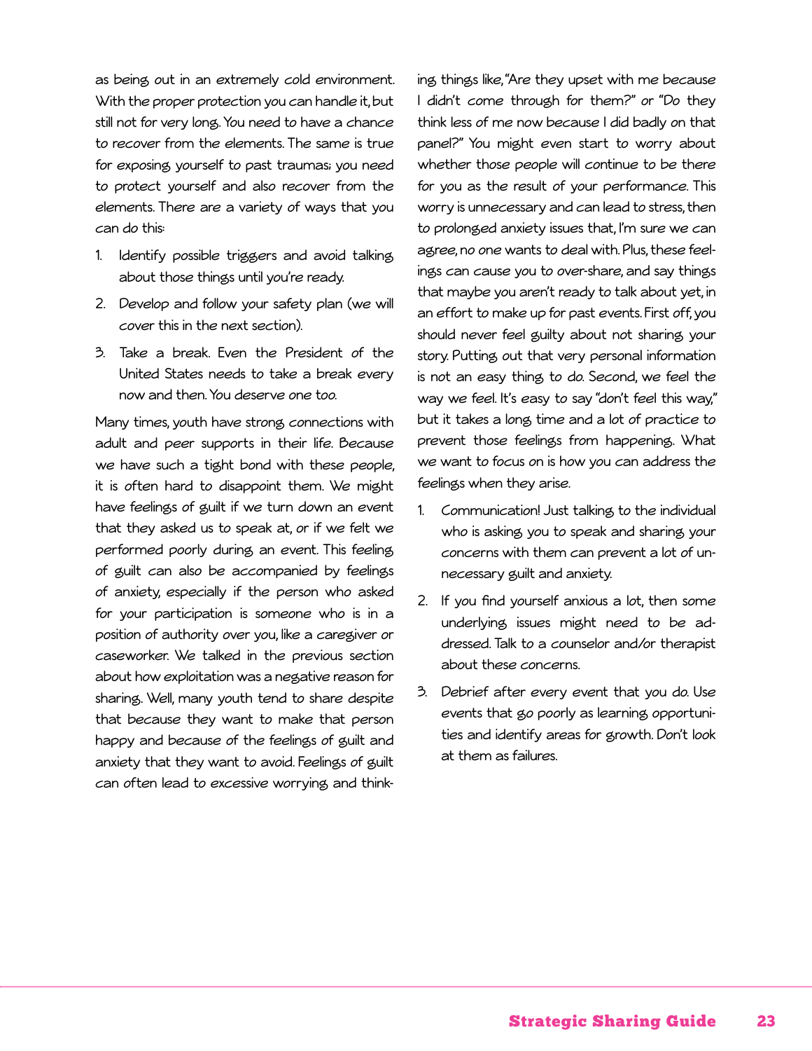as being out in an extremely cold environment. With the proper protection you can handle it, but still not for very long. You need to have a chance to recover from the elements. The same is true for exposing yourself to past traumas; you need to protect yourself and also recover from the elements. There are a variety of ways that you can do this:

1. Identify possible triggers and avoid talking about those things until you're ready.
2. Develop and follow your safety plan (we will cover this in the next section).
3. Take a break. Even the President of the United States needs to take a break every now and then. You deserve one too.

Many times, youth have strong connections with adult and peer supports in their life. Because we have such a tight bond with these people, it is often hard to disappoint them. We might have feelings of guilt if we turn down an event that they asked us to speak at, or if we felt we performed poorly during an event. This feeling of guilt can also be accompanied by feelings of anxiety, especially if the person who asked for your participation is someone who is in a position of authority over you, like a caregiver or caseworker. We talked in the previous section about how exploitation was a negative reason for sharing. Well, many youth tend to share despite that because they want to make that person happy and because of the feelings of guilt and anxiety that they want to avoid. Feelings of guilt can often lead to excessive worrying and thinking things like, "Are they upset with me because I didn't come through for them?" or "Do they think less of me now because I did badly on that panel?" You might even start to worry about whether those people will continue to be there for you as the result of your performance. This worry is unnecessary and can lead to stress, then to prolonged anxiety issues that, I'm sure we can agree, no one wants to deal with. Plus, these feelings can cause you to over-share, and say things that maybe you aren't ready to talk about yet, in an effort to make up for past events. First off, you should never feel guilty about not sharing your story. Putting out that very personal information is not an easy thing to do. Second, we feel the way we feel. It's easy to say "don't feel this way," but it takes a long time and a lot of practice to prevent those feelings from happening. What we want to focus on is how you can address the feelings when they arise.

1. Communication! Just talking to the individual who is asking you to speak and sharing your concerns with them can prevent a lot of unnecessary guilt and anxiety.
2. If you find yourself anxious a lot, then some underlying issues might need to be addressed. Talk to a counselor and/or therapist about these concerns.
3. Debrief after every event that you do. Use events that go poorly as learning opportunities and identify areas for growth. Don't look at them as failures.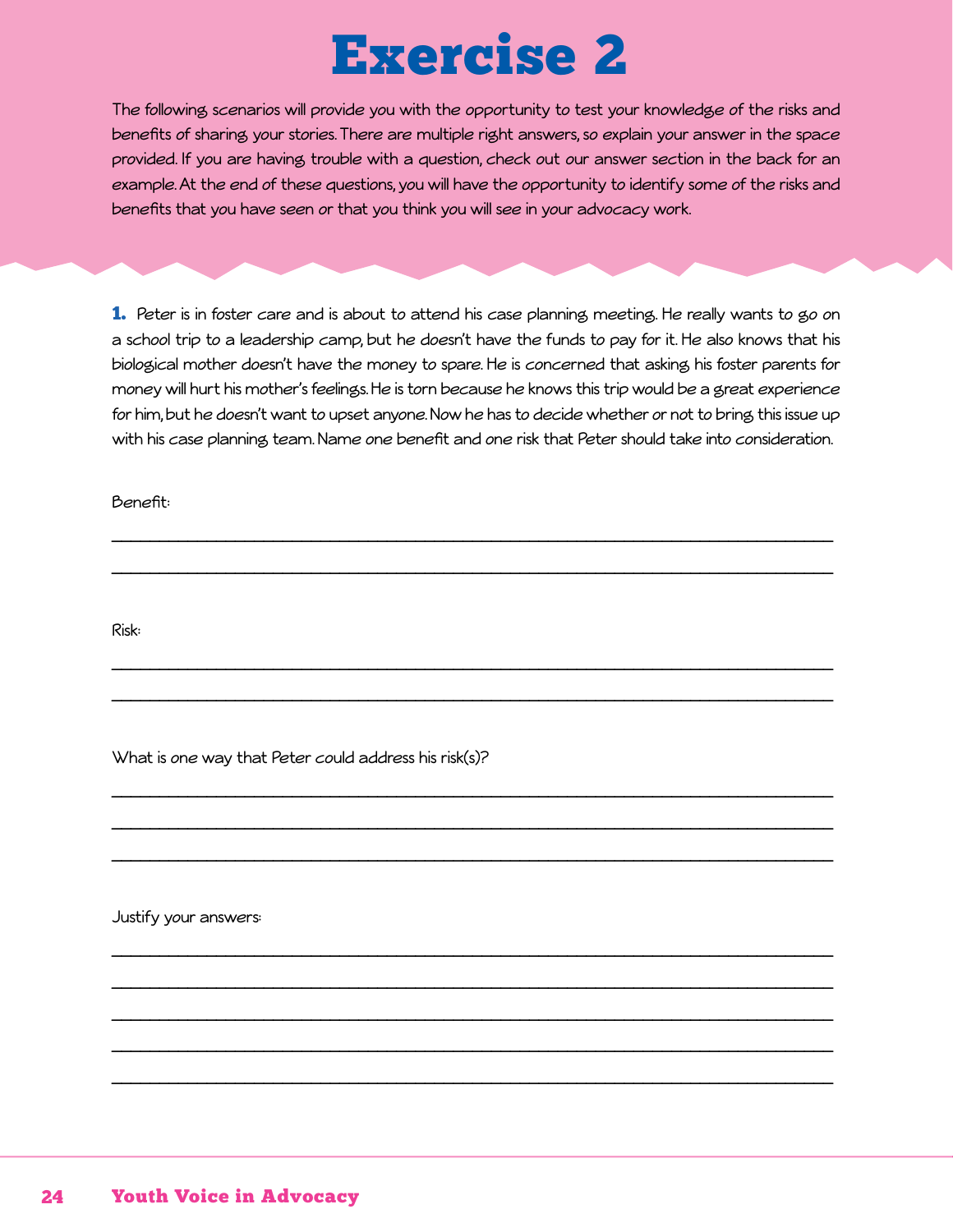# Exercise 2

The following scenarios will provide you with the opportunity to test your knowledge of the risks and benefits of sharing your stories. There are multiple right answers, so explain your answer in the space provided. If you are having trouble with a question, check out our answer section in the back for an example. At the end of these questions, you will have the opportunity to identify some of the risks and benefits that you have seen or that you think you will see in your advocacy work.

**1.** Peter is in foster care and is about to attend his case planning meeting. He really wants to go on a school trip to a leadership camp, but he doesn't have the funds to pay for it. He also knows that his biological mother doesn't have the money to spare. He is concerned that asking his foster parents for money will hurt his mother's feelings. He is torn because he knows this trip would be a great experience for him, but he doesn't want to upset anyone. Now he has to decide whether or not to bring this issue up with his case planning team. Name one benefit and one risk that Peter should take into consideration.

Benefit:

______________________________________________________________________________

______________________________________________________________________________

Risk:

______________________________________________________________________________

______________________________________________________________________________

What is one way that Peter could address his risk(s)?

______________________________________________________________________________

______________________________________________________________________________

______________________________________________________________________________

Justify your answers:

______________________________________________________________________________

______________________________________________________________________________

______________________________________________________________________________

______________________________________________________________________________

______________________________________________________________________________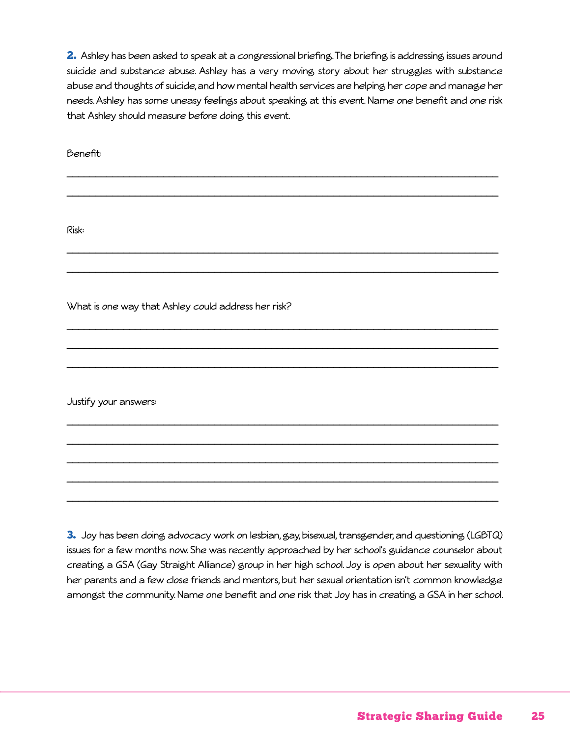**2.** Ashley has been asked to speak at a congressional briefing. The briefing is addressing issues around suicide and substance abuse. Ashley has a very moving story about her struggles with substance abuse and thoughts of suicide, and how mental health services are helping her cope and manage her needs. Ashley has some uneasy feelings about speaking at this event. Name one benefit and one risk that Ashley should measure before doing this event.

Benefit:

\_\_\_\_\_\_\_\_\_\_\_\_\_\_\_\_\_\_\_\_\_\_\_\_\_\_\_\_\_\_\_\_\_\_\_\_\_\_\_\_\_\_\_\_\_\_\_\_\_\_\_\_\_\_\_\_\_\_\_\_\_\_\_\_\_\_\_\_\_\_\_\_\_\_\_\_

\_\_\_\_\_\_\_\_\_\_\_\_\_\_\_\_\_\_\_\_\_\_\_\_\_\_\_\_\_\_\_\_\_\_\_\_\_\_\_\_\_\_\_\_\_\_\_\_\_\_\_\_\_\_\_\_\_\_\_\_\_\_\_\_\_\_\_\_\_\_\_\_\_\_\_\_

Risk:

\_\_\_\_\_\_\_\_\_\_\_\_\_\_\_\_\_\_\_\_\_\_\_\_\_\_\_\_\_\_\_\_\_\_\_\_\_\_\_\_\_\_\_\_\_\_\_\_\_\_\_\_\_\_\_\_\_\_\_\_\_\_\_\_\_\_\_\_\_\_\_\_\_\_\_\_

\_\_\_\_\_\_\_\_\_\_\_\_\_\_\_\_\_\_\_\_\_\_\_\_\_\_\_\_\_\_\_\_\_\_\_\_\_\_\_\_\_\_\_\_\_\_\_\_\_\_\_\_\_\_\_\_\_\_\_\_\_\_\_\_\_\_\_\_\_\_\_\_\_\_\_\_

What is one way that Ashley could address her risk?

\_\_\_\_\_\_\_\_\_\_\_\_\_\_\_\_\_\_\_\_\_\_\_\_\_\_\_\_\_\_\_\_\_\_\_\_\_\_\_\_\_\_\_\_\_\_\_\_\_\_\_\_\_\_\_\_\_\_\_\_\_\_\_\_\_\_\_\_\_\_\_\_\_\_\_\_

\_\_\_\_\_\_\_\_\_\_\_\_\_\_\_\_\_\_\_\_\_\_\_\_\_\_\_\_\_\_\_\_\_\_\_\_\_\_\_\_\_\_\_\_\_\_\_\_\_\_\_\_\_\_\_\_\_\_\_\_\_\_\_\_\_\_\_\_\_\_\_\_\_\_\_\_

\_\_\_\_\_\_\_\_\_\_\_\_\_\_\_\_\_\_\_\_\_\_\_\_\_\_\_\_\_\_\_\_\_\_\_\_\_\_\_\_\_\_\_\_\_\_\_\_\_\_\_\_\_\_\_\_\_\_\_\_\_\_\_\_\_\_\_\_\_\_\_\_\_\_\_\_

Justify your answers:

\_\_\_\_\_\_\_\_\_\_\_\_\_\_\_\_\_\_\_\_\_\_\_\_\_\_\_\_\_\_\_\_\_\_\_\_\_\_\_\_\_\_\_\_\_\_\_\_\_\_\_\_\_\_\_\_\_\_\_\_\_\_\_\_\_\_\_\_\_\_\_\_\_\_\_\_

\_\_\_\_\_\_\_\_\_\_\_\_\_\_\_\_\_\_\_\_\_\_\_\_\_\_\_\_\_\_\_\_\_\_\_\_\_\_\_\_\_\_\_\_\_\_\_\_\_\_\_\_\_\_\_\_\_\_\_\_\_\_\_\_\_\_\_\_\_\_\_\_\_\_\_\_

\_\_\_\_\_\_\_\_\_\_\_\_\_\_\_\_\_\_\_\_\_\_\_\_\_\_\_\_\_\_\_\_\_\_\_\_\_\_\_\_\_\_\_\_\_\_\_\_\_\_\_\_\_\_\_\_\_\_\_\_\_\_\_\_\_\_\_\_\_\_\_\_\_\_\_\_

\_\_\_\_\_\_\_\_\_\_\_\_\_\_\_\_\_\_\_\_\_\_\_\_\_\_\_\_\_\_\_\_\_\_\_\_\_\_\_\_\_\_\_\_\_\_\_\_\_\_\_\_\_\_\_\_\_\_\_\_\_\_\_\_\_\_\_\_\_\_\_\_\_\_\_\_

\_\_\_\_\_\_\_\_\_\_\_\_\_\_\_\_\_\_\_\_\_\_\_\_\_\_\_\_\_\_\_\_\_\_\_\_\_\_\_\_\_\_\_\_\_\_\_\_\_\_\_\_\_\_\_\_\_\_\_\_\_\_\_\_\_\_\_\_\_\_\_\_\_\_\_\_

**3.** Joy has been doing advocacy work on lesbian, gay, bisexual, transgender, and questioning (LGBTQ) issues for a few months now. She was recently approached by her school's guidance counselor about creating a GSA (Gay Straight Alliance) group in her high school. Joy is open about her sexuality with her parents and a few close friends and mentors, but her sexual orientation isn't common knowledge amongst the community. Name one benefit and one risk that Joy has in creating a GSA in her school.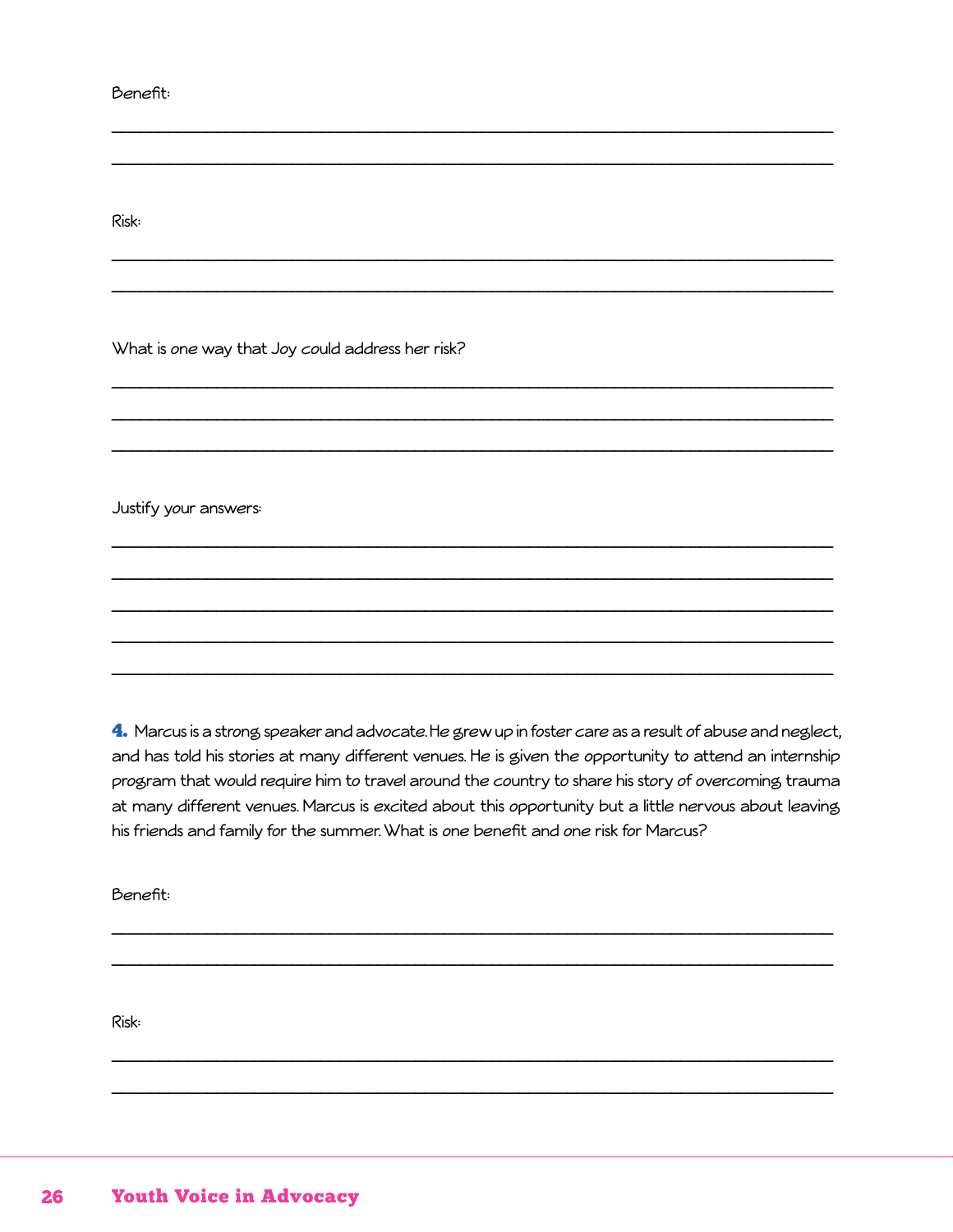Benefit:

\_\_\_\_\_\_\_\_\_\_\_\_\_\_\_\_\_\_\_\_\_\_\_\_\_\_\_\_\_\_\_\_\_\_\_\_\_\_\_\_\_\_\_\_\_\_\_\_\_\_\_\_\_\_\_\_\_\_\_\_\_\_\_\_\_\_\_\_\_\_\_\_\_\_\_\_

\_\_\_\_\_\_\_\_\_\_\_\_\_\_\_\_\_\_\_\_\_\_\_\_\_\_\_\_\_\_\_\_\_\_\_\_\_\_\_\_\_\_\_\_\_\_\_\_\_\_\_\_\_\_\_\_\_\_\_\_\_\_\_\_\_\_\_\_\_\_\_\_\_\_\_\_

Risk:

\_\_\_\_\_\_\_\_\_\_\_\_\_\_\_\_\_\_\_\_\_\_\_\_\_\_\_\_\_\_\_\_\_\_\_\_\_\_\_\_\_\_\_\_\_\_\_\_\_\_\_\_\_\_\_\_\_\_\_\_\_\_\_\_\_\_\_\_\_\_\_\_\_\_\_\_

\_\_\_\_\_\_\_\_\_\_\_\_\_\_\_\_\_\_\_\_\_\_\_\_\_\_\_\_\_\_\_\_\_\_\_\_\_\_\_\_\_\_\_\_\_\_\_\_\_\_\_\_\_\_\_\_\_\_\_\_\_\_\_\_\_\_\_\_\_\_\_\_\_\_\_\_

What is *one* way that Joy could address her risk?

\_\_\_\_\_\_\_\_\_\_\_\_\_\_\_\_\_\_\_\_\_\_\_\_\_\_\_\_\_\_\_\_\_\_\_\_\_\_\_\_\_\_\_\_\_\_\_\_\_\_\_\_\_\_\_\_\_\_\_\_\_\_\_\_\_\_\_\_\_\_\_\_\_\_\_\_

\_\_\_\_\_\_\_\_\_\_\_\_\_\_\_\_\_\_\_\_\_\_\_\_\_\_\_\_\_\_\_\_\_\_\_\_\_\_\_\_\_\_\_\_\_\_\_\_\_\_\_\_\_\_\_\_\_\_\_\_\_\_\_\_\_\_\_\_\_\_\_\_\_\_\_\_

\_\_\_\_\_\_\_\_\_\_\_\_\_\_\_\_\_\_\_\_\_\_\_\_\_\_\_\_\_\_\_\_\_\_\_\_\_\_\_\_\_\_\_\_\_\_\_\_\_\_\_\_\_\_\_\_\_\_\_\_\_\_\_\_\_\_\_\_\_\_\_\_\_\_\_\_

Justify your answers:

\_\_\_\_\_\_\_\_\_\_\_\_\_\_\_\_\_\_\_\_\_\_\_\_\_\_\_\_\_\_\_\_\_\_\_\_\_\_\_\_\_\_\_\_\_\_\_\_\_\_\_\_\_\_\_\_\_\_\_\_\_\_\_\_\_\_\_\_\_\_\_\_\_\_\_\_

\_\_\_\_\_\_\_\_\_\_\_\_\_\_\_\_\_\_\_\_\_\_\_\_\_\_\_\_\_\_\_\_\_\_\_\_\_\_\_\_\_\_\_\_\_\_\_\_\_\_\_\_\_\_\_\_\_\_\_\_\_\_\_\_\_\_\_\_\_\_\_\_\_\_\_\_

\_\_\_\_\_\_\_\_\_\_\_\_\_\_\_\_\_\_\_\_\_\_\_\_\_\_\_\_\_\_\_\_\_\_\_\_\_\_\_\_\_\_\_\_\_\_\_\_\_\_\_\_\_\_\_\_\_\_\_\_\_\_\_\_\_\_\_\_\_\_\_\_\_\_\_\_

\_\_\_\_\_\_\_\_\_\_\_\_\_\_\_\_\_\_\_\_\_\_\_\_\_\_\_\_\_\_\_\_\_\_\_\_\_\_\_\_\_\_\_\_\_\_\_\_\_\_\_\_\_\_\_\_\_\_\_\_\_\_\_\_\_\_\_\_\_\_\_\_\_\_\_\_

\_\_\_\_\_\_\_\_\_\_\_\_\_\_\_\_\_\_\_\_\_\_\_\_\_\_\_\_\_\_\_\_\_\_\_\_\_\_\_\_\_\_\_\_\_\_\_\_\_\_\_\_\_\_\_\_\_\_\_\_\_\_\_\_\_\_\_\_\_\_\_\_\_\_\_\_

**4.** Marcus is a strong speaker and advocate. He grew up in foster care as a result of abuse and neglect, and has told his stories at many different venues. He is given the opportunity to attend an internship program that would require him to travel around the country to share his story of overcoming trauma at many different venues. Marcus is excited about this opportunity but a little nervous about leaving his friends and family for the summer. What is *one* benefit and *one* risk for Marcus?

Benefit:

\_\_\_\_\_\_\_\_\_\_\_\_\_\_\_\_\_\_\_\_\_\_\_\_\_\_\_\_\_\_\_\_\_\_\_\_\_\_\_\_\_\_\_\_\_\_\_\_\_\_\_\_\_\_\_\_\_\_\_\_\_\_\_\_\_\_\_\_\_\_\_\_\_\_\_\_

\_\_\_\_\_\_\_\_\_\_\_\_\_\_\_\_\_\_\_\_\_\_\_\_\_\_\_\_\_\_\_\_\_\_\_\_\_\_\_\_\_\_\_\_\_\_\_\_\_\_\_\_\_\_\_\_\_\_\_\_\_\_\_\_\_\_\_\_\_\_\_\_\_\_\_\_

Risk:

\_\_\_\_\_\_\_\_\_\_\_\_\_\_\_\_\_\_\_\_\_\_\_\_\_\_\_\_\_\_\_\_\_\_\_\_\_\_\_\_\_\_\_\_\_\_\_\_\_\_\_\_\_\_\_\_\_\_\_\_\_\_\_\_\_\_\_\_\_\_\_\_\_\_\_\_

\_\_\_\_\_\_\_\_\_\_\_\_\_\_\_\_\_\_\_\_\_\_\_\_\_\_\_\_\_\_\_\_\_\_\_\_\_\_\_\_\_\_\_\_\_\_\_\_\_\_\_\_\_\_\_\_\_\_\_\_\_\_\_\_\_\_\_\_\_\_\_\_\_\_\_\_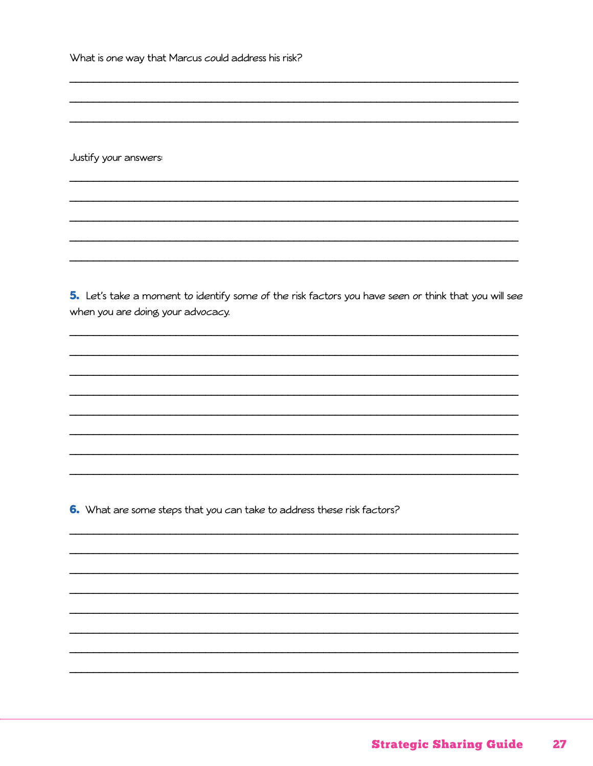What is *one* way that Marcus *could* address his risk?

\_\_\_\_\_\_\_\_\_\_\_\_\_\_\_\_\_\_\_\_\_\_\_\_\_\_\_\_\_\_\_\_\_\_\_\_\_\_\_\_\_\_\_\_\_\_\_\_\_\_\_\_\_\_\_\_\_\_\_\_\_\_\_\_\_\_\_\_\_\_\_\_\_\_\_\_

\_\_\_\_\_\_\_\_\_\_\_\_\_\_\_\_\_\_\_\_\_\_\_\_\_\_\_\_\_\_\_\_\_\_\_\_\_\_\_\_\_\_\_\_\_\_\_\_\_\_\_\_\_\_\_\_\_\_\_\_\_\_\_\_\_\_\_\_\_\_\_\_\_\_\_\_

\_\_\_\_\_\_\_\_\_\_\_\_\_\_\_\_\_\_\_\_\_\_\_\_\_\_\_\_\_\_\_\_\_\_\_\_\_\_\_\_\_\_\_\_\_\_\_\_\_\_\_\_\_\_\_\_\_\_\_\_\_\_\_\_\_\_\_\_\_\_\_\_\_\_\_\_

Justify your answers:

\_\_\_\_\_\_\_\_\_\_\_\_\_\_\_\_\_\_\_\_\_\_\_\_\_\_\_\_\_\_\_\_\_\_\_\_\_\_\_\_\_\_\_\_\_\_\_\_\_\_\_\_\_\_\_\_\_\_\_\_\_\_\_\_\_\_\_\_\_\_\_\_\_\_\_\_

\_\_\_\_\_\_\_\_\_\_\_\_\_\_\_\_\_\_\_\_\_\_\_\_\_\_\_\_\_\_\_\_\_\_\_\_\_\_\_\_\_\_\_\_\_\_\_\_\_\_\_\_\_\_\_\_\_\_\_\_\_\_\_\_\_\_\_\_\_\_\_\_\_\_\_\_

\_\_\_\_\_\_\_\_\_\_\_\_\_\_\_\_\_\_\_\_\_\_\_\_\_\_\_\_\_\_\_\_\_\_\_\_\_\_\_\_\_\_\_\_\_\_\_\_\_\_\_\_\_\_\_\_\_\_\_\_\_\_\_\_\_\_\_\_\_\_\_\_\_\_\_\_

\_\_\_\_\_\_\_\_\_\_\_\_\_\_\_\_\_\_\_\_\_\_\_\_\_\_\_\_\_\_\_\_\_\_\_\_\_\_\_\_\_\_\_\_\_\_\_\_\_\_\_\_\_\_\_\_\_\_\_\_\_\_\_\_\_\_\_\_\_\_\_\_\_\_\_\_

\_\_\_\_\_\_\_\_\_\_\_\_\_\_\_\_\_\_\_\_\_\_\_\_\_\_\_\_\_\_\_\_\_\_\_\_\_\_\_\_\_\_\_\_\_\_\_\_\_\_\_\_\_\_\_\_\_\_\_\_\_\_\_\_\_\_\_\_\_\_\_\_\_\_\_\_

**5.** Let's take a moment to identify some of the risk factors you have seen or think that you will see when you are doing your advocacy.

\_\_\_\_\_\_\_\_\_\_\_\_\_\_\_\_\_\_\_\_\_\_\_\_\_\_\_\_\_\_\_\_\_\_\_\_\_\_\_\_\_\_\_\_\_\_\_\_\_\_\_\_\_\_\_\_\_\_\_\_\_\_\_\_\_\_\_\_\_\_\_\_\_\_\_\_

\_\_\_\_\_\_\_\_\_\_\_\_\_\_\_\_\_\_\_\_\_\_\_\_\_\_\_\_\_\_\_\_\_\_\_\_\_\_\_\_\_\_\_\_\_\_\_\_\_\_\_\_\_\_\_\_\_\_\_\_\_\_\_\_\_\_\_\_\_\_\_\_\_\_\_\_

\_\_\_\_\_\_\_\_\_\_\_\_\_\_\_\_\_\_\_\_\_\_\_\_\_\_\_\_\_\_\_\_\_\_\_\_\_\_\_\_\_\_\_\_\_\_\_\_\_\_\_\_\_\_\_\_\_\_\_\_\_\_\_\_\_\_\_\_\_\_\_\_\_\_\_\_

\_\_\_\_\_\_\_\_\_\_\_\_\_\_\_\_\_\_\_\_\_\_\_\_\_\_\_\_\_\_\_\_\_\_\_\_\_\_\_\_\_\_\_\_\_\_\_\_\_\_\_\_\_\_\_\_\_\_\_\_\_\_\_\_\_\_\_\_\_\_\_\_\_\_\_\_

\_\_\_\_\_\_\_\_\_\_\_\_\_\_\_\_\_\_\_\_\_\_\_\_\_\_\_\_\_\_\_\_\_\_\_\_\_\_\_\_\_\_\_\_\_\_\_\_\_\_\_\_\_\_\_\_\_\_\_\_\_\_\_\_\_\_\_\_\_\_\_\_\_\_\_\_

\_\_\_\_\_\_\_\_\_\_\_\_\_\_\_\_\_\_\_\_\_\_\_\_\_\_\_\_\_\_\_\_\_\_\_\_\_\_\_\_\_\_\_\_\_\_\_\_\_\_\_\_\_\_\_\_\_\_\_\_\_\_\_\_\_\_\_\_\_\_\_\_\_\_\_\_

\_\_\_\_\_\_\_\_\_\_\_\_\_\_\_\_\_\_\_\_\_\_\_\_\_\_\_\_\_\_\_\_\_\_\_\_\_\_\_\_\_\_\_\_\_\_\_\_\_\_\_\_\_\_\_\_\_\_\_\_\_\_\_\_\_\_\_\_\_\_\_\_\_\_\_\_

\_\_\_\_\_\_\_\_\_\_\_\_\_\_\_\_\_\_\_\_\_\_\_\_\_\_\_\_\_\_\_\_\_\_\_\_\_\_\_\_\_\_\_\_\_\_\_\_\_\_\_\_\_\_\_\_\_\_\_\_\_\_\_\_\_\_\_\_\_\_\_\_\_\_\_\_

**6.** What are some steps that you can take to address these risk factors?

\_\_\_\_\_\_\_\_\_\_\_\_\_\_\_\_\_\_\_\_\_\_\_\_\_\_\_\_\_\_\_\_\_\_\_\_\_\_\_\_\_\_\_\_\_\_\_\_\_\_\_\_\_\_\_\_\_\_\_\_\_\_\_\_\_\_\_\_\_\_\_\_\_\_\_\_

\_\_\_\_\_\_\_\_\_\_\_\_\_\_\_\_\_\_\_\_\_\_\_\_\_\_\_\_\_\_\_\_\_\_\_\_\_\_\_\_\_\_\_\_\_\_\_\_\_\_\_\_\_\_\_\_\_\_\_\_\_\_\_\_\_\_\_\_\_\_\_\_\_\_\_\_

\_\_\_\_\_\_\_\_\_\_\_\_\_\_\_\_\_\_\_\_\_\_\_\_\_\_\_\_\_\_\_\_\_\_\_\_\_\_\_\_\_\_\_\_\_\_\_\_\_\_\_\_\_\_\_\_\_\_\_\_\_\_\_\_\_\_\_\_\_\_\_\_\_\_\_\_

\_\_\_\_\_\_\_\_\_\_\_\_\_\_\_\_\_\_\_\_\_\_\_\_\_\_\_\_\_\_\_\_\_\_\_\_\_\_\_\_\_\_\_\_\_\_\_\_\_\_\_\_\_\_\_\_\_\_\_\_\_\_\_\_\_\_\_\_\_\_\_\_\_\_\_\_

\_\_\_\_\_\_\_\_\_\_\_\_\_\_\_\_\_\_\_\_\_\_\_\_\_\_\_\_\_\_\_\_\_\_\_\_\_\_\_\_\_\_\_\_\_\_\_\_\_\_\_\_\_\_\_\_\_\_\_\_\_\_\_\_\_\_\_\_\_\_\_\_\_\_\_\_

\_\_\_\_\_\_\_\_\_\_\_\_\_\_\_\_\_\_\_\_\_\_\_\_\_\_\_\_\_\_\_\_\_\_\_\_\_\_\_\_\_\_\_\_\_\_\_\_\_\_\_\_\_\_\_\_\_\_\_\_\_\_\_\_\_\_\_\_\_\_\_\_\_\_\_\_

\_\_\_\_\_\_\_\_\_\_\_\_\_\_\_\_\_\_\_\_\_\_\_\_\_\_\_\_\_\_\_\_\_\_\_\_\_\_\_\_\_\_\_\_\_\_\_\_\_\_\_\_\_\_\_\_\_\_\_\_\_\_\_\_\_\_\_\_\_\_\_\_\_\_\_\_

\_\_\_\_\_\_\_\_\_\_\_\_\_\_\_\_\_\_\_\_\_\_\_\_\_\_\_\_\_\_\_\_\_\_\_\_\_\_\_\_\_\_\_\_\_\_\_\_\_\_\_\_\_\_\_\_\_\_\_\_\_\_\_\_\_\_\_\_\_\_\_\_\_\_\_\_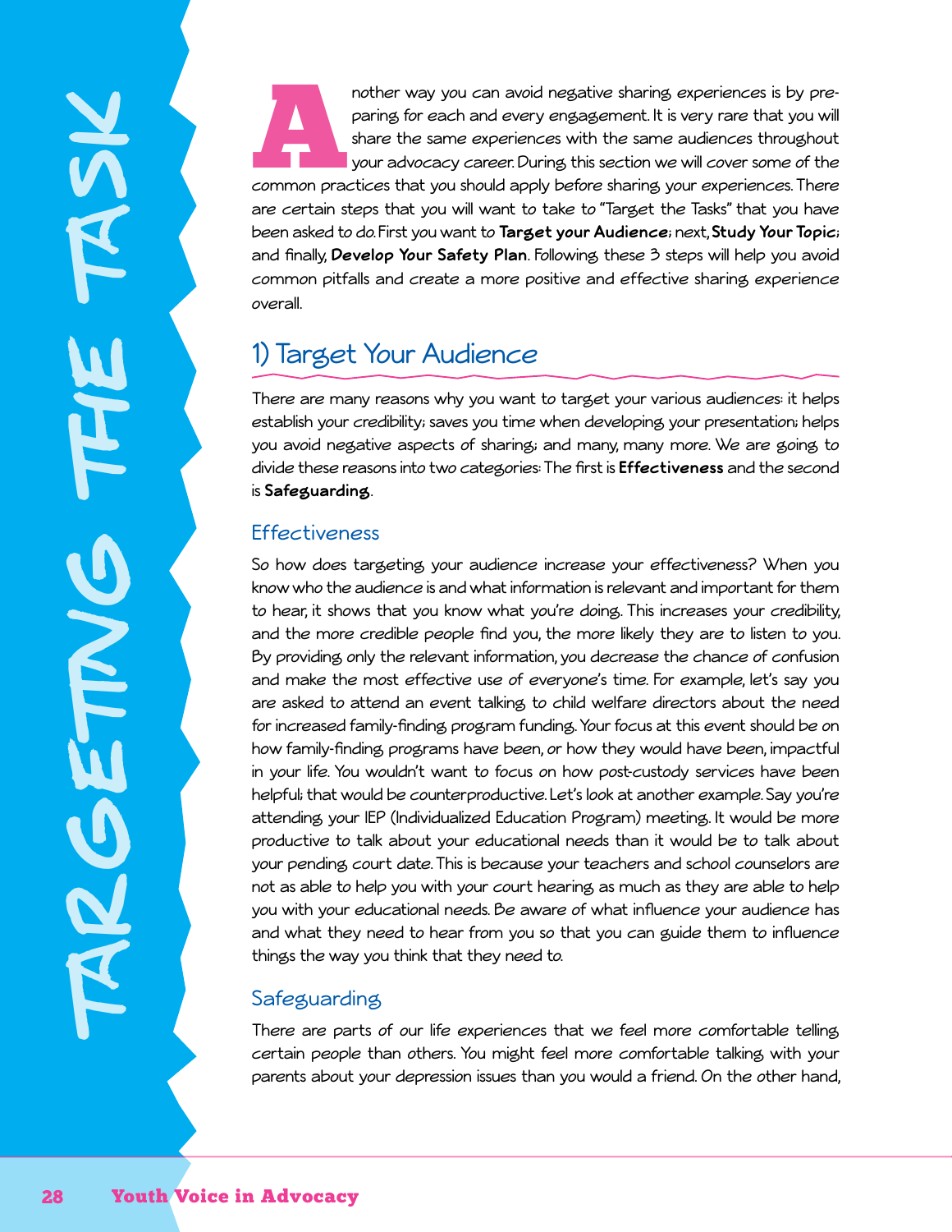# TARGETING THE TASK

Another way you can avoid negative sharing experiences is by preparing for each and every engagement. It is very rare that you will share the same experiences with the same audiences throughout your advocacy career. During this section we will cover some of the common practices that you should apply before sharing your experiences. There are certain steps that you will want to take to "Target the Tasks" that you have been asked to do. First you want to **Target your Audience**; next, **Study Your Topic**; and finally, **Develop Your Safety Plan**. Following these 3 steps will help you avoid common pitfalls and create a more positive and effective sharing experience overall.

## 1) Target Your Audience

There are many reasons why you want to target your various audiences: it helps establish your credibility; saves you time when developing your presentation; helps you avoid negative aspects of sharing; and many, many more. We are going to divide these reasons into two categories: The first is **Effectiveness** and the second is **Safeguarding**.

### Effectiveness

So how does targeting your audience increase your effectiveness? When you know who the audience is and what information is relevant and important for them to hear, it shows that you know what you're doing. This increases your credibility, and the more credible people find you, the more likely they are to listen to you. By providing only the relevant information, you decrease the chance of confusion and make the most effective use of everyone's time. For example, let's say you are asked to attend an event talking to child welfare directors about the need for increased family-finding program funding. Your focus at this event should be on how family-finding programs have been, or how they would have been, impactful in your life. You wouldn't want to focus on how post-custody services have been helpful; that would be counterproductive. Let's look at another example. Say you're attending your IEP (Individualized Education Program) meeting. It would be more productive to talk about your educational needs than it would be to talk about your pending court date. This is because your teachers and school counselors are not as able to help you with your court hearing as much as they are able to help you with your educational needs. Be aware of what influence your audience has and what they need to hear from you so that you can guide them to influence things the way you think that they need to.

### Safeguarding

There are parts of our life experiences that we feel more comfortable telling certain people than others. You might feel more comfortable talking with your parents about your depression issues than you would a friend. On the other hand,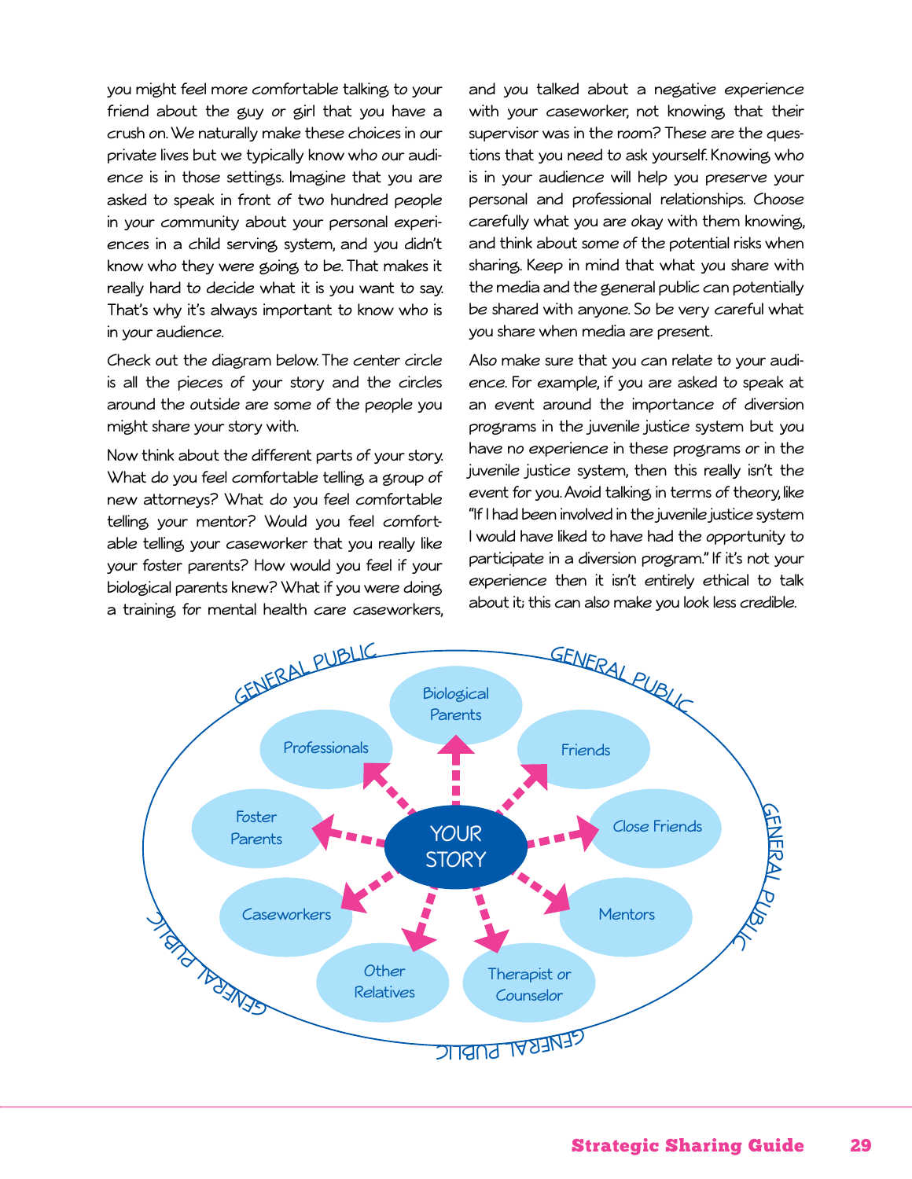you might feel more comfortable talking to your friend about the guy or girl that you have a crush on. We naturally make these choices in our private lives but we typically know who our audience is in those settings. Imagine that you are asked to speak in front of two hundred people in your community about your personal experiences in a child serving system, and you didn't know who they were going to be. That makes it really hard to decide what it is you want to say. That's why it's always important to know who is in your audience.

Check out the diagram below. The center circle is all the pieces of your story and the circles around the outside are some of the people you might share your story with.

Now think about the different parts of your story. What do you feel comfortable telling a group of new attorneys? What do you feel comfortable telling your mentor? Would you feel comfortable telling your caseworker that you really like your foster parents? How would you feel if your biological parents knew? What if you were doing a training for mental health care caseworkers, and you talked about a negative experience with your caseworker, not knowing that their supervisor was in the room? These are the questions that you need to ask yourself. Knowing who is in your audience will help you preserve your personal and professional relationships. Choose carefully what you are okay with them knowing, and think about some of the potential risks when sharing. Keep in mind that what you share with the media and the general public can potentially be shared with anyone. So be very careful what you share when media are present.

Also make sure that you can relate to your audience. For example, if you are asked to speak at an event around the importance of diversion programs in the juvenile justice system but you have no experience in these programs or in the juvenile justice system, then this really isn't the event for you. Avoid talking in terms of theory, like "If I had been involved in the juvenile justice system I would have liked to have had the opportunity to participate in a diversion program." If it's not your experience then it isn't entirely ethical to talk about it; this can also make you look less credible.

YOUR STORY → Biological Parents, Friends, Close Friends, Mentors, Therapist or Counselor, Other Relatives, Caseworkers, Foster Parents, Professionals

GENERAL PUBLIC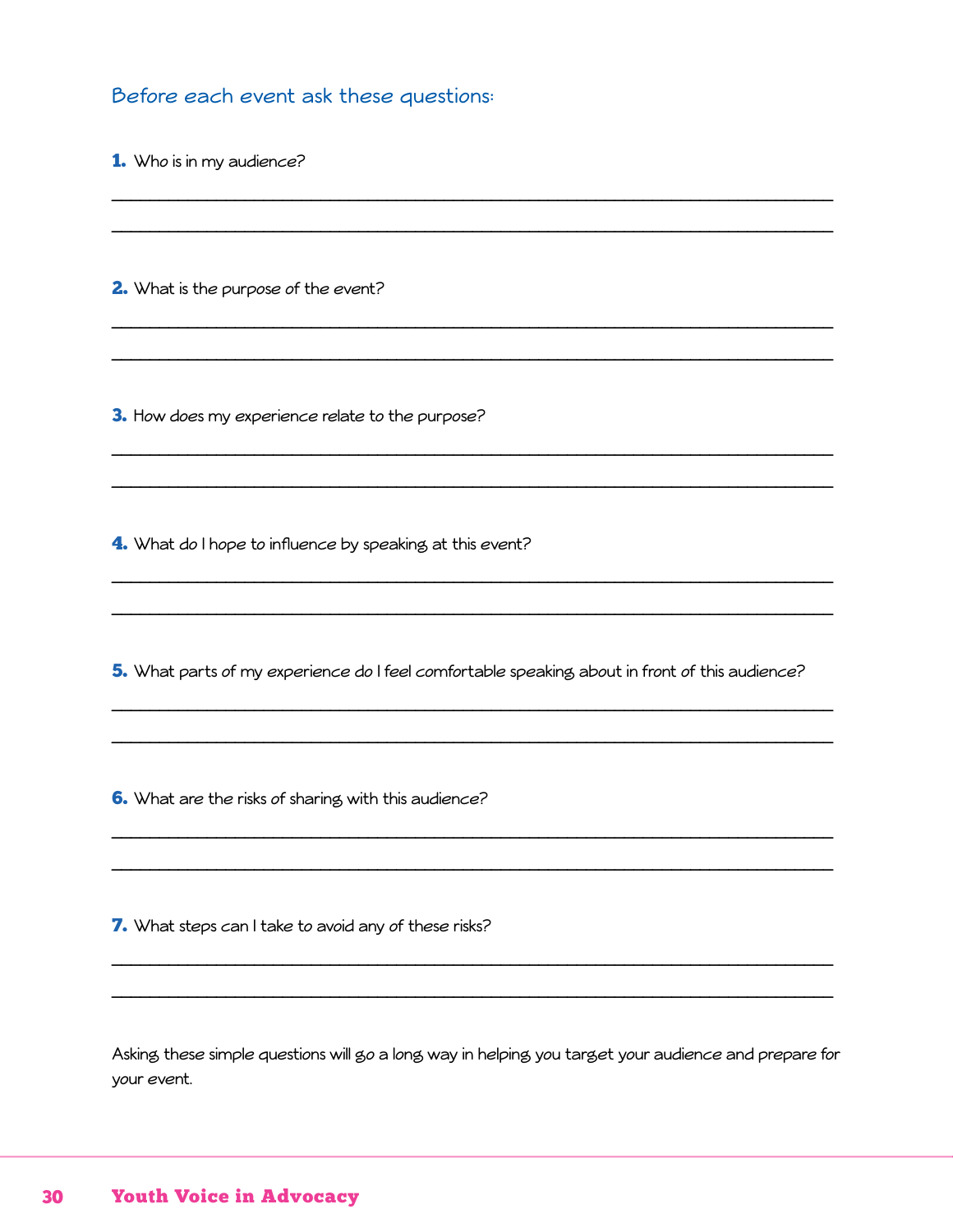## Before each event ask these questions:

**1.** Who is in my audience?

______________________________________________________________________________

______________________________________________________________________________

**2.** What is the purpose of the event?

______________________________________________________________________________

______________________________________________________________________________

**3.** How does my experience relate to the purpose?

______________________________________________________________________________

______________________________________________________________________________

**4.** What do I hope to influence by speaking at this event?

______________________________________________________________________________

______________________________________________________________________________

**5.** What parts of my experience do I feel comfortable speaking about in front of this audience?

______________________________________________________________________________

______________________________________________________________________________

**6.** What are the risks of sharing with this audience?

______________________________________________________________________________

______________________________________________________________________________

**7.** What steps can I take to avoid any of these risks?

______________________________________________________________________________

______________________________________________________________________________

Asking these simple questions will go a long way in helping you target your audience and prepare for your event.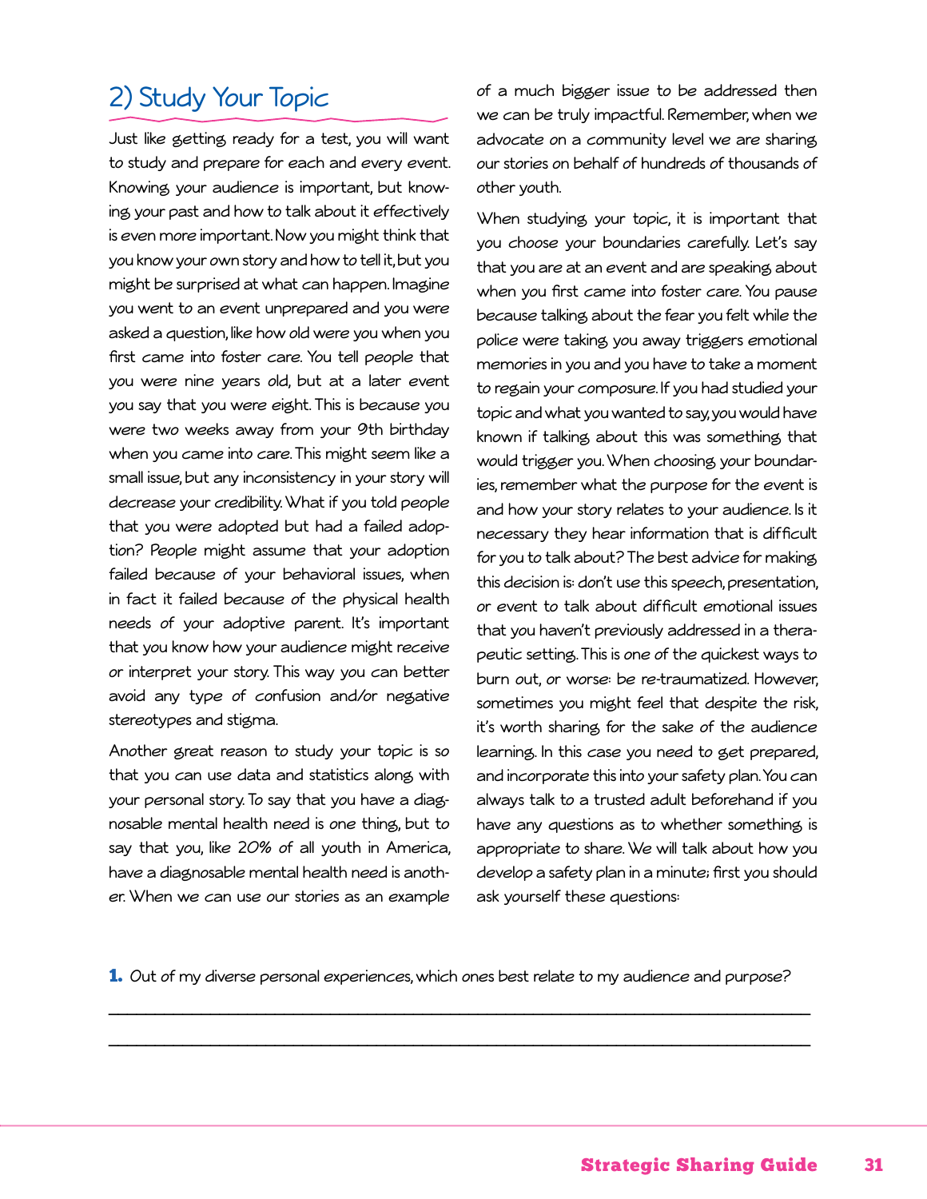## 2) Study Your Topic

Just like getting ready for a test, you will want to study and prepare for each and every event. Knowing your audience is important, but knowing your past and how to talk about it effectively is even more important. Now you might think that you know your own story and how to tell it, but you might be surprised at what can happen. Imagine you went to an event unprepared and you were asked a question, like how old were you when you first came into foster care. You tell people that you were nine years old, but at a later event you say that you were eight. This is because you were two weeks away from your 9th birthday when you came into care. This might seem like a small issue, but any inconsistency in your story will decrease your credibility. What if you told people that you were adopted but had a failed adoption? People might assume that your adoption failed because of your behavioral issues, when in fact it failed because of the physical health needs of your adoptive parent. It's important that you know how your audience might receive or interpret your story. This way you can better avoid any type of confusion and/or negative stereotypes and stigma.

Another great reason to study your topic is so that you can use data and statistics along with your personal story. To say that you have a diagnosable mental health need is one thing, but to say that you, like 20% of all youth in America, have a diagnosable mental health need is another. When we can use our stories as an example of a much bigger issue to be addressed then we can be truly impactful. Remember, when we advocate on a community level we are sharing our stories on behalf of hundreds of thousands of other youth.

When studying your topic, it is important that you choose your boundaries carefully. Let's say that you are at an event and are speaking about when you first came into foster care. You pause because talking about the fear you felt while the police were taking you away triggers emotional memories in you and you have to take a moment to regain your composure. If you had studied your topic and what you wanted to say, you would have known if talking about this was something that would trigger you. When choosing your boundaries, remember what the purpose for the event is and how your story relates to your audience. Is it necessary they hear information that is difficult for you to talk about? The best advice for making this decision is: don't use this speech, presentation, or event to talk about difficult emotional issues that you haven't previously addressed in a therapeutic setting. This is one of the quickest ways to burn out, or worse: be re-traumatized. However, sometimes you might feel that despite the risk, it's worth sharing for the sake of the audience learning. In this case you need to get prepared, and incorporate this into your safety plan. You can always talk to a trusted adult beforehand if you have any questions as to whether something is appropriate to share. We will talk about how you develop a safety plan in a minute; first you should ask yourself these questions:

**1.** Out of my diverse personal experiences, which ones best relate to my audience and purpose?

\_\_\_\_\_\_\_\_\_\_\_\_\_\_\_\_\_\_\_\_\_\_\_\_\_\_\_\_\_\_\_\_\_\_\_\_\_\_\_\_\_\_\_\_\_\_\_\_\_\_\_\_\_\_\_\_\_\_\_\_\_\_\_\_\_\_\_\_\_\_\_\_\_\_\_\_

\_\_\_\_\_\_\_\_\_\_\_\_\_\_\_\_\_\_\_\_\_\_\_\_\_\_\_\_\_\_\_\_\_\_\_\_\_\_\_\_\_\_\_\_\_\_\_\_\_\_\_\_\_\_\_\_\_\_\_\_\_\_\_\_\_\_\_\_\_\_\_\_\_\_\_\_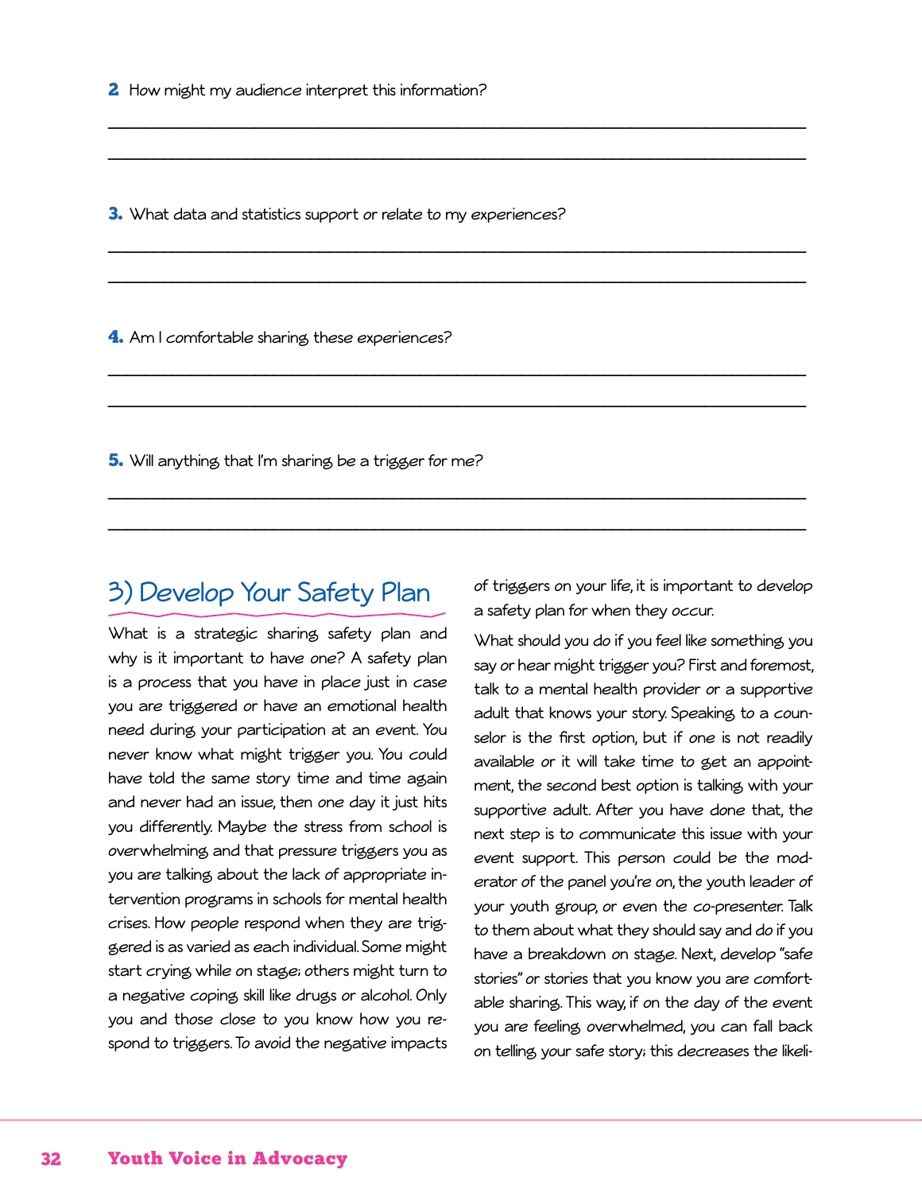**2** How might my audience interpret this information?

\_\_\_\_\_\_\_\_\_\_\_\_\_\_\_\_\_\_\_\_\_\_\_\_\_\_\_\_\_\_\_\_\_\_\_\_\_\_\_\_\_\_\_\_\_\_\_\_\_\_\_\_\_\_\_\_\_\_\_\_

\_\_\_\_\_\_\_\_\_\_\_\_\_\_\_\_\_\_\_\_\_\_\_\_\_\_\_\_\_\_\_\_\_\_\_\_\_\_\_\_\_\_\_\_\_\_\_\_\_\_\_\_\_\_\_\_\_\_\_\_

**3.** What data and statistics support or relate to my experiences?

\_\_\_\_\_\_\_\_\_\_\_\_\_\_\_\_\_\_\_\_\_\_\_\_\_\_\_\_\_\_\_\_\_\_\_\_\_\_\_\_\_\_\_\_\_\_\_\_\_\_\_\_\_\_\_\_\_\_\_\_

\_\_\_\_\_\_\_\_\_\_\_\_\_\_\_\_\_\_\_\_\_\_\_\_\_\_\_\_\_\_\_\_\_\_\_\_\_\_\_\_\_\_\_\_\_\_\_\_\_\_\_\_\_\_\_\_\_\_\_\_

**4.** Am I comfortable sharing these experiences?

\_\_\_\_\_\_\_\_\_\_\_\_\_\_\_\_\_\_\_\_\_\_\_\_\_\_\_\_\_\_\_\_\_\_\_\_\_\_\_\_\_\_\_\_\_\_\_\_\_\_\_\_\_\_\_\_\_\_\_\_

\_\_\_\_\_\_\_\_\_\_\_\_\_\_\_\_\_\_\_\_\_\_\_\_\_\_\_\_\_\_\_\_\_\_\_\_\_\_\_\_\_\_\_\_\_\_\_\_\_\_\_\_\_\_\_\_\_\_\_\_

**5.** Will anything that I'm sharing be a trigger for me?

\_\_\_\_\_\_\_\_\_\_\_\_\_\_\_\_\_\_\_\_\_\_\_\_\_\_\_\_\_\_\_\_\_\_\_\_\_\_\_\_\_\_\_\_\_\_\_\_\_\_\_\_\_\_\_\_\_\_\_\_

\_\_\_\_\_\_\_\_\_\_\_\_\_\_\_\_\_\_\_\_\_\_\_\_\_\_\_\_\_\_\_\_\_\_\_\_\_\_\_\_\_\_\_\_\_\_\_\_\_\_\_\_\_\_\_\_\_\_\_\_

## 3) Develop Your Safety Plan

What is a strategic sharing safety plan and why is it important to have one? A safety plan is a process that you have in place just in case you are triggered or have an emotional health need during your participation at an event. You never know what might trigger you. You could have told the same story time and time again and never had an issue, then one day it just hits you differently. Maybe the stress from school is overwhelming and that pressure triggers you as you are talking about the lack of appropriate intervention programs in schools for mental health crises. How people respond when they are triggered is as varied as each individual. Some might start crying while on stage; others might turn to a negative coping skill like drugs or alcohol. Only you and those close to you know how you respond to triggers. To avoid the negative impacts of triggers on your life, it is important to develop a safety plan for when they occur.

What should you do if you feel like something you say or hear might trigger you? First and foremost, talk to a mental health provider or a supportive adult that knows your story. Speaking to a counselor is the first option, but if one is not readily available or it will take time to get an appointment, the second best option is talking with your supportive adult. After you have done that, the next step is to communicate this issue with your event support. This person could be the moderator of the panel you're on, the youth leader of your youth group, or even the co-presenter. Talk to them about what they should say and do if you have a breakdown on stage. Next, develop "safe stories" or stories that you know you are comfortable sharing. This way, if on the day of the event you are feeling overwhelmed, you can fall back on telling your safe story; this decreases the likeli-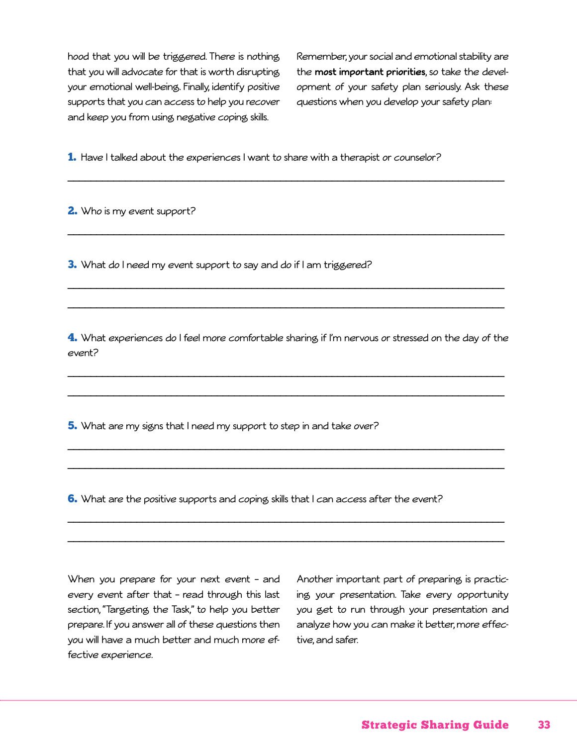hood that you will be triggered. There is nothing that you will advocate for that is worth disrupting your emotional well-being. Finally, identify positive supports that you can access to help you recover and keep you from using negative coping skills.

Remember, your social and emotional stability are the **most important priorities**, so take the development of your safety plan seriously. Ask these questions when you develop your safety plan:

**1.** Have I talked about the experiences I want to share with a therapist or counselor?

______________________________________________________________________

**2.** Who is my event support?

______________________________________________________________________

**3.** What do I need my event support to say and do if I am triggered?

______________________________________________________________________

______________________________________________________________________

**4.** What experiences do I feel more comfortable sharing if I'm nervous or stressed on the day of the event?

______________________________________________________________________

______________________________________________________________________

**5.** What are my signs that I need my support to step in and take over?

______________________________________________________________________

______________________________________________________________________

**6.** What are the positive supports and coping skills that I can access after the event?

______________________________________________________________________

______________________________________________________________________

When you prepare for your next event – and every event after that – read through this last section, "Targeting the Task," to help you better prepare. If you answer all of these questions then you will have a much better and much more effective experience.

Another important part of preparing is practicing your presentation. Take every opportunity you get to run through your presentation and analyze how you can make it better, more effective, and safer.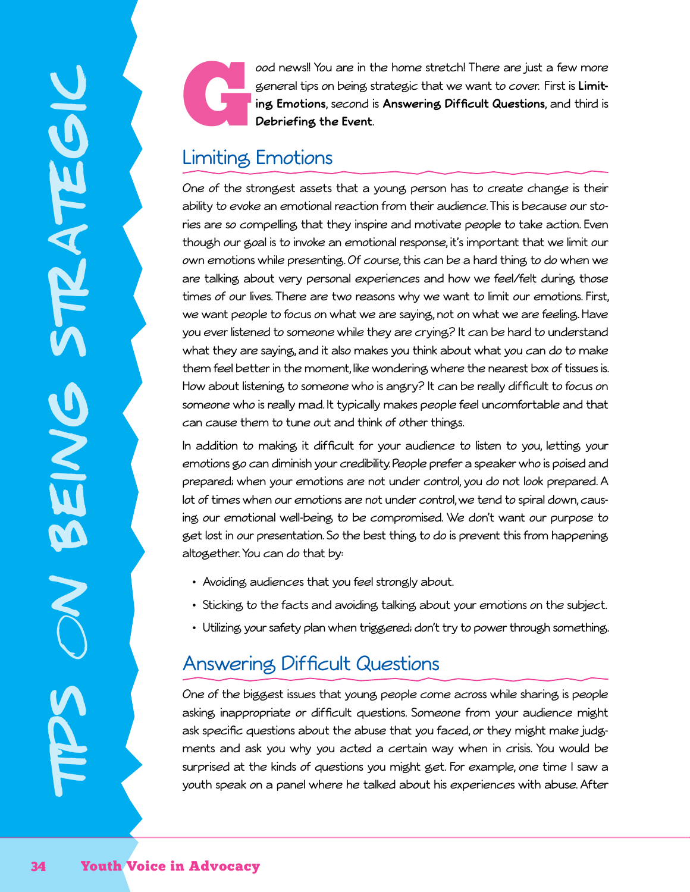Good news!! You are in the home stretch! There are just a few more general tips on being strategic that we want to cover. First is **Limiting Emotions**, second is **Answering Difficult Questions**, and third is **Debriefing the Event**.

## Limiting Emotions

One of the strongest assets that a young person has to create change is their ability to evoke an emotional reaction from their audience. This is because our stories are so compelling that they inspire and motivate people to take action. Even though our goal is to invoke an emotional response, it's important that we limit our own emotions while presenting. Of course, this can be a hard thing to do when we are talking about very personal experiences and how we feel/felt during those times of our lives. There are two reasons why we want to limit our emotions. First, we want people to focus on what we are saying, not on what we are feeling. Have you ever listened to someone while they are crying? It can be hard to understand what they are saying, and it also makes you think about what you can do to make them feel better in the moment, like wondering where the nearest box of tissues is. How about listening to someone who is angry? It can be really difficult to focus on someone who is really mad. It typically makes people feel uncomfortable and that can cause them to tune out and think of other things.

In addition to making it difficult for your audience to listen to you, letting your emotions go can diminish your credibility. People prefer a speaker who is poised and prepared; when your emotions are not under control, you do not look prepared. A lot of times when our emotions are not under control, we tend to spiral down, causing our emotional well-being to be compromised. We don't want our purpose to get lost in our presentation. So the best thing to do is prevent this from happening altogether. You can do that by:

- Avoiding audiences that you feel strongly about.
- Sticking to the facts and avoiding talking about your emotions on the subject.
- Utilizing your safety plan when triggered; don't try to power through something.

## Answering Difficult Questions

One of the biggest issues that young people come across while sharing is people asking inappropriate or difficult questions. Someone from your audience might ask specific questions about the abuse that you faced, or they might make judgments and ask you why you acted a certain way when in crisis. You would be surprised at the kinds of questions you might get. For example, one time I saw a youth speak on a panel where he talked about his experiences with abuse. After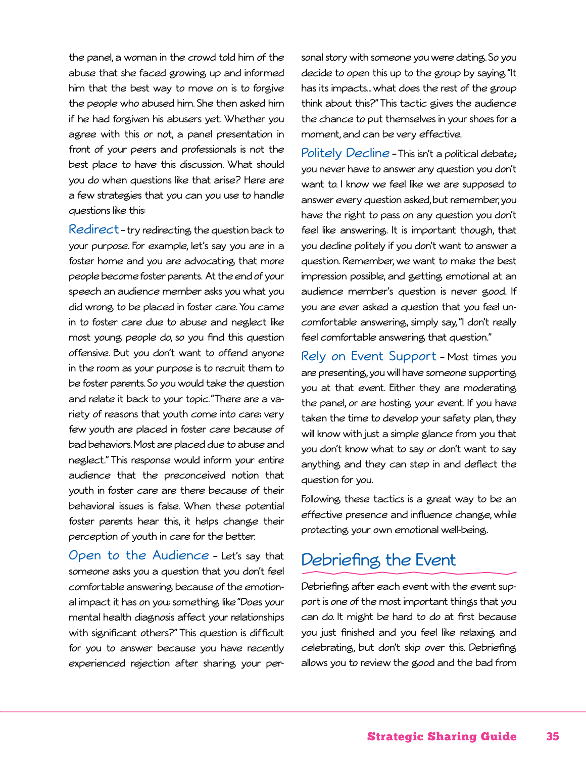the panel, a woman in the crowd told him of the abuse that she faced growing up and informed him that the best way to move on is to forgive the people who abused him. She then asked him if he had forgiven his abusers yet. Whether you agree with this or not, a panel presentation in front of your peers and professionals is not the best place to have this discussion. What should you do when questions like that arise? Here are a few strategies that you can you use to handle questions like this:

**Redirect** – try redirecting the question back to your purpose. For example, let's say you are in a foster home and you are advocating that more people become foster parents. At the end of your speech an audience member asks you what you did wrong to be placed in foster care. You came in to foster care due to abuse and neglect like most young people do, so you find this question offensive. But you don't want to offend anyone in the room as your purpose is to recruit them to be foster parents. So you would take the question and relate it back to your topic. "There are a variety of reasons that youth come into care; very few youth are placed in foster care because of bad behaviors. Most are placed due to abuse and neglect." This response would inform your entire audience that the preconceived notion that youth in foster care are there because of their behavioral issues is false. When these potential foster parents hear this, it helps change their perception of youth in care for the better.

**Open to the Audience** – Let's say that someone asks you a question that you don't feel comfortable answering because of the emotional impact it has on you; something like "Does your mental health diagnosis affect your relationships with significant others?" This question is difficult for you to answer because you have recently experienced rejection after sharing your personal story with someone you were dating. So you decide to open this up to the group by saying "It has its impacts... what does the rest of the group think about this?" This tactic gives the audience the chance to put themselves in your shoes for a moment, and can be very effective.

**Politely Decline** – This isn't a political debate; you never have to answer any question you don't want to. I know we feel like we are supposed to answer every question asked, but remember, you have the right to pass on any question you don't feel like answering. It is important though, that you decline politely if you don't want to answer a question. Remember, we want to make the best impression possible, and getting emotional at an audience member's question is never good. If you are ever asked a question that you feel uncomfortable answering, simply say, "I don't really feel comfortable answering that question."

**Rely on Event Support** – Most times you are presenting, you will have someone supporting you at that event. Either they are moderating the panel, or are hosting your event. If you have taken the time to develop your safety plan, they will know with just a simple glance from you that you don't know what to say or don't want to say anything and they can step in and deflect the question for you.

Following these tactics is a great way to be an effective presence and influence change, while protecting your own emotional well-being.

## Debriefing the Event

Debriefing after each event with the event support is one of the most important things that you can do. It might be hard to do at first because you just finished and you feel like relaxing and celebrating, but don't skip over this. Debriefing allows you to review the good and the bad from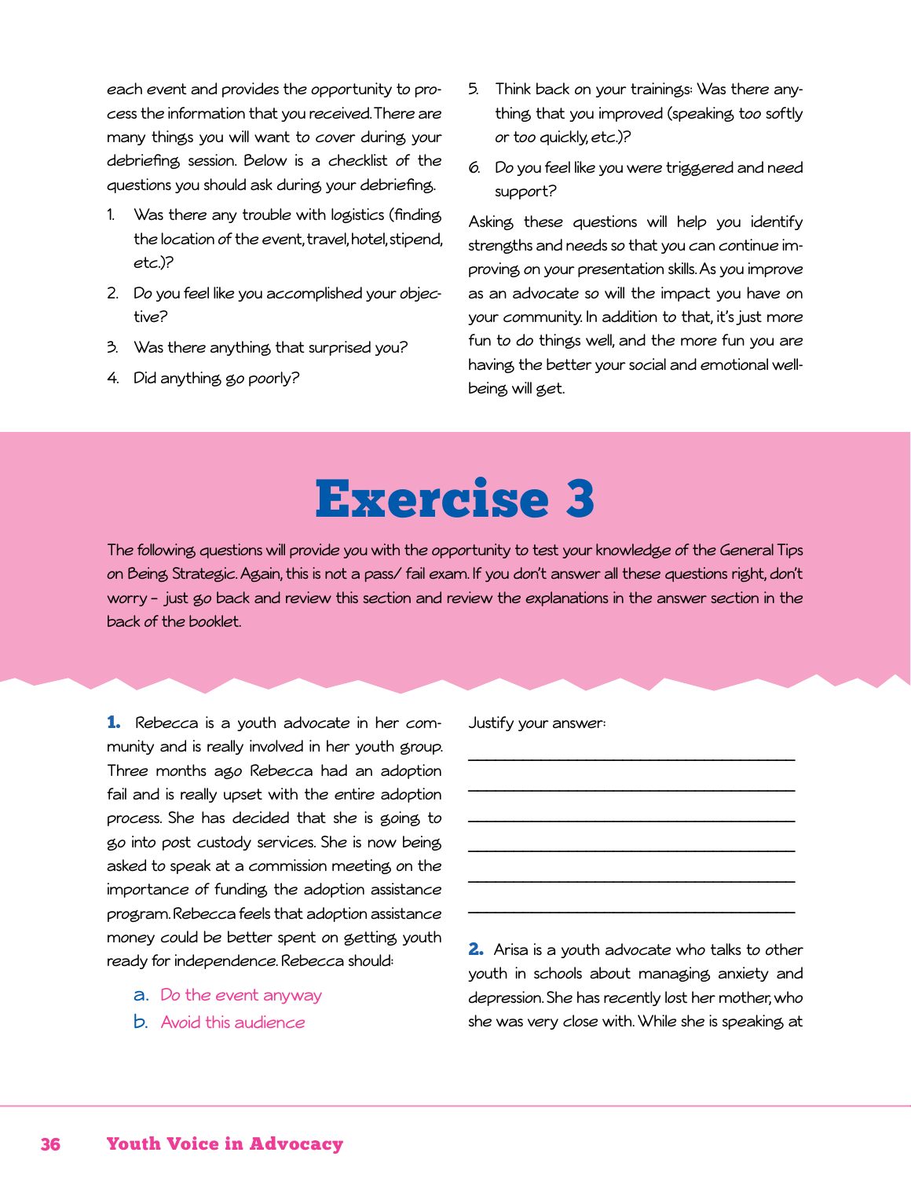each event and provides the opportunity to process the information that you received. There are many things you will want to cover during your debriefing session. Below is a checklist of the questions you should ask during your debriefing.

1. Was there any trouble with logistics (finding the location of the event, travel, hotel, stipend, etc.)?
2. Do you feel like you accomplished your objective?
3. Was there anything that surprised you?
4. Did anything go poorly?
5. Think back on your trainings: Was there anything that you improved (speaking too softly or too quickly, etc.)?
6. Do you feel like you were triggered and need support?

Asking these questions will help you identify strengths and needs so that you can continue improving on your presentation skills. As you improve as an advocate so will the impact you have on your community. In addition to that, it's just more fun to do things well, and the more fun you are having the better your social and emotional wellbeing will get.

# Exercise 3

The following questions will provide you with the opportunity to test your knowledge of the General Tips on Being Strategic. Again, this is not a pass/ fail exam. If you don't answer all these questions right, don't worry – just go back and review this section and review the explanations in the answer section in the back of the booklet.

**1.** Rebecca is a youth advocate in her community and is really involved in her youth group. Three months ago Rebecca had an adoption fail and is really upset with the entire adoption process. She has decided that she is going to go into post custody services. She is now being asked to speak at a commission meeting on the importance of funding the adoption assistance program. Rebecca feels that adoption assistance money could be better spent on getting youth ready for independence. Rebecca should:

a. Do the event anyway
b. Avoid this audience

Justify your answer:

______________________________________

______________________________________

______________________________________

______________________________________

______________________________________

______________________________________

**2.** Arisa is a youth advocate who talks to other youth in schools about managing anxiety and depression. She has recently lost her mother, who she was very close with. While she is speaking at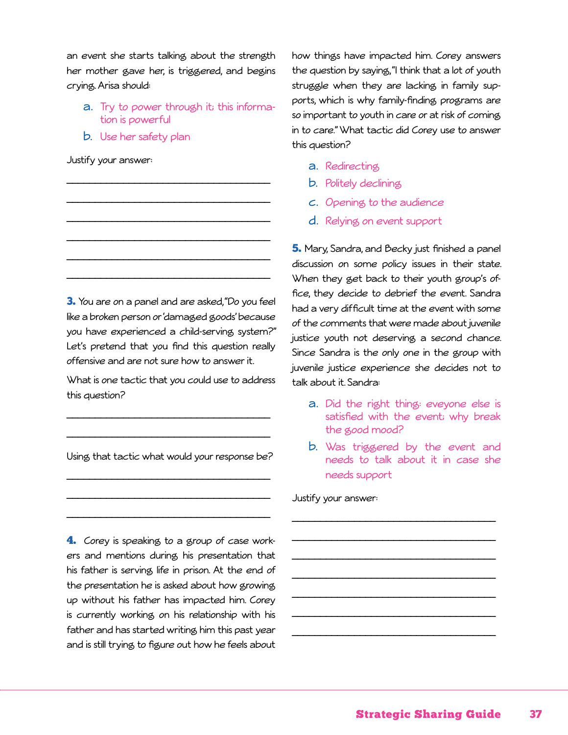an event she starts talking about the strength her mother gave her, is triggered, and begins crying. Arisa should:

a. Try to power through it; this information is powerful

b. Use her safety plan

Justify your answer:

______________________________________

______________________________________

______________________________________

______________________________________

______________________________________

______________________________________

**3.** You are on a panel and are asked, "Do you feel like a broken person or 'damaged goods' because you have experienced a child-serving system?" Let's pretend that you find this question really offensive and are not sure how to answer it.

What is one tactic that you could use to address this question?

______________________________________

______________________________________

Using that tactic what would your response be?

______________________________________

______________________________________

______________________________________

**4.** Corey is speaking to a group of case workers and mentions during his presentation that his father is serving life in prison. At the end of the presentation he is asked about how growing up without his father has impacted him. Corey is currently working on his relationship with his father and has started writing him this past year and is still trying to figure out how he feels about how things have impacted him. Corey answers the question by saying, "I think that a lot of youth struggle when they are lacking in family supports, which is why family-finding programs are so important to youth in care or at risk of coming in to care." What tactic did Corey use to answer this question?

a. Redirecting

b. Politely declining

c. Opening to the audience

d. Relying on event support

**5.** Mary, Sandra, and Becky just finished a panel discussion on some policy issues in their state. When they get back to their youth group's office, they decide to debrief the event. Sandra had a very difficult time at the event with some of the comments that were made about juvenile justice youth not deserving a second chance. Since Sandra is the only one in the group with juvenile justice experience she decides not to talk about it. Sandra:

a. Did the right thing: eveyone else is satisfied with the event; why break the good mood?

b. Was triggered by the event and needs to talk about it in case she needs support

Justify your answer:

______________________________________

______________________________________

______________________________________

______________________________________

______________________________________

______________________________________

______________________________________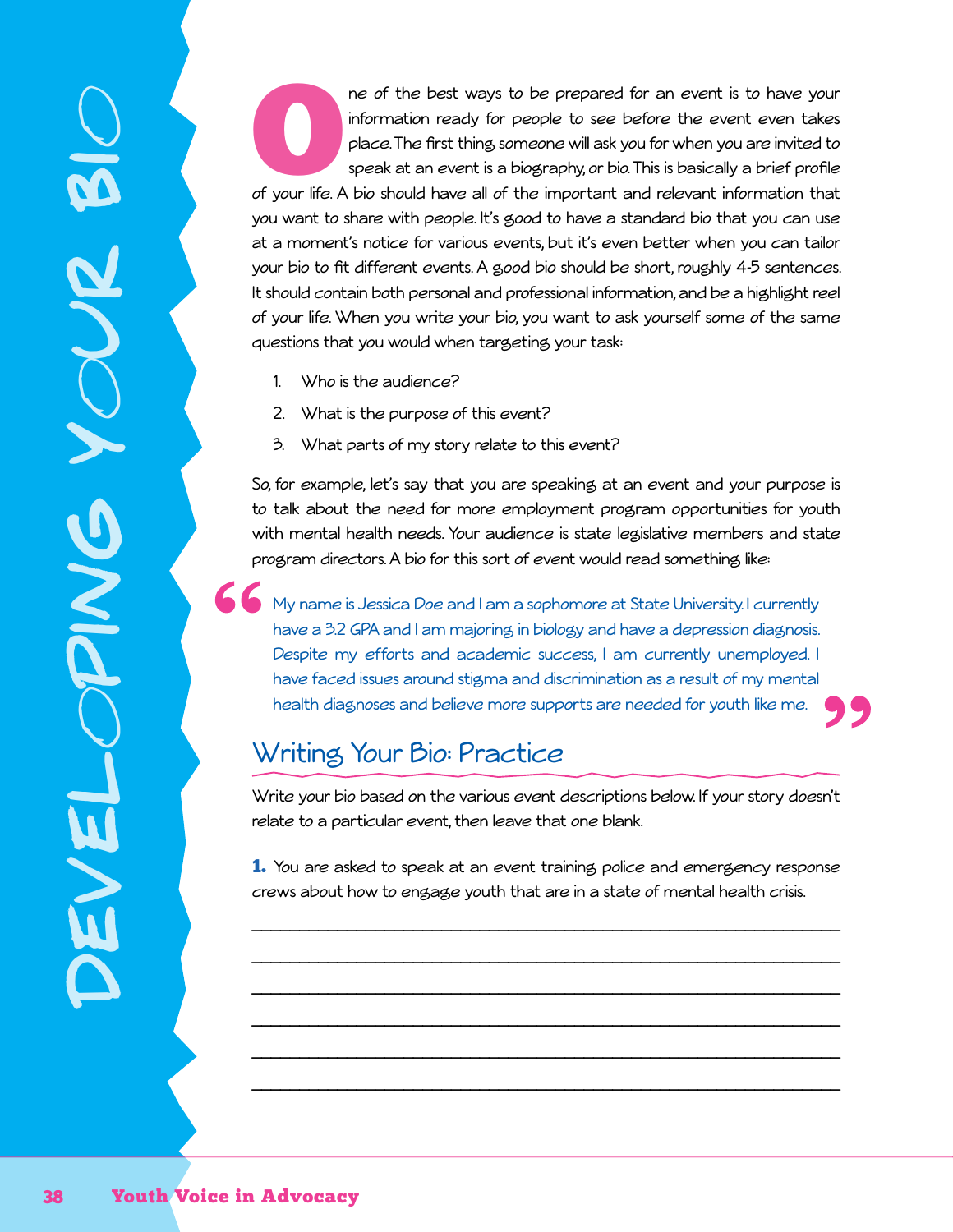# Developing Your Bio

One of the best ways to be prepared for an event is to have your information ready for people to see before the event even takes place. The first thing someone will ask you for when you are invited to speak at an event is a biography, or bio. This is basically a brief profile of your life. A bio should have all of the important and relevant information that you want to share with people. It's good to have a standard bio that you can use at a moment's notice for various events, but it's even better when you can tailor your bio to fit different events. A good bio should be short, roughly 4-5 sentences. It should contain both personal and professional information, and be a highlight reel of your life. When you write your bio, you want to ask yourself some of the same questions that you would when targeting your task:

1. Who is the audience?
2. What is the purpose of this event?
3. What parts of my story relate to this event?

So, for example, let's say that you are speaking at an event and your purpose is to talk about the need for more employment program opportunities for youth with mental health needs. Your audience is state legislative members and state program directors. A bio for this sort of event would read something like:

> "My name is Jessica Doe and I am a sophomore at State University. I currently have a 3.2 GPA and I am majoring in biology and have a depression diagnosis. Despite my efforts and academic success, I am currently unemployed. I have faced issues around stigma and discrimination as a result of my mental health diagnoses and believe more supports are needed for youth like me."

## Writing Your Bio: Practice

Write your bio based on the various event descriptions below. If your story doesn't relate to a particular event, then leave that one blank.

**1.** You are asked to speak at an event training police and emergency response crews about how to engage youth that are in a state of mental health crisis.

______________________________________________________________________

______________________________________________________________________

______________________________________________________________________

______________________________________________________________________

______________________________________________________________________

______________________________________________________________________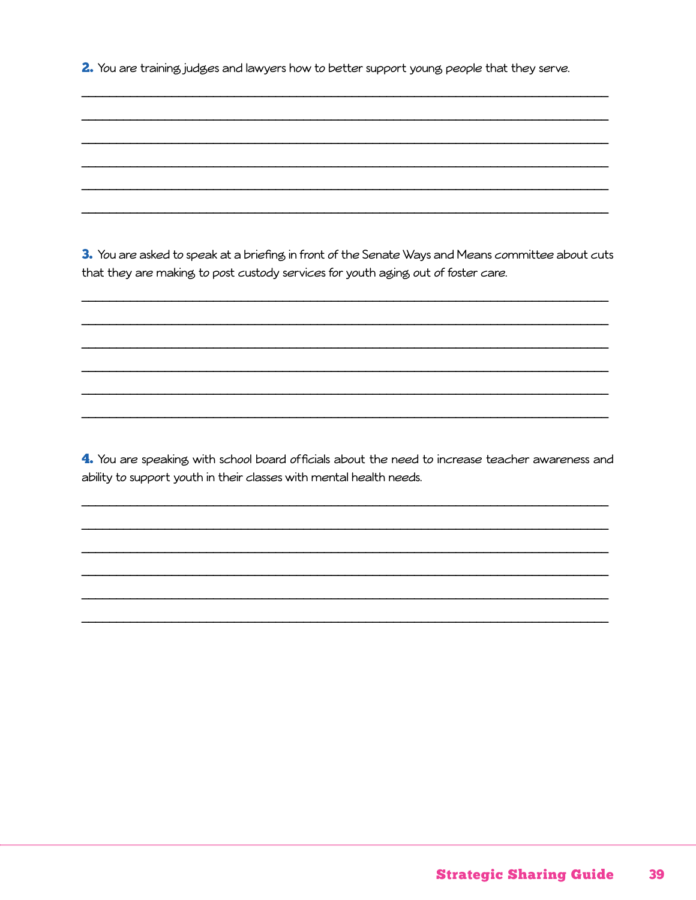**2.** You are training judges and lawyers how to better support young people that they serve.

______________________________________________________________________________

______________________________________________________________________________

______________________________________________________________________________

______________________________________________________________________________

______________________________________________________________________________

______________________________________________________________________________

**3.** You are asked to speak at a briefing in front of the Senate Ways and Means committee about cuts that they are making to post custody services for youth aging out of foster care.

______________________________________________________________________________

______________________________________________________________________________

______________________________________________________________________________

______________________________________________________________________________

______________________________________________________________________________

______________________________________________________________________________

**4.** You are speaking with school board officials about the need to increase teacher awareness and ability to support youth in their classes with mental health needs.

______________________________________________________________________________

______________________________________________________________________________

______________________________________________________________________________

______________________________________________________________________________

______________________________________________________________________________

______________________________________________________________________________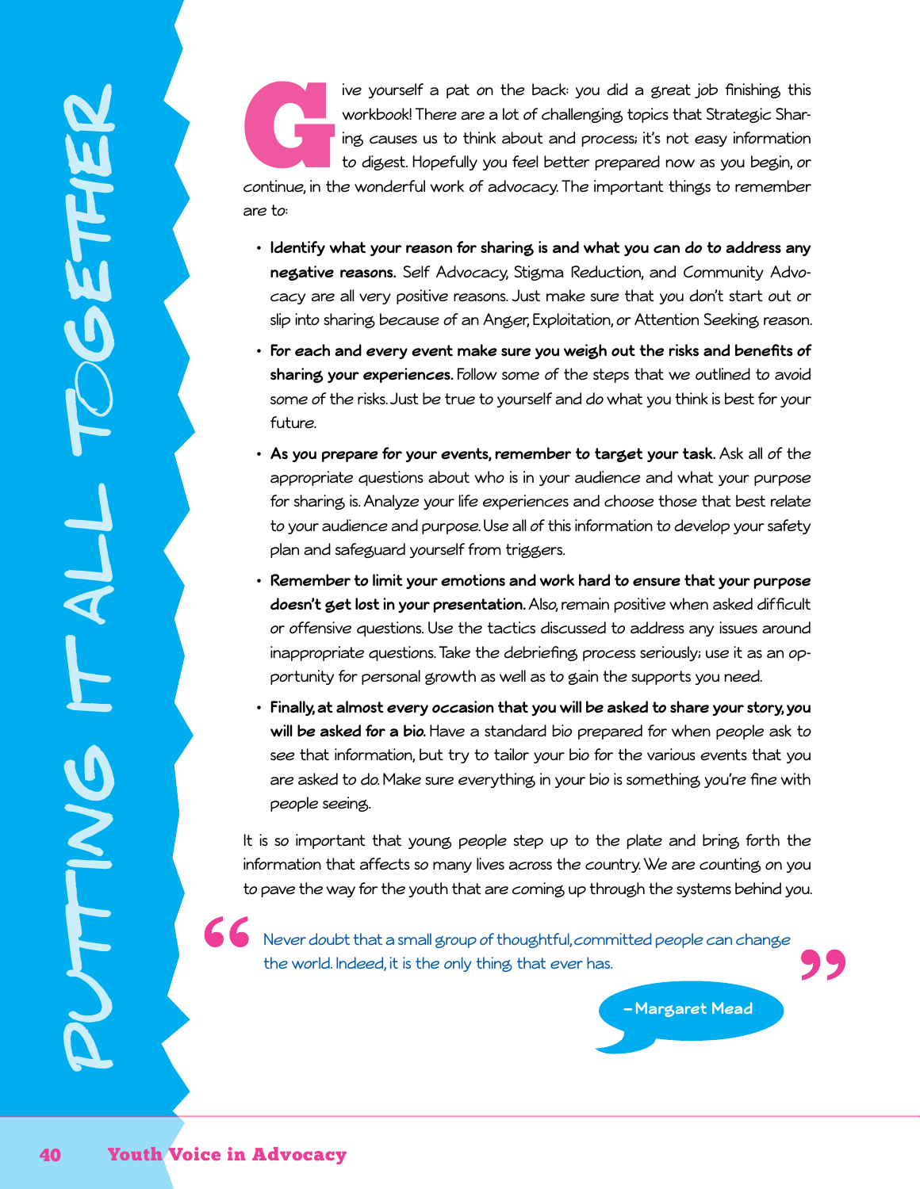# PUTTING IT ALL TOGETHER

Give yourself a pat on the back: you did a great job finishing this workbook! There are a lot of challenging topics that Strategic Sharing causes us to think about and process; it's not easy information to digest. Hopefully you feel better prepared now as you begin, or continue, in the wonderful work of advocacy. The important things to remember are to:

- **Identify what your reason for sharing is and what you can do to address any negative reasons.** Self Advocacy, Stigma Reduction, and Community Advocacy are all very positive reasons. Just make sure that you don't start out or slip into sharing because of an Anger, Exploitation, or Attention Seeking reason.
- **For each and every event make sure you weigh out the risks and benefits of sharing your experiences.** Follow some of the steps that we outlined to avoid some of the risks. Just be true to yourself and do what you think is best for your future.
- **As you prepare for your events, remember to target your task.** Ask all of the appropriate questions about who is in your audience and what your purpose for sharing is. Analyze your life experiences and choose those that best relate to your audience and purpose. Use all of this information to develop your safety plan and safeguard yourself from triggers.
- **Remember to limit your emotions and work hard to ensure that your purpose doesn't get lost in your presentation.** Also, remain positive when asked difficult or offensive questions. Use the tactics discussed to address any issues around inappropriate questions. Take the debriefing process seriously; use it as an opportunity for personal growth as well as to gain the supports you need.
- **Finally, at almost every occasion that you will be asked to share your story, you will be asked for a bio.** Have a standard bio prepared for when people ask to see that information, but try to tailor your bio for the various events that you are asked to do. Make sure everything in your bio is something you're fine with people seeing.

It is so important that young people step up to the plate and bring forth the information that affects so many lives across the country. We are counting on you to pave the way for the youth that are coming up through the systems behind you.

> "Never doubt that a small group of thoughtful, committed people can change the world. Indeed, it is the only thing that ever has."
>
> – Margaret Mead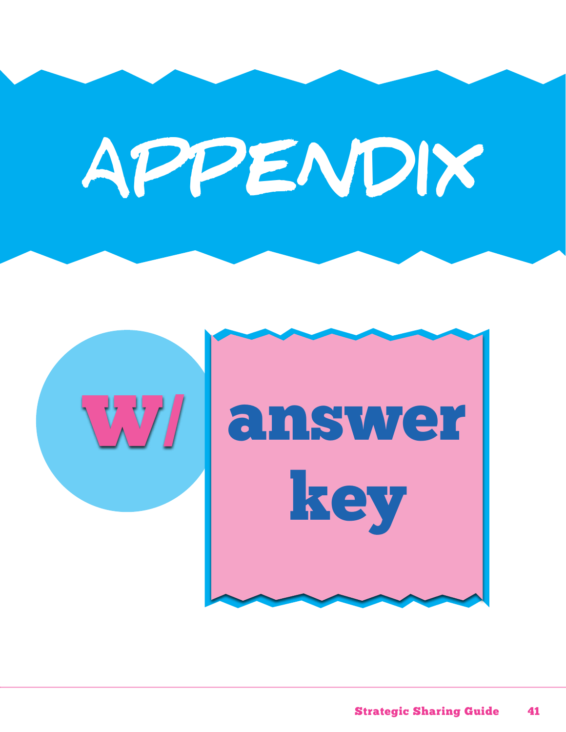# APPENDIX

## w/ answer key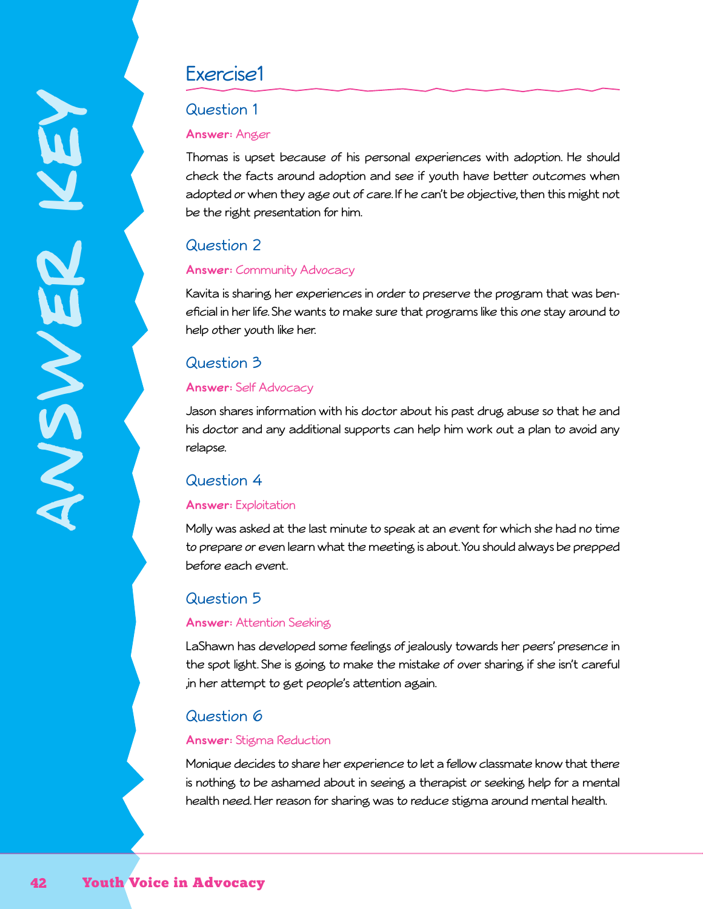# ANSWER KEY

## Exercise1

### Question 1

**Answer:** Anger

Thomas is upset because of his personal experiences with adoption. He should check the facts around adoption and see if youth have better outcomes when adopted or when they age out of care. If he can't be objective, then this might not be the right presentation for him.

### Question 2

**Answer:** Community Advocacy

Kavita is sharing her experiences in order to preserve the program that was beneficial in her life. She wants to make sure that programs like this one stay around to help other youth like her.

### Question 3

**Answer:** Self Advocacy

Jason shares information with his doctor about his past drug abuse so that he and his doctor and any additional supports can help him work out a plan to avoid any relapse.

### Question 4

**Answer:** Exploitation

Molly was asked at the last minute to speak at an event for which she had no time to prepare or even learn what the meeting is about. You should always be prepped before each event.

### Question 5

**Answer:** Attention Seeking

LaShawn has developed some feelings of jealously towards her peers' presence in the spot light. She is going to make the mistake of over sharing if she isn't careful ,in her attempt to get people's attention again.

### Question 6

**Answer:** Stigma Reduction

Monique decides to share her experience to let a fellow classmate know that there is nothing to be ashamed about in seeing a therapist or seeking help for a mental health need. Her reason for sharing was to reduce stigma around mental health.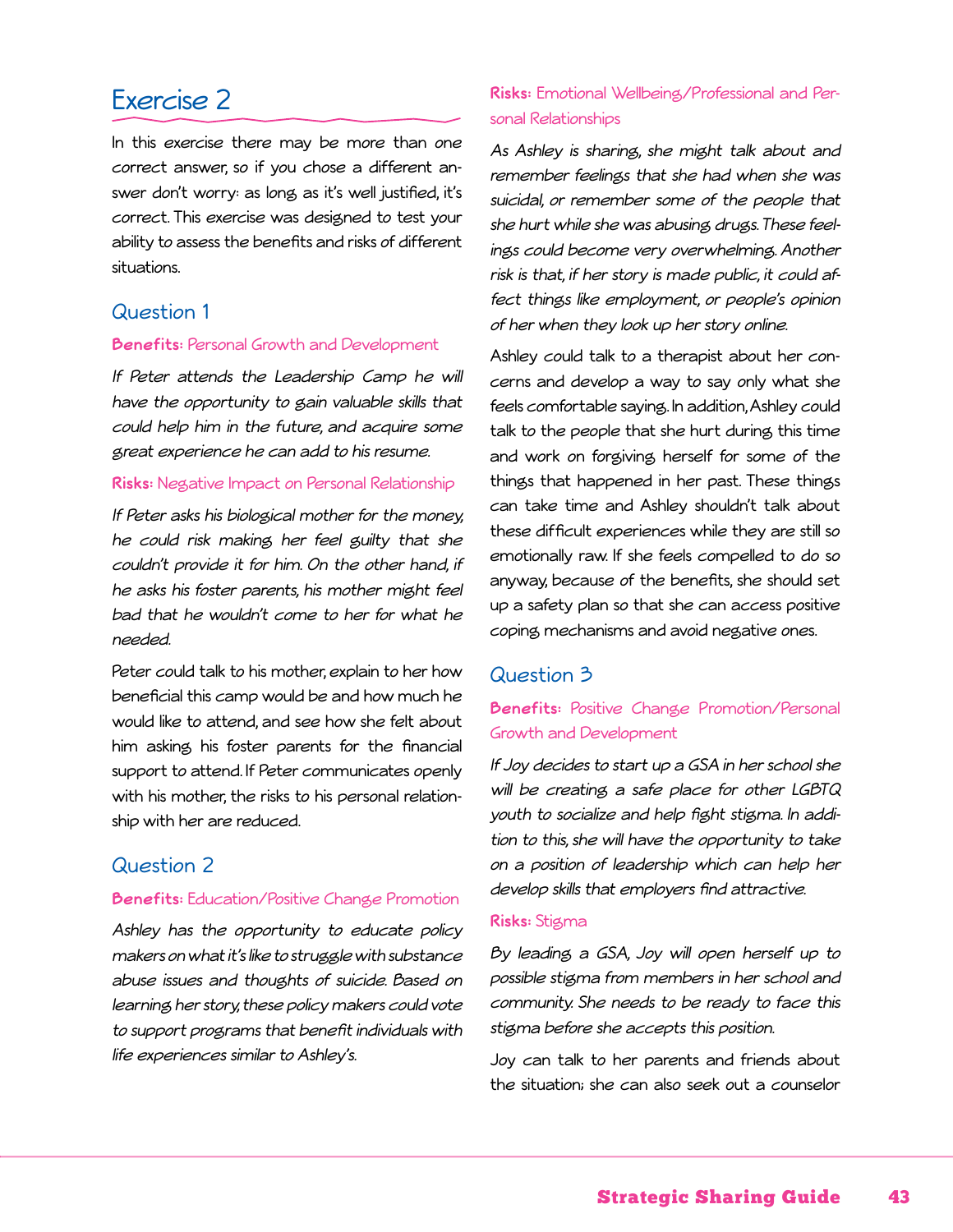## Exercise 2

In this exercise there may be more than one correct answer, so if you chose a different answer don't worry: as long as it's well justified, it's correct. This exercise was designed to test your ability to assess the benefits and risks of different situations.

### Question 1

**Benefits:** Personal Growth and Development

*If Peter attends the Leadership Camp he will have the opportunity to gain valuable skills that could help him in the future, and acquire some great experience he can add to his resume.*

**Risks:** Negative Impact on Personal Relationship

*If Peter asks his biological mother for the money, he could risk making her feel guilty that she couldn't provide it for him. On the other hand, if he asks his foster parents, his mother might feel bad that he wouldn't come to her for what he needed.*

Peter could talk to his mother, explain to her how beneficial this camp would be and how much he would like to attend, and see how she felt about him asking his foster parents for the financial support to attend. If Peter communicates openly with his mother, the risks to his personal relationship with her are reduced.

### Question 2

**Benefits:** Education/Positive Change Promotion

*Ashley has the opportunity to educate policy makers on what it's like to struggle with substance abuse issues and thoughts of suicide. Based on learning her story, these policy makers could vote to support programs that benefit individuals with life experiences similar to Ashley's.*

**Risks:** Emotional Wellbeing/Professional and Personal Relationships

*As Ashley is sharing, she might talk about and remember feelings that she had when she was suicidal, or remember some of the people that she hurt while she was abusing drugs. These feelings could become very overwhelming. Another risk is that, if her story is made public, it could affect things like employment, or people's opinion of her when they look up her story online.*

Ashley could talk to a therapist about her concerns and develop a way to say only what she feels comfortable saying. In addition, Ashley could talk to the people that she hurt during this time and work on forgiving herself for some of the things that happened in her past. These things can take time and Ashley shouldn't talk about these difficult experiences while they are still so emotionally raw. If she feels compelled to do so anyway, because of the benefits, she should set up a safety plan so that she can access positive coping mechanisms and avoid negative ones.

### Question 3

**Benefits:** Positive Change Promotion/Personal Growth and Development

*If Joy decides to start up a GSA in her school she will be creating a safe place for other LGBTQ youth to socialize and help fight stigma. In addition to this, she will have the opportunity to take on a position of leadership which can help her develop skills that employers find attractive.*

**Risks:** Stigma

*By leading a GSA, Joy will open herself up to possible stigma from members in her school and community. She needs to be ready to face this stigma before she accepts this position.*

Joy can talk to her parents and friends about the situation; she can also seek out a counselor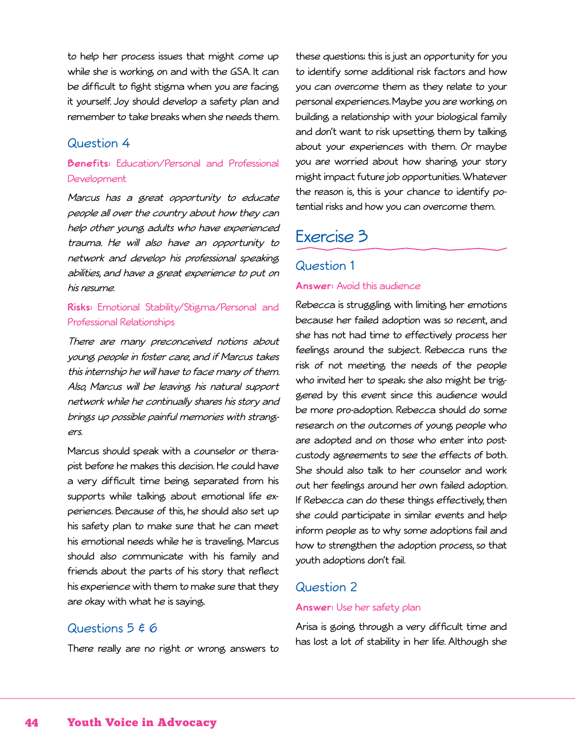to help her process issues that might come up while she is working on and with the GSA. It can be difficult to fight stigma when you are facing it yourself. Joy should develop a safety plan and remember to take breaks when she needs them.

### Question 4

**Benefits:** Education/Personal and Professional Development

*Marcus has a great opportunity to educate people all over the country about how they can help other young adults who have experienced trauma. He will also have an opportunity to network and develop his professional speaking abilities, and have a great experience to put on his resume.*

**Risks:** Emotional Stability/Stigma/Personal and Professional Relationships

*There are many preconceived notions about young people in foster care, and if Marcus takes this internship he will have to face many of them. Also, Marcus will be leaving his natural support network while he continually shares his story and brings up possible painful memories with strangers.*

Marcus should speak with a counselor or therapist before he makes this decision. He could have a very difficult time being separated from his supports while talking about emotional life experiences. Because of this, he should also set up his safety plan to make sure that he can meet his emotional needs while he is traveling. Marcus should also communicate with his family and friends about the parts of his story that reflect his experience with them to make sure that they are okay with what he is saying.

### Questions 5 & 6

There really are no right or wrong answers to these questions; this is just an opportunity for you to identify some additional risk factors and how you can overcome them as they relate to your personal experiences. Maybe you are working on building a relationship with your biological family and don't want to risk upsetting them by talking about your experiences with them. Or maybe you are worried about how sharing your story might impact future job opportunities. Whatever the reason is, this is your chance to identify potential risks and how you can overcome them.

## Exercise 3

### Question 1

**Answer:** Avoid this audience

Rebecca is struggling with limiting her emotions because her failed adoption was so recent, and she has not had time to effectively process her feelings around the subject. Rebecca runs the risk of not meeting the needs of the people who invited her to speak; she also might be triggered by this event since this audience would be more pro-adoption. Rebecca should do some research on the outcomes of young people who are adopted and on those who enter into post-custody agreements to see the effects of both. She should also talk to her counselor and work out her feelings around her own failed adoption. If Rebecca can do these things effectively, then she could participate in similar events and help inform people as to why some adoptions fail and how to strengthen the adoption process, so that youth adoptions don't fail.

### Question 2

**Answer:** Use her safety plan

Arisa is going through a very difficult time and has lost a lot of stability in her life. Although she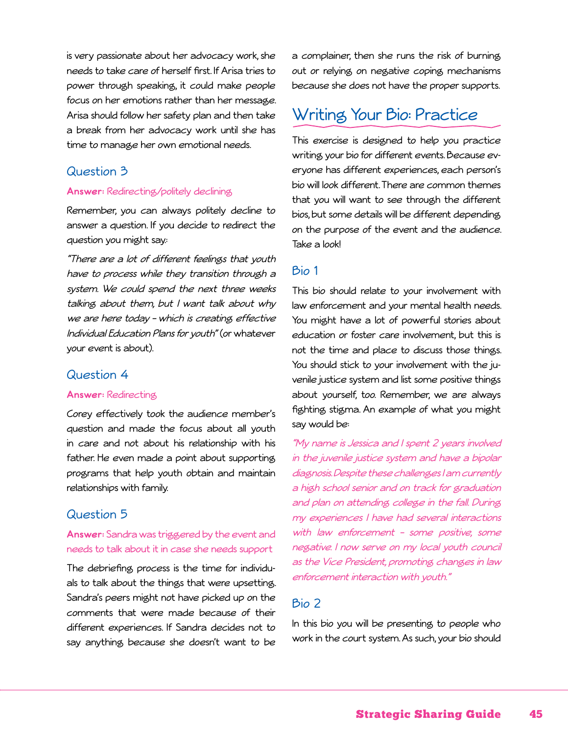is very passionate about her advocacy work, she needs to take care of herself first. If Arisa tries to power through speaking, it could make people focus on her emotions rather than her message. Arisa should follow her safety plan and then take a break from her advocacy work until she has time to manage her own emotional needs.

### Question 3

**Answer:** Redirecting/politely declining

Remember, you can always politely decline to answer a question. If you decide to redirect the question you might say:

*"There are a lot of different feelings that youth have to process while they transition through a system. We could spend the next three weeks talking about them, but I want talk about why we are here today – which is creating effective Individual Education Plans for youth"* (or whatever your event is about).

### Question 4

**Answer:** Redirecting

Corey effectively took the audience member's question and made the focus about all youth in care and not about his relationship with his father. He even made a point about supporting programs that help youth obtain and maintain relationships with family.

### Question 5

**Answer:** Sandra was triggered by the event and needs to talk about it in case she needs support

The debriefing process is the time for individuals to talk about the things that were upsetting. Sandra's peers might not have picked up on the comments that were made because of their different experiences. If Sandra decides not to say anything because she doesn't want to be a complainer, then she runs the risk of burning out or relying on negative coping mechanisms because she does not have the proper supports.

## Writing Your Bio: Practice

This exercise is designed to help you practice writing your bio for different events. Because everyone has different experiences, each person's bio will look different. There are common themes that you will want to see through the different bios, but some details will be different depending on the purpose of the event and the audience. Take a look!

### Bio 1

This bio should relate to your involvement with law enforcement and your mental health needs. You might have a lot of powerful stories about education or foster care involvement, but this is not the time and place to discuss those things. You should stick to your involvement with the juvenile justice system and list some positive things about yourself, too. Remember, we are always fighting stigma. An example of what you might say would be:

*"My name is Jessica and I spent 2 years involved in the juvenile justice system and have a bipolar diagnosis. Despite these challenges I am currently a high school senior and on track for graduation and plan on attending college in the fall. During my experiences I have had several interactions with law enforcement – some positive, some negative. I now serve on my local youth council as the Vice President, promoting changes in law enforcement interaction with youth."*

### Bio 2

In this bio you will be presenting to people who work in the court system. As such, your bio should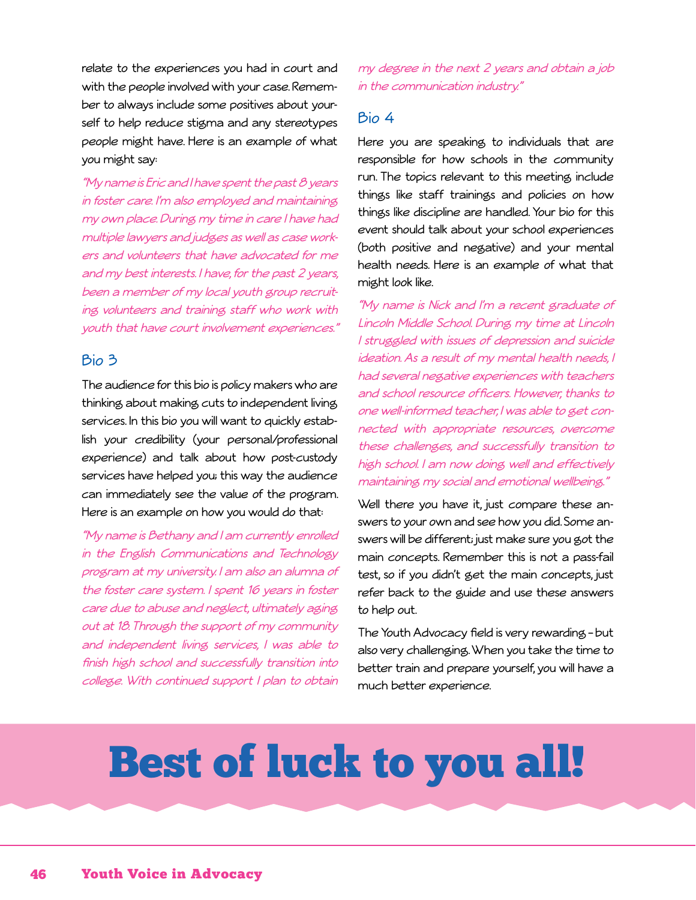relate to the experiences you had in court and with the people involved with your case. Remember to always include some positives about yourself to help reduce stigma and any stereotypes people might have. Here is an example of what you might say:

*"My name is Eric and I have spent the past 8 years in foster care. I'm also employed and maintaining my own place. During my time in care I have had multiple lawyers and judges as well as case workers and volunteers that have advocated for me and my best interests. I have, for the past 2 years, been a member of my local youth group recruiting volunteers and training staff who work with youth that have court involvement experiences."*

## Bio 3

The audience for this bio is policy makers who are thinking about making cuts to independent living services. In this bio you will want to quickly establish your credibility (your personal/professional experience) and talk about how post-custody services have helped you; this way the audience can immediately see the value of the program. Here is an example on how you would do that:

*"My name is Bethany and I am currently enrolled in the English Communications and Technology program at my university. I am also an alumna of the foster care system. I spent 16 years in foster care due to abuse and neglect, ultimately aging out at 18. Through the support of my community and independent living services, I was able to finish high school and successfully transition into college. With continued support I plan to obtain my degree in the next 2 years and obtain a job in the communication industry."*

## Bio 4

Here you are speaking to individuals that are responsible for how schools in the community run. The topics relevant to this meeting include things like staff trainings and policies on how things like discipline are handled. Your bio for this event should talk about your school experiences (both positive and negative) and your mental health needs. Here is an example of what that might look like.

*"My name is Nick and I'm a recent graduate of Lincoln Middle School. During my time at Lincoln I struggled with issues of depression and suicide ideation. As a result of my mental health needs, I had several negative experiences with teachers and school resource officers. However, thanks to one well-informed teacher, I was able to get connected with appropriate resources, overcome these challenges, and successfully transition to high school. I am now doing well and effectively maintaining my social and emotional wellbeing."*

Well there you have it, just compare these answers to your own and see how you did. Some answers will be different; just make sure you got the main concepts. Remember this is not a pass-fail test, so if you didn't get the main concepts, just refer back to the guide and use these answers to help out.

The Youth Advocacy field is very rewarding – but also very challenging. When you take the time to better train and prepare yourself, you will have a much better experience.

# Best of luck to you all!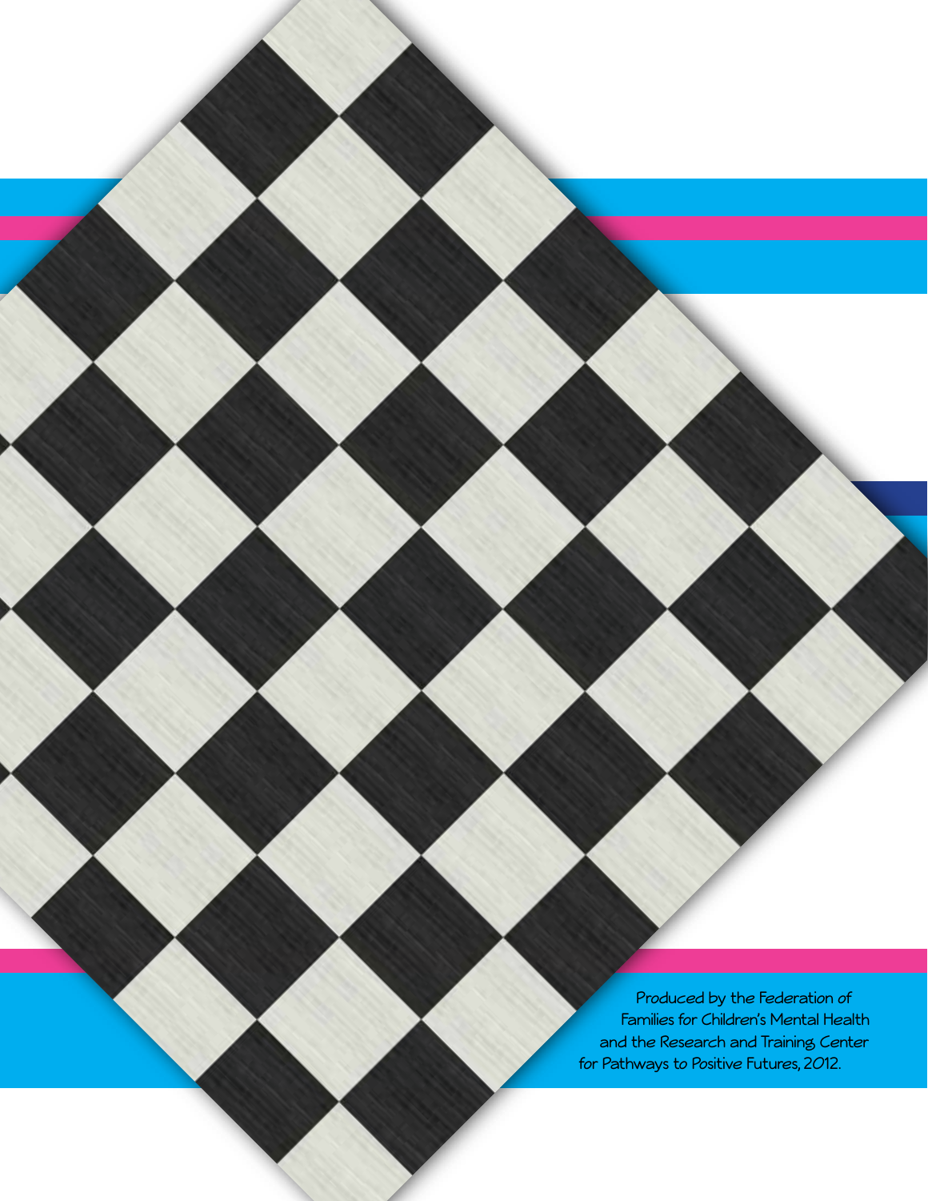Produced by the Federation of Families for Children's Mental Health and the Research and Training Center for Pathways to Positive Futures, 2012.